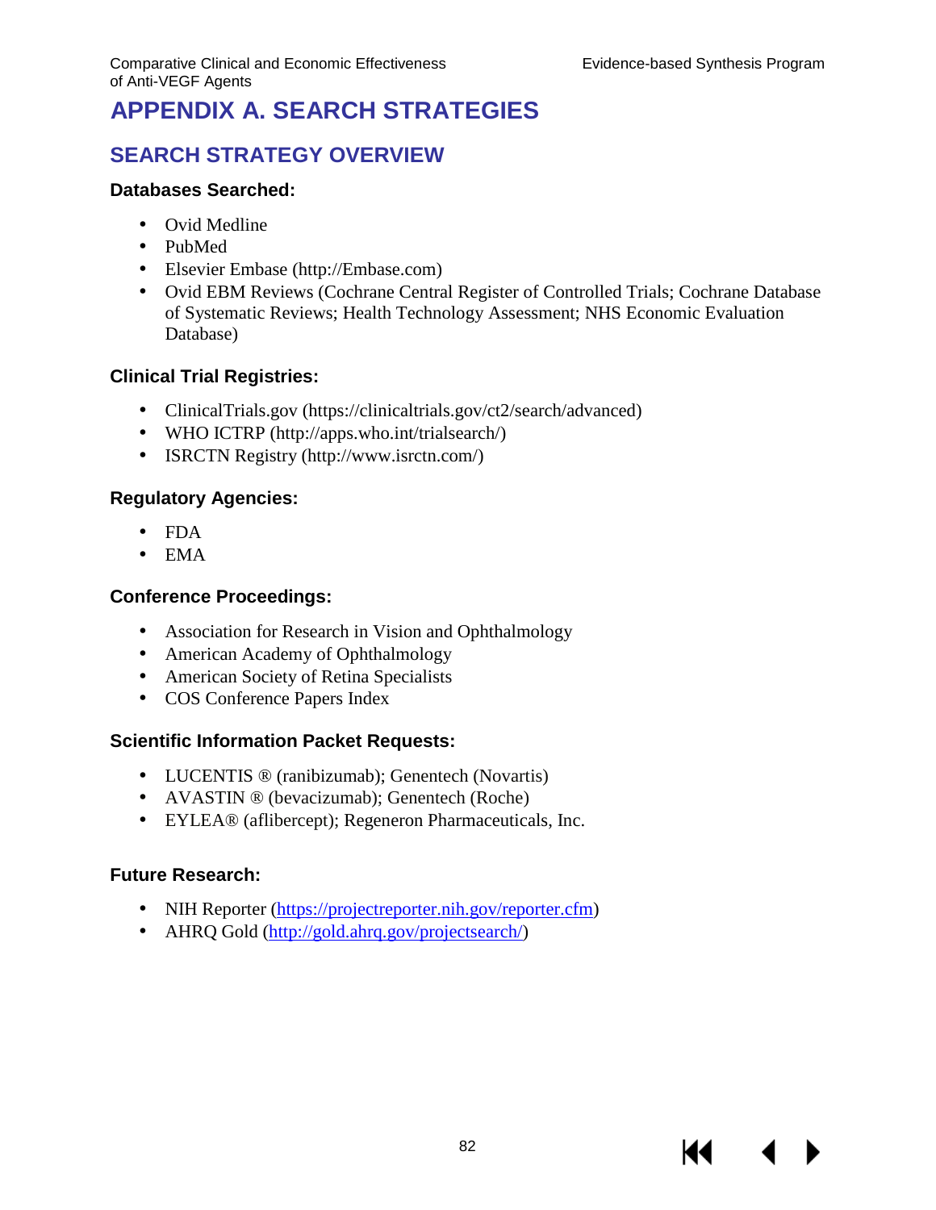# APPENDIX A. SEARCH STRATEGIES

## SEARCH STRATEGY OVERVIEW

### Databases Searched:

- Ovid Medline
- PubMed
- Elsevier Embase (http://Embase.com)
- Ovid EBM Reviews (Cochrane Central Register of Controlled Trials; Cochrane Database of Systematic Reviews; Health Technology Assessment; NHS Economic Evaluation Database)

### Clinical Trial Registries:

- ClinicalTrials.gov (https://clinicaltrials.gov/ct2/search/advanced)
- WHO ICTRP (http://apps.who.int/trialsearch/)
- ISRCTN Registry (http://www.isrctn.com/)

### Regulatory Agencies:

- FDA
- EMA

### Conference Proceedings:

- Association for Research in Vision and Ophthalmology
- American Academy of Ophthalmology
- American Society of Retina Specialists
- COS Conference Papers Index

### Scientific Information Packet Requests:

- LUCENTIS ® (ranibizumab); Genentech (Novartis)
- AVASTIN ® (bevacizumab); Genentech (Roche)
- EYLEA® (aflibercept); Regeneron Pharmaceuticals, Inc.

### Future Research:

- NIH Reporter ([https://projectreporter.nih.gov/reporter.cfm](https://projectreporter.nih.gov/reporter.cfm))
- AHRQ Gold ([http://gold.ahrq.gov/projectsearch/](http://gold.ahrq.gov/projectsearch/))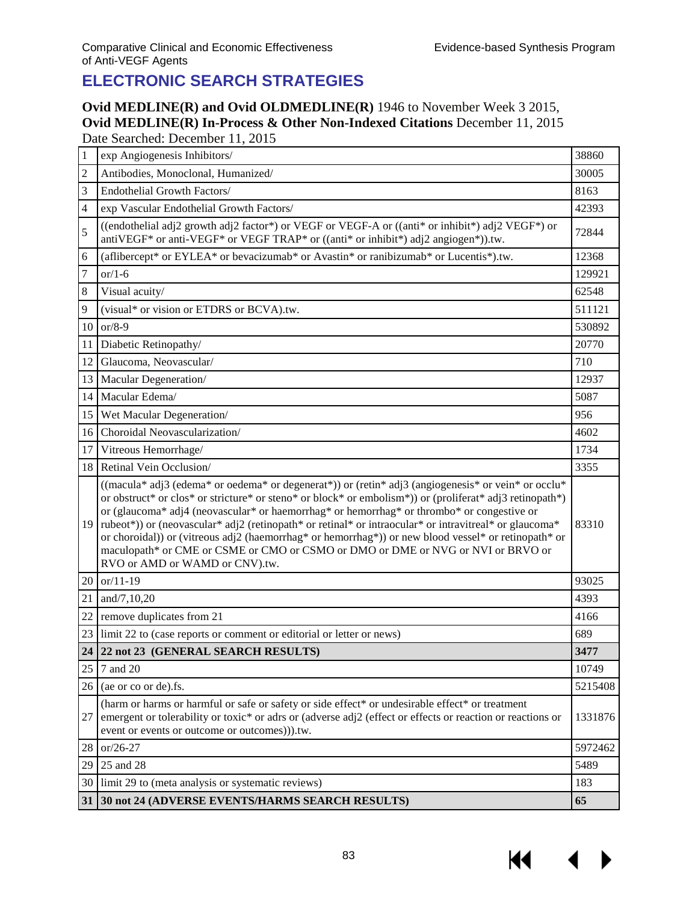## ELECTRONIC SEARCH STRATEGIES

**Ovid MEDLINE(R) and Ovid OLDMEDLINE(R)** 1946 to November Week 3 2015, **Ovid MEDLINE(R) In-Process & Other Non-Indexed Citations** December 11, 2015
Date Searched: December 11, 2015

| # | Search | Results |
|---|---|---|
| 1 | exp Angiogenesis Inhibitors/ | 38860 |
| 2 | Antibodies, Monoclonal, Humanized/ | 30005 |
| 3 | Endothelial Growth Factors/ | 8163 |
| 4 | exp Vascular Endothelial Growth Factors/ | 42393 |
| 5 | ((endothelial adj2 growth adj2 factor*) or VEGF or VEGF-A or ((anti* or inhibit*) adj2 VEGF*) or antiVEGF* or anti-VEGF* or VEGF TRAP* or ((anti* or inhibit*) adj2 angiogen*)).tw. | 72844 |
| 6 | (aflibercept* or EYLEA* or bevacizumab* or Avastin* or ranibizumab* or Lucentis*).tw. | 12368 |
| 7 | or/1-6 | 129921 |
| 8 | Visual acuity/ | 62548 |
| 9 | (visual* or vision or ETDRS or BCVA).tw. | 511121 |
| 10 | or/8-9 | 530892 |
| 11 | Diabetic Retinopathy/ | 20770 |
| 12 | Glaucoma, Neovascular/ | 710 |
| 13 | Macular Degeneration/ | 12937 |
| 14 | Macular Edema/ | 5087 |
| 15 | Wet Macular Degeneration/ | 956 |
| 16 | Choroidal Neovascularization/ | 4602 |
| 17 | Vitreous Hemorrhage/ | 1734 |
| 18 | Retinal Vein Occlusion/ | 3355 |
| 19 | ((macula* adj3 (edema* or oedema* or degenerat*)) or (retin* adj3 (angiogenesis* or vein* or occlu* or obstruct* or clos* or stricture* or steno* or block* or embolism*)) or (proliferat* adj3 retinopath*) or (glaucoma* adj4 (neovascular* or haemorrhag* or hemorrhag* or thrombo* or congestive or rubeot*)) or (neovascular* adj2 (retinopath* or retinal* or intraocular* or intravitreal* or glaucoma* or choroidal)) or (vitreous adj2 (haemorrhag* or hemorrhag*)) or new blood vessel* or retinopath* or maculopath* or CME or CSME or CMO or CSMO or DMO or DME or NVG or NVI or BRVO or RVO or AMD or WAMD or CNV).tw. | 83310 |
| 20 | or/11-19 | 93025 |
| 21 | and/7,10,20 | 4393 |
| 22 | remove duplicates from 21 | 4166 |
| 23 | limit 22 to (case reports or comment or editorial or letter or news) | 689 |
| **24** | **22 not 23 (GENERAL SEARCH RESULTS)** | **3477** |
| 25 | 7 and 20 | 10749 |
| 26 | (ae or co or de).fs. | 5215408 |
| 27 | (harm or harms or harmful or safe or safety or side effect* or undesirable effect* or treatment emergent or tolerability or toxic* or adrs or (adverse adj2 (effect or effects or reaction or reactions or event or events or outcome or outcomes))).tw. | 1331876 |
| 28 | or/26-27 | 5972462 |
| 29 | 25 and 28 | 5489 |
| 30 | limit 29 to (meta analysis or systematic reviews) | 183 |
| **31** | **30 not 24 (ADVERSE EVENTS/HARMS SEARCH RESULTS)** | **65** |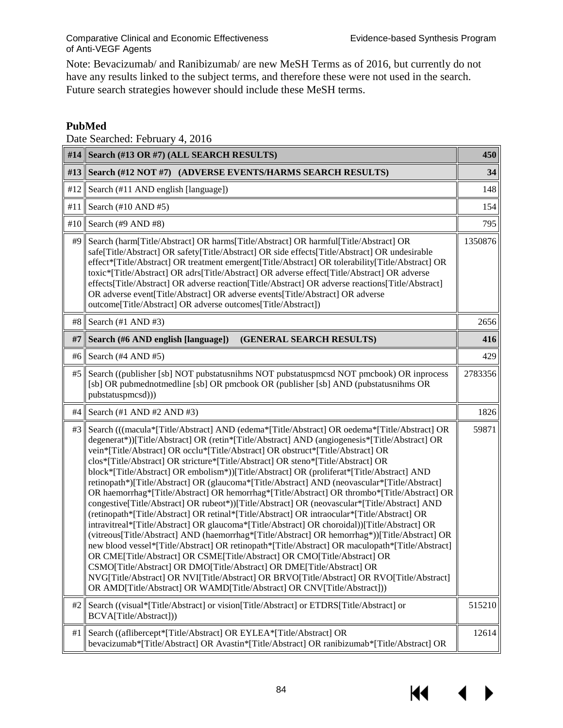Note: Bevacizumab/ and Ranibizumab/ are new MeSH Terms as of 2016, but currently do not have any results linked to the subject terms, and therefore these were not used in the search. Future search strategies however should include these MeSH terms.

**PubMed**

Date Searched: February 4, 2016

| # | Search | Results |
|---|---|---|
| **#14** | **Search (#13 OR #7) (ALL SEARCH RESULTS)** | **450** |
| **#13** | **Search (#12 NOT #7) (ADVERSE EVENTS/HARMS SEARCH RESULTS)** | **34** |
| #12 | Search (#11 AND english [language]) | 148 |
| #11 | Search (#10 AND #5) | 154 |
| #10 | Search (#9 AND #8) | 795 |
| #9 | Search (harm[Title/Abstract] OR harms[Title/Abstract] OR harmful[Title/Abstract] OR safe[Title/Abstract] OR safety[Title/Abstract] OR side effects[Title/Abstract] OR undesirable effect*[Title/Abstract] OR treatment emergent[Title/Abstract] OR tolerability[Title/Abstract] OR toxic*[Title/Abstract] OR adrs[Title/Abstract] OR adverse effect[Title/Abstract] OR adverse effects[Title/Abstract] OR adverse reaction[Title/Abstract] OR adverse reactions[Title/Abstract] OR adverse event[Title/Abstract] OR adverse events[Title/Abstract] OR adverse outcome[Title/Abstract] OR adverse outcomes[Title/Abstract]) | 1350876 |
| #8 | Search (#1 AND #3) | 2656 |
| **#7** | **Search (#6 AND english [language]) (GENERAL SEARCH RESULTS)** | **416** |
| #6 | Search (#4 AND #5) | 429 |
| #5 | Search ((publisher [sb] NOT pubstatusnihms NOT pubstatuspmcsd NOT pmcbook) OR inprocess [sb] OR pubmednotmedline [sb] OR pmcbook OR (publisher [sb] AND (pubstatusnihms OR pubstatuspmcsd))) | 2783356 |
| #4 | Search (#1 AND #2 AND #3) | 1826 |
| #3 | Search (((macula*[Title/Abstract] AND (edema*[Title/Abstract] OR oedema*[Title/Abstract] OR degenerat*))[Title/Abstract] OR (retin*[Title/Abstract] AND (angiogenesis*[Title/Abstract] OR vein*[Title/Abstract] OR occlu*[Title/Abstract] OR obstruct*[Title/Abstract] OR clos*[Title/Abstract] OR stricture*[Title/Abstract] OR steno*[Title/Abstract] OR block*[Title/Abstract] OR embolism*))[Title/Abstract] OR (proliferat*[Title/Abstract] AND retinopath*)[Title/Abstract] OR (glaucoma*[Title/Abstract] AND (neovascular*[Title/Abstract] OR haemorrhag*[Title/Abstract] OR hemorrhag*[Title/Abstract] OR thrombo*[Title/Abstract] OR congestive[Title/Abstract] OR rubeot*))[Title/Abstract] OR (neovascular*[Title/Abstract] AND (retinopath*[Title/Abstract] OR retinal*[Title/Abstract] OR intraocular*[Title/Abstract] OR intravitreal*[Title/Abstract] OR glaucoma*[Title/Abstract] OR choroidal))[Title/Abstract] OR (vitreous[Title/Abstract] AND (haemorrhag*[Title/Abstract] OR hemorrhag*))[Title/Abstract] OR new blood vessel*[Title/Abstract] OR retinopath*[Title/Abstract] OR maculopath*[Title/Abstract] OR CME[Title/Abstract] OR CSME[Title/Abstract] OR CMO[Title/Abstract] OR CSMO[Title/Abstract] OR DMO[Title/Abstract] OR DME[Title/Abstract] OR NVG[Title/Abstract] OR NVI[Title/Abstract] OR BRVO[Title/Abstract] OR RVO[Title/Abstract] OR AMD[Title/Abstract] OR WAMD[Title/Abstract] OR CNV[Title/Abstract])) | 59871 |
| #2 | Search ((visual*[Title/Abstract] or vision[Title/Abstract] or ETDRS[Title/Abstract] or BCVA[Title/Abstract])) | 515210 |
| #1 | Search ((aflibercept*[Title/Abstract] OR EYLEA*[Title/Abstract] OR bevacizumab*[Title/Abstract] OR Avastin*[Title/Abstract] OR ranibizumab*[Title/Abstract] OR | 12614 |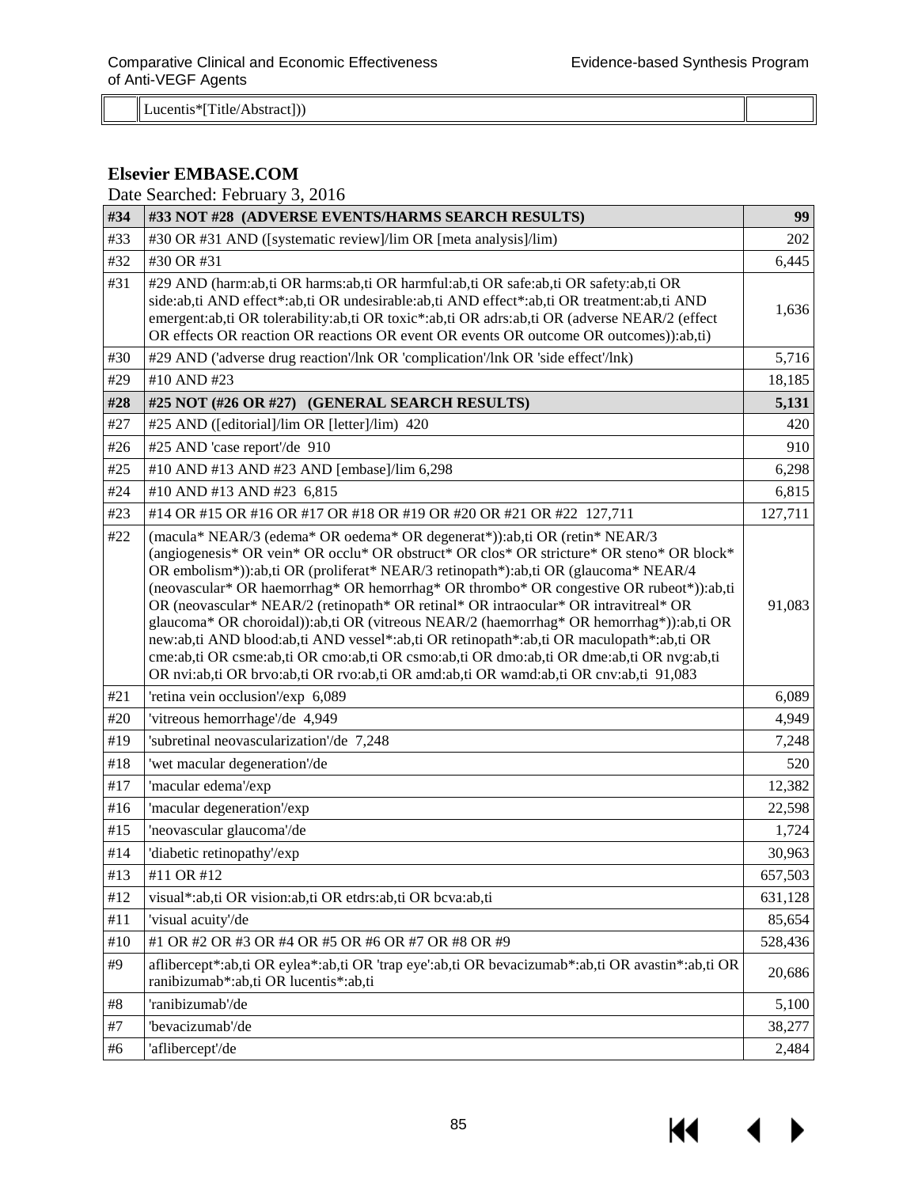| | Lucentis*[Title/Abstract])) | |
|---|---|---|

**Elsevier EMBASE.COM**

Date Searched: February 3, 2016

| #34 | **#33 NOT #28 (ADVERSE EVENTS/HARMS SEARCH RESULTS)** | **99** |
|---|---|---|
| #33 | #30 OR #31 AND ([systematic review]/lim OR [meta analysis]/lim) | 202 |
| #32 | #30 OR #31 | 6,445 |
| #31 | #29 AND (harm:ab,ti OR harms:ab,ti OR harmful:ab,ti OR safe:ab,ti OR safety:ab,ti OR side:ab,ti AND effect*:ab,ti OR undesirable:ab,ti AND effect*:ab,ti OR treatment:ab,ti AND emergent:ab,ti OR tolerability:ab,ti OR toxic*:ab,ti OR adrs:ab,ti OR (adverse NEAR/2 (effect OR effects OR reaction OR reactions OR event OR events OR outcome OR outcomes)):ab,ti) | 1,636 |
| #30 | #29 AND ('adverse drug reaction'/lnk OR 'complication'/lnk OR 'side effect'/lnk) | 5,716 |
| #29 | #10 AND #23 | 18,185 |
| **#28** | **#25 NOT (#26 OR #27) (GENERAL SEARCH RESULTS)** | **5,131** |
| #27 | #25 AND ([editorial]/lim OR [letter]/lim) 420 | 420 |
| #26 | #25 AND 'case report'/de 910 | 910 |
| #25 | #10 AND #13 AND #23 AND [embase]/lim 6,298 | 6,298 |
| #24 | #10 AND #13 AND #23 6,815 | 6,815 |
| #23 | #14 OR #15 OR #16 OR #17 OR #18 OR #19 OR #20 OR #21 OR #22 127,711 | 127,711 |
| #22 | (macula* NEAR/3 (edema* OR oedema* OR degenerat*)):ab,ti OR (retin* NEAR/3 (angiogenesis* OR vein* OR occlu* OR obstruct* OR clos* OR stricture* OR steno* OR block* OR embolism*)):ab,ti OR (proliferat* NEAR/3 retinopath*):ab,ti OR (glaucoma* NEAR/4 (neovascular* OR haemorrhag* OR hemorrhag* OR thrombo* OR congestive OR rubeot*)):ab,ti OR (neovascular* NEAR/2 (retinopath* OR retinal* OR intraocular* OR intravitreal* OR glaucoma* OR choroidal)):ab,ti OR (vitreous NEAR/2 (haemorrhag* OR hemorrhag*)):ab,ti OR new:ab,ti AND blood:ab,ti AND vessel*:ab,ti OR retinopath*:ab,ti OR maculopath*:ab,ti OR cme:ab,ti OR csme:ab,ti OR cmo:ab,ti OR csmo:ab,ti OR dmo:ab,ti OR dme:ab,ti OR nvg:ab,ti OR nvi:ab,ti OR brvo:ab,ti OR rvo:ab,ti OR amd:ab,ti OR wamd:ab,ti OR cnv:ab,ti 91,083 | 91,083 |
| #21 | 'retina vein occlusion'/exp 6,089 | 6,089 |
| #20 | 'vitreous hemorrhage'/de 4,949 | 4,949 |
| #19 | 'subretinal neovascularization'/de 7,248 | 7,248 |
| #18 | 'wet macular degeneration'/de | 520 |
| #17 | 'macular edema'/exp | 12,382 |
| #16 | 'macular degeneration'/exp | 22,598 |
| #15 | 'neovascular glaucoma'/de | 1,724 |
| #14 | 'diabetic retinopathy'/exp | 30,963 |
| #13 | #11 OR #12 | 657,503 |
| #12 | visual*:ab,ti OR vision:ab,ti OR etdrs:ab,ti OR bcva:ab,ti | 631,128 |
| #11 | 'visual acuity'/de | 85,654 |
| #10 | #1 OR #2 OR #3 OR #4 OR #5 OR #6 OR #7 OR #8 OR #9 | 528,436 |
| #9 | aflibercept*:ab,ti OR eylea*:ab,ti OR 'trap eye':ab,ti OR bevacizumab*:ab,ti OR avastin*:ab,ti OR ranibizumab*:ab,ti OR lucentis*:ab,ti | 20,686 |
| #8 | 'ranibizumab'/de | 5,100 |
| #7 | 'bevacizumab'/de | 38,277 |
| #6 | 'aflibercept'/de | 2,484 |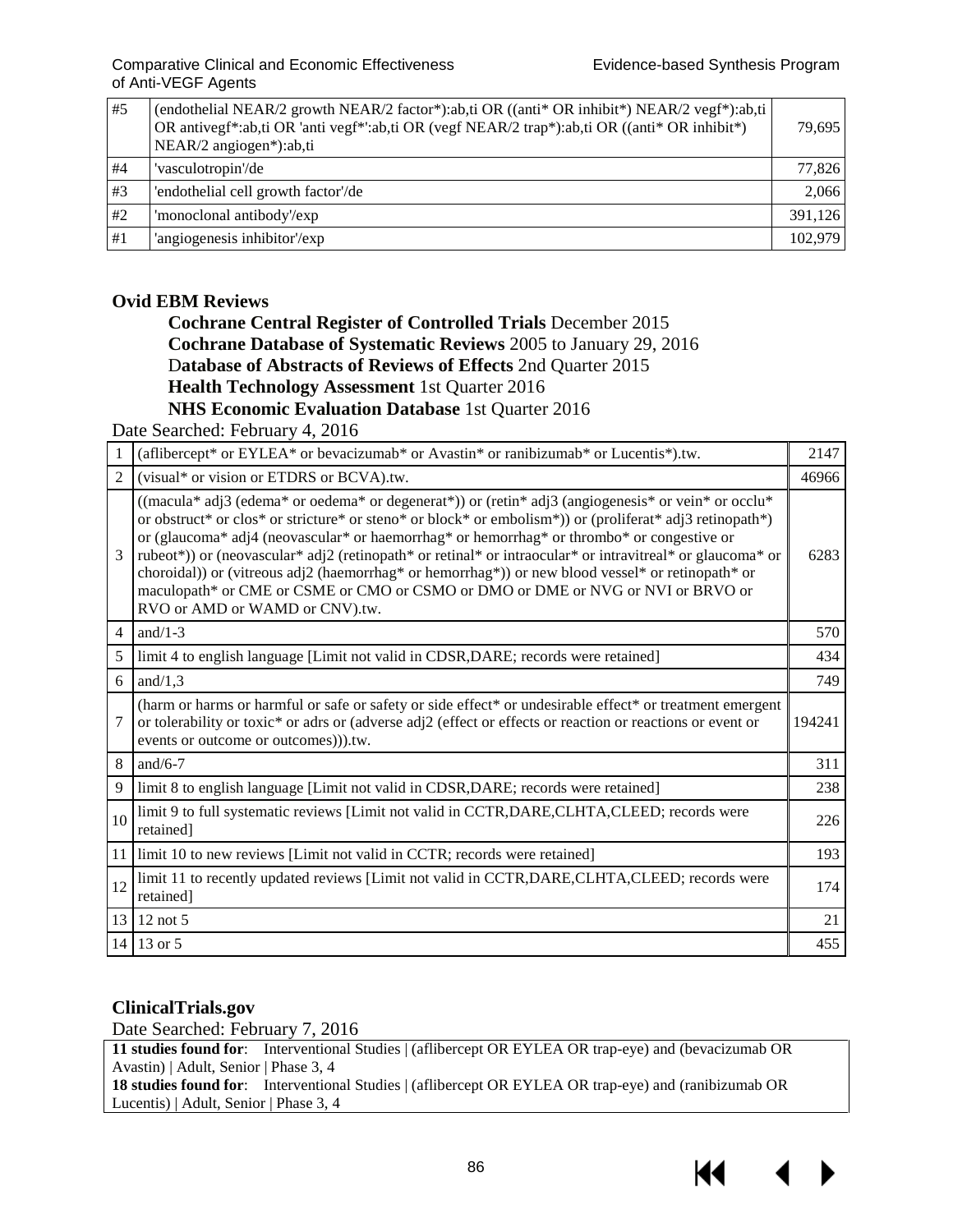| | | |
|---|---|---|
| #5 | (endothelial NEAR/2 growth NEAR/2 factor*):ab,ti OR ((anti* OR inhibit*) NEAR/2 vegf*):ab,ti OR antivegf*:ab,ti OR 'anti vegf*':ab,ti OR (vegf NEAR/2 trap*):ab,ti OR ((anti* OR inhibit*) NEAR/2 angiogen*):ab,ti | 79,695 |
| #4 | 'vasculotropin'/de | 77,826 |
| #3 | 'endothelial cell growth factor'/de | 2,066 |
| #2 | 'monoclonal antibody'/exp | 391,126 |
| #1 | 'angiogenesis inhibitor'/exp | 102,979 |

### Ovid EBM Reviews

**Cochrane Central Register of Controlled Trials** December 2015
**Cochrane Database of Systematic Reviews** 2005 to January 29, 2016
**Database of Abstracts of Reviews of Effects** 2nd Quarter 2015
**Health Technology Assessment** 1st Quarter 2016
**NHS Economic Evaluation Database** 1st Quarter 2016

Date Searched: February 4, 2016

| | | |
|---|---|---|
| 1 | (aflibercept* or EYLEA* or bevacizumab* or Avastin* or ranibizumab* or Lucentis*).tw. | 2147 |
| 2 | (visual* or vision or ETDRS or BCVA).tw. | 46966 |
| 3 | ((macula* adj3 (edema* or oedema* or degenerat*)) or (retin* adj3 (angiogenesis* or vein* or occlu* or obstruct* or clos* or stricture* or steno* or block* or embolism*)) or (proliferat* adj3 retinopath*) or (glaucoma* adj4 (neovascular* or haemorrhag* or hemorrhag* or thrombo* or congestive or rubeot*)) or (neovascular* adj2 (retinopath* or retinal* or intraocular* or intravitreal* or glaucoma* or choroidal)) or (vitreous adj2 (haemorrhag* or hemorrhag*)) or new blood vessel* or retinopath* or maculopath* or CME or CSME or CMO or CSMO or DMO or DME or NVG or NVI or BRVO or RVO or AMD or WAMD or CNV).tw. | 6283 |
| 4 | and/1-3 | 570 |
| 5 | limit 4 to english language [Limit not valid in CDSR,DARE; records were retained] | 434 |
| 6 | and/1,3 | 749 |
| 7 | (harm or harms or harmful or safe or safety or side effect* or undesirable effect* or treatment emergent or tolerability or toxic* or adrs or (adverse adj2 (effect or effects or reaction or reactions or event or events or outcome or outcomes))).tw. | 194241 |
| 8 | and/6-7 | 311 |
| 9 | limit 8 to english language [Limit not valid in CDSR,DARE; records were retained] | 238 |
| 10 | limit 9 to full systematic reviews [Limit not valid in CCTR,DARE,CLHTA,CLEED; records were retained] | 226 |
| 11 | limit 10 to new reviews [Limit not valid in CCTR; records were retained] | 193 |
| 12 | limit 11 to recently updated reviews [Limit not valid in CCTR,DARE,CLHTA,CLEED; records were retained] | 174 |
| 13 | 12 not 5 | 21 |
| 14 | 13 or 5 | 455 |

### ClinicalTrials.gov

Date Searched: February 7, 2016

**11 studies found for**: Interventional Studies | (aflibercept OR EYLEA OR trap-eye) and (bevacizumab OR Avastin) | Adult, Senior | Phase 3, 4
**18 studies found for**: Interventional Studies | (aflibercept OR EYLEA OR trap-eye) and (ranibizumab OR Lucentis) | Adult, Senior | Phase 3, 4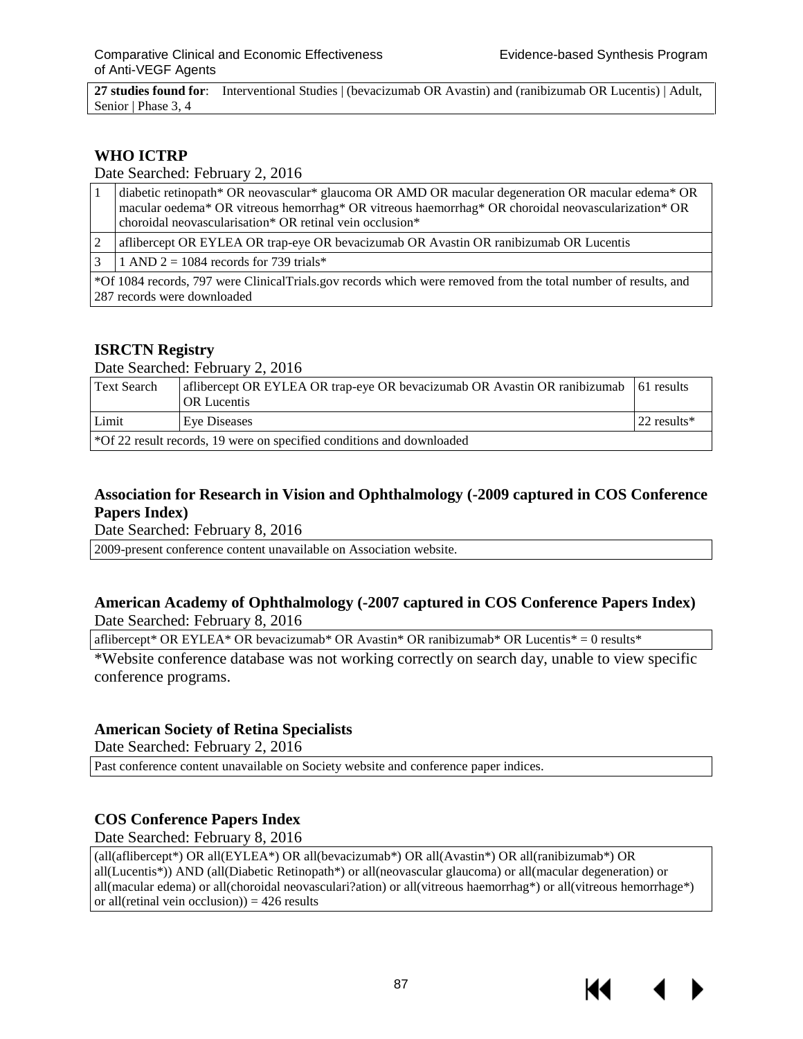| **27 studies found for**: Interventional Studies \| (bevacizumab OR Avastin) and (ranibizumab OR Lucentis) \| Adult, Senior \| Phase 3, 4 |
|---|

### WHO ICTRP

Date Searched: February 2, 2016

| | |
|---|---|
| 1 | diabetic retinopath* OR neovascular* glaucoma OR AMD OR macular degeneration OR macular edema* OR macular oedema* OR vitreous hemorrhag* OR vitreous haemorrhag* OR choroidal neovascularization* OR choroidal neovascularisation* OR retinal vein occlusion* |
| 2 | aflibercept OR EYLEA OR trap-eye OR bevacizumab OR Avastin OR ranibizumab OR Lucentis |
| 3 | 1 AND 2 = 1084 records for 739 trials* |
| *Of 1084 records, 797 were ClinicalTrials.gov records which were removed from the total number of results, and 287 records were downloaded | |

### ISRCTN Registry

Date Searched: February 2, 2016

| | | |
|---|---|---|
| Text Search | aflibercept OR EYLEA OR trap-eye OR bevacizumab OR Avastin OR ranibizumab OR Lucentis | 61 results |
| Limit | Eye Diseases | 22 results* |
| *Of 22 result records, 19 were on specified conditions and downloaded | | |

### Association for Research in Vision and Ophthalmology (-2009 captured in COS Conference Papers Index)

Date Searched: February 8, 2016

| 2009-present conference content unavailable on Association website. |
|---|

### American Academy of Ophthalmology (-2007 captured in COS Conference Papers Index)

Date Searched: February 8, 2016

| aflibercept* OR EYLEA* OR bevacizumab* OR Avastin* OR ranibizumab* OR Lucentis* = 0 results* |
|---|

*Website conference database was not working correctly on search day, unable to view specific conference programs.

### American Society of Retina Specialists

Date Searched: February 2, 2016

| Past conference content unavailable on Society website and conference paper indices. |
|---|

### COS Conference Papers Index

Date Searched: February 8, 2016

| (all(aflibercept*) OR all(EYLEA*) OR all(bevacizumab*) OR all(Avastin*) OR all(ranibizumab*) OR all(Lucentis*)) AND (all(Diabetic Retinopath*) or all(neovascular glaucoma) or all(macular degeneration) or all(macular edema) or all(choroidal neovasculari?ation) or all(vitreous haemorrhag*) or all(vitreous hemorrhage*) or all(retinal vein occlusion)) = 426 results |
|---|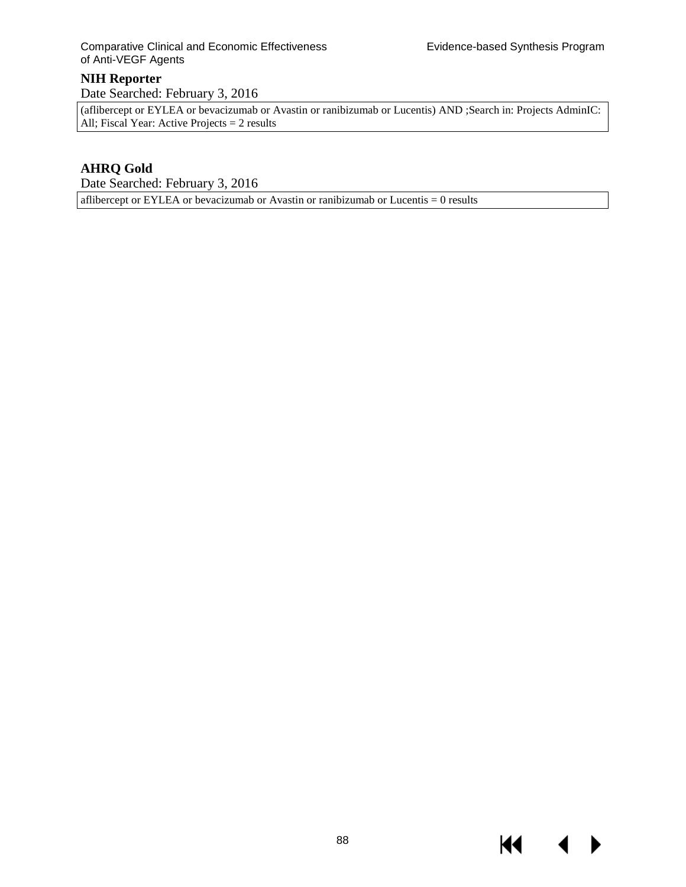**NIH Reporter**

Date Searched: February 3, 2016

| (aflibercept or EYLEA or bevacizumab or Avastin or ranibizumab or Lucentis) AND ;Search in: Projects AdminIC: All; Fiscal Year: Active Projects = 2 results |
|---|

**AHRQ Gold**

Date Searched: February 3, 2016

| aflibercept or EYLEA or bevacizumab or Avastin or ranibizumab or Lucentis = 0 results |
|---|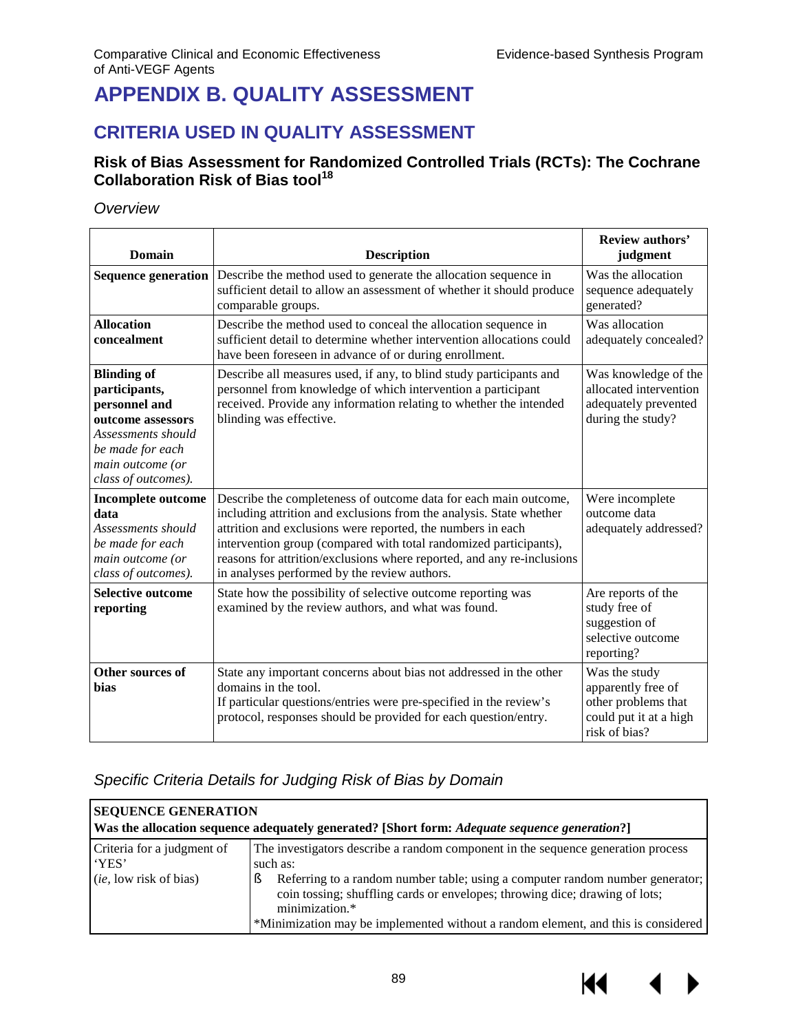# APPENDIX B. QUALITY ASSESSMENT

## CRITERIA USED IN QUALITY ASSESSMENT

### Risk of Bias Assessment for Randomized Controlled Trials (RCTs): The Cochrane Collaboration Risk of Bias tool[18]

*Overview*

| Domain | Description | Review authors' judgment |
|---|---|---|
| **Sequence generation** | Describe the method used to generate the allocation sequence in sufficient detail to allow an assessment of whether it should produce comparable groups. | Was the allocation sequence adequately generated? |
| **Allocation concealment** | Describe the method used to conceal the allocation sequence in sufficient detail to determine whether intervention allocations could have been foreseen in advance of or during enrollment. | Was allocation adequately concealed? |
| **Blinding of participants, personnel and outcome assessors** *Assessments should be made for each main outcome (or class of outcomes).* | Describe all measures used, if any, to blind study participants and personnel from knowledge of which intervention a participant received. Provide any information relating to whether the intended blinding was effective. | Was knowledge of the allocated intervention adequately prevented during the study? |
| **Incomplete outcome data** *Assessments should be made for each main outcome (or class of outcomes).* | Describe the completeness of outcome data for each main outcome, including attrition and exclusions from the analysis. State whether attrition and exclusions were reported, the numbers in each intervention group (compared with total randomized participants), reasons for attrition/exclusions where reported, and any re-inclusions in analyses performed by the review authors. | Were incomplete outcome data adequately addressed? |
| **Selective outcome reporting** | State how the possibility of selective outcome reporting was examined by the review authors, and what was found. | Are reports of the study free of suggestion of selective outcome reporting? |
| **Other sources of bias** | State any important concerns about bias not addressed in the other domains in the tool. If particular questions/entries were pre-specified in the review's protocol, responses should be provided for each question/entry. | Was the study apparently free of other problems that could put it at a high risk of bias? |

*Specific Criteria Details for Judging Risk of Bias by Domain*

| **SEQUENCE GENERATION** **Was the allocation sequence adequately generated? [Short form: *Adequate sequence generation*?]** | |
|---|---|
| Criteria for a judgment of 'YES' (*ie,* low risk of bias) | The investigators describe a random component in the sequence generation process such as:<br>▪ Referring to a random number table; using a computer random number generator; coin tossing; shuffling cards or envelopes; throwing dice; drawing of lots; minimization.*<br>*Minimization may be implemented without a random element, and this is considered |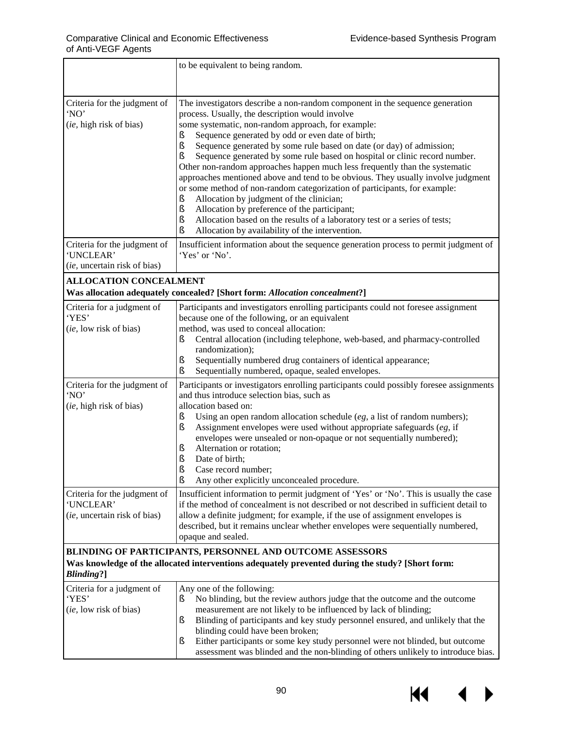| | |
|---|---|
| | to be equivalent to being random. |
| Criteria for the judgment of 'NO' (*ie*, high risk of bias) | The investigators describe a non-random component in the sequence generation process. Usually, the description would involve some systematic, non-random approach, for example:<br>§ Sequence generated by odd or even date of birth;<br>§ Sequence generated by some rule based on date (or day) of admission;<br>§ Sequence generated by some rule based on hospital or clinic record number.<br>Other non-random approaches happen much less frequently than the systematic approaches mentioned above and tend to be obvious. They usually involve judgment or some method of non-random categorization of participants, for example:<br>§ Allocation by judgment of the clinician;<br>§ Allocation by preference of the participant;<br>§ Allocation based on the results of a laboratory test or a series of tests;<br>§ Allocation by availability of the intervention. |
| Criteria for the judgment of 'UNCLEAR' (*ie*, uncertain risk of bias) | Insufficient information about the sequence generation process to permit judgment of 'Yes' or 'No'. |
| **ALLOCATION CONCEALMENT**<br>**Was allocation adequately concealed? [Short form: *Allocation concealment*?]** | |
| Criteria for a judgment of 'YES' (*ie*, low risk of bias) | Participants and investigators enrolling participants could not foresee assignment because one of the following, or an equivalent method, was used to conceal allocation:<br>§ Central allocation (including telephone, web-based, and pharmacy-controlled randomization);<br>§ Sequentially numbered drug containers of identical appearance;<br>§ Sequentially numbered, opaque, sealed envelopes. |
| Criteria for the judgment of 'NO' (*ie*, high risk of bias) | Participants or investigators enrolling participants could possibly foresee assignments and thus introduce selection bias, such as allocation based on:<br>§ Using an open random allocation schedule (*eg*, a list of random numbers);<br>§ Assignment envelopes were used without appropriate safeguards (*eg*, if envelopes were unsealed or non-opaque or not sequentially numbered);<br>§ Alternation or rotation;<br>§ Date of birth;<br>§ Case record number;<br>§ Any other explicitly unconcealed procedure. |
| Criteria for the judgment of 'UNCLEAR' (*ie*, uncertain risk of bias) | Insufficient information to permit judgment of 'Yes' or 'No'. This is usually the case if the method of concealment is not described or not described in sufficient detail to allow a definite judgment; for example, if the use of assignment envelopes is described, but it remains unclear whether envelopes were sequentially numbered, opaque and sealed. |
| **BLINDING OF PARTICIPANTS, PERSONNEL AND OUTCOME ASSESSORS**<br>**Was knowledge of the allocated interventions adequately prevented during the study? [Short form: *Blinding*?]** | |
| Criteria for a judgment of 'YES' (*ie*, low risk of bias) | Any one of the following:<br>§ No blinding, but the review authors judge that the outcome and the outcome measurement are not likely to be influenced by lack of blinding;<br>§ Blinding of participants and key study personnel ensured, and unlikely that the blinding could have been broken;<br>§ Either participants or some key study personnel were not blinded, but outcome assessment was blinded and the non-blinding of others unlikely to introduce bias. |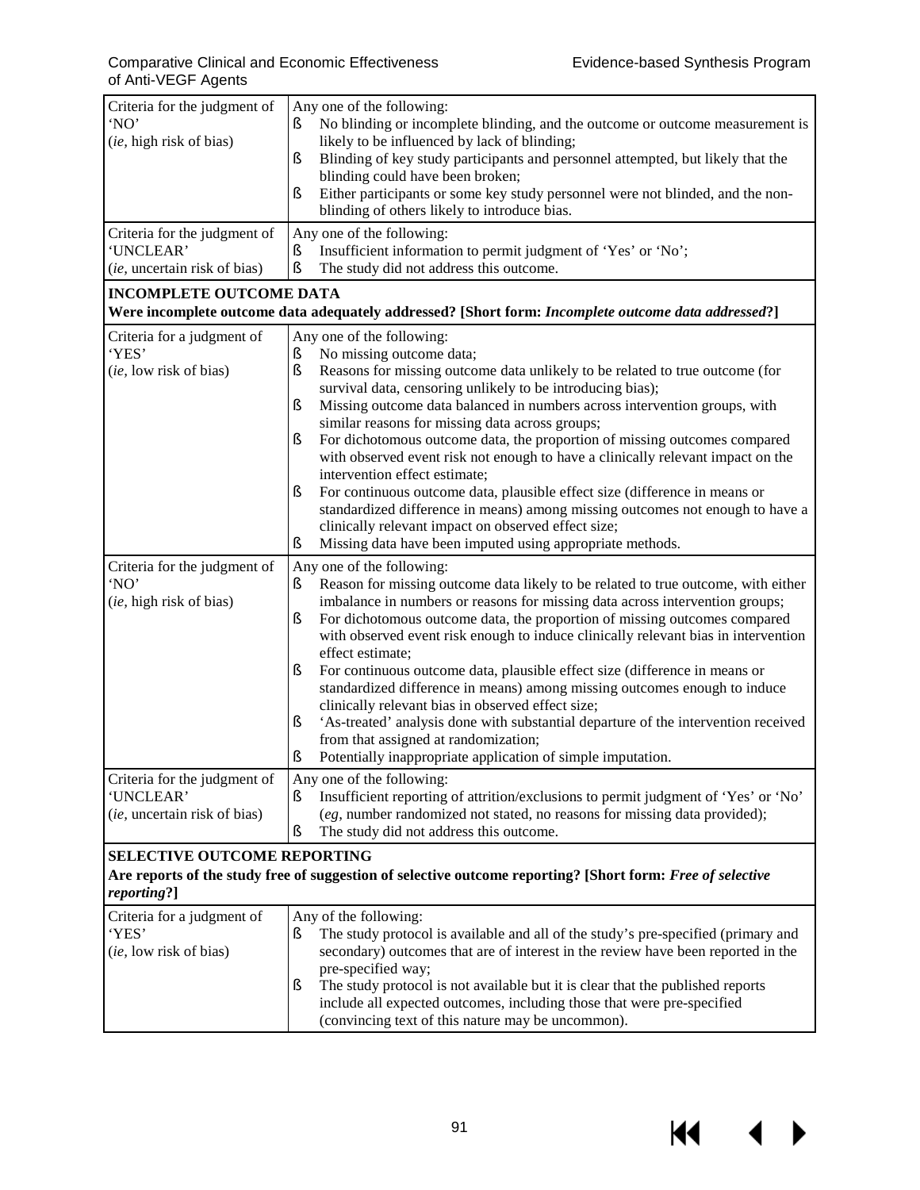| | |
|---|---|
| Criteria for the judgment of 'NO' (*ie*, high risk of bias) | Any one of the following:<br>§ No blinding or incomplete blinding, and the outcome or outcome measurement is likely to be influenced by lack of blinding;<br>§ Blinding of key study participants and personnel attempted, but likely that the blinding could have been broken;<br>§ Either participants or some key study personnel were not blinded, and the non-blinding of others likely to introduce bias. |
| Criteria for the judgment of 'UNCLEAR' (*ie*, uncertain risk of bias) | Any one of the following:<br>§ Insufficient information to permit judgment of 'Yes' or 'No';<br>§ The study did not address this outcome. |
| **INCOMPLETE OUTCOME DATA**<br>**Were incomplete outcome data adequately addressed? [Short form: *Incomplete outcome data addressed*?]** | |
| Criteria for a judgment of 'YES' (*ie*, low risk of bias) | Any one of the following:<br>§ No missing outcome data;<br>§ Reasons for missing outcome data unlikely to be related to true outcome (for survival data, censoring unlikely to be introducing bias);<br>§ Missing outcome data balanced in numbers across intervention groups, with similar reasons for missing data across groups;<br>§ For dichotomous outcome data, the proportion of missing outcomes compared with observed event risk not enough to have a clinically relevant impact on the intervention effect estimate;<br>§ For continuous outcome data, plausible effect size (difference in means or standardized difference in means) among missing outcomes not enough to have a clinically relevant impact on observed effect size;<br>§ Missing data have been imputed using appropriate methods. |
| Criteria for the judgment of 'NO' (*ie*, high risk of bias) | Any one of the following:<br>§ Reason for missing outcome data likely to be related to true outcome, with either imbalance in numbers or reasons for missing data across intervention groups;<br>§ For dichotomous outcome data, the proportion of missing outcomes compared with observed event risk enough to induce clinically relevant bias in intervention effect estimate;<br>§ For continuous outcome data, plausible effect size (difference in means or standardized difference in means) among missing outcomes enough to induce clinically relevant bias in observed effect size;<br>§ 'As-treated' analysis done with substantial departure of the intervention received from that assigned at randomization;<br>§ Potentially inappropriate application of simple imputation. |
| Criteria for the judgment of 'UNCLEAR' (*ie*, uncertain risk of bias) | Any one of the following:<br>§ Insufficient reporting of attrition/exclusions to permit judgment of 'Yes' or 'No' (*eg*, number randomized not stated, no reasons for missing data provided);<br>§ The study did not address this outcome. |
| **SELECTIVE OUTCOME REPORTING**<br>**Are reports of the study free of suggestion of selective outcome reporting? [Short form: *Free of selective reporting*?]** | |
| Criteria for a judgment of 'YES' (*ie*, low risk of bias) | Any of the following:<br>§ The study protocol is available and all of the study's pre-specified (primary and secondary) outcomes that are of interest in the review have been reported in the pre-specified way;<br>§ The study protocol is not available but it is clear that the published reports include all expected outcomes, including those that were pre-specified (convincing text of this nature may be uncommon). |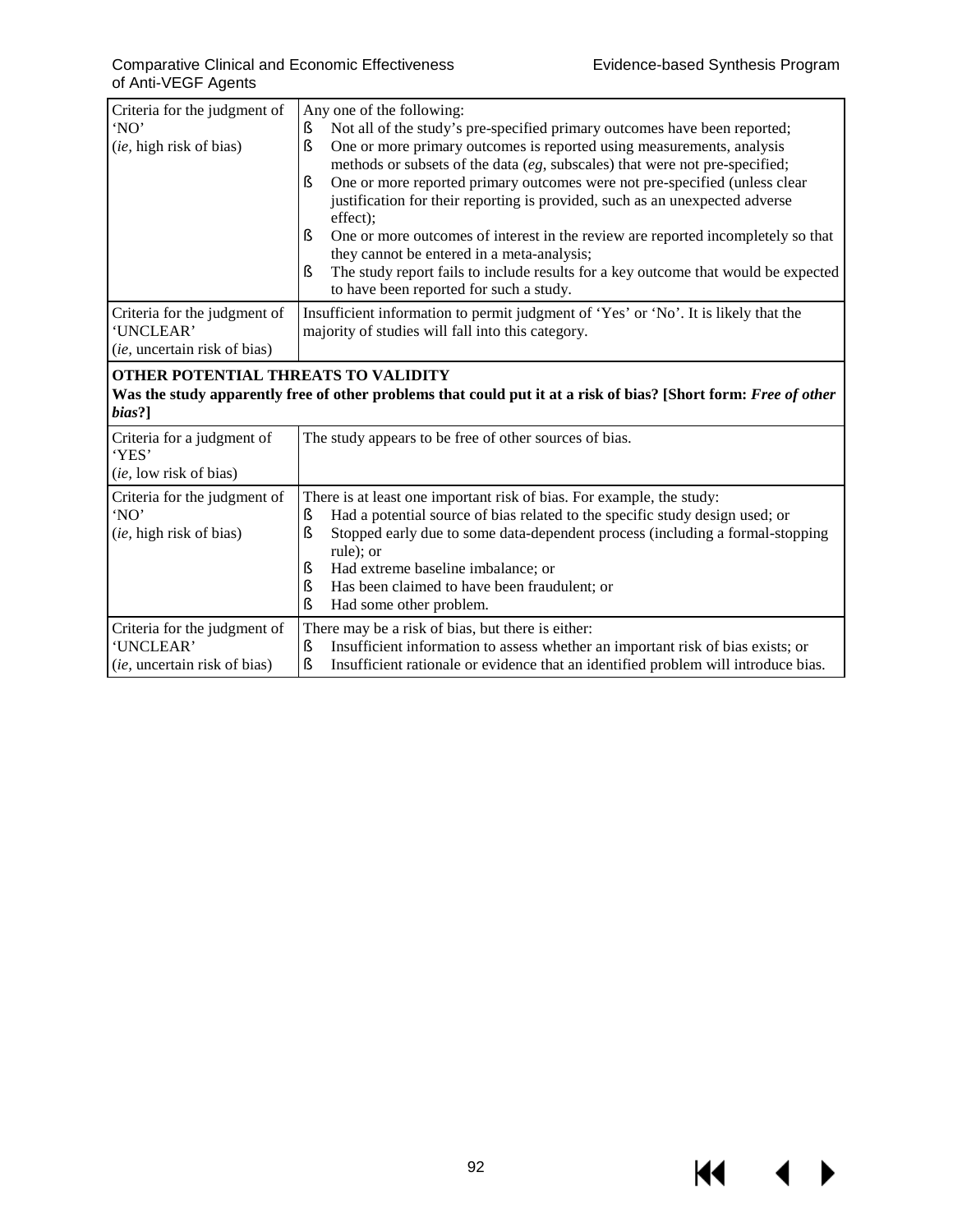| | |
|---|---|
| Criteria for the judgment of 'NO' (*ie*, high risk of bias) | Any one of the following:<br>• Not all of the study's pre-specified primary outcomes have been reported;<br>• One or more primary outcomes is reported using measurements, analysis methods or subsets of the data (*eg*, subscales) that were not pre-specified;<br>• One or more reported primary outcomes were not pre-specified (unless clear justification for their reporting is provided, such as an unexpected adverse effect);<br>• One or more outcomes of interest in the review are reported incompletely so that they cannot be entered in a meta-analysis;<br>• The study report fails to include results for a key outcome that would be expected to have been reported for such a study. |
| Criteria for the judgment of 'UNCLEAR' (*ie*, uncertain risk of bias) | Insufficient information to permit judgment of 'Yes' or 'No'. It is likely that the majority of studies will fall into this category. |
| **OTHER POTENTIAL THREATS TO VALIDITY**<br>**Was the study apparently free of other problems that could put it at a risk of bias? [Short form: *Free of other bias*?]** | |
| Criteria for a judgment of 'YES' (*ie*, low risk of bias) | The study appears to be free of other sources of bias. |
| Criteria for the judgment of 'NO' (*ie*, high risk of bias) | There is at least one important risk of bias. For example, the study:<br>• Had a potential source of bias related to the specific study design used; or<br>• Stopped early due to some data-dependent process (including a formal-stopping rule); or<br>• Had extreme baseline imbalance; or<br>• Has been claimed to have been fraudulent; or<br>• Had some other problem. |
| Criteria for the judgment of 'UNCLEAR' (*ie*, uncertain risk of bias) | There may be a risk of bias, but there is either:<br>• Insufficient information to assess whether an important risk of bias exists; or<br>• Insufficient rationale or evidence that an identified problem will introduce bias. |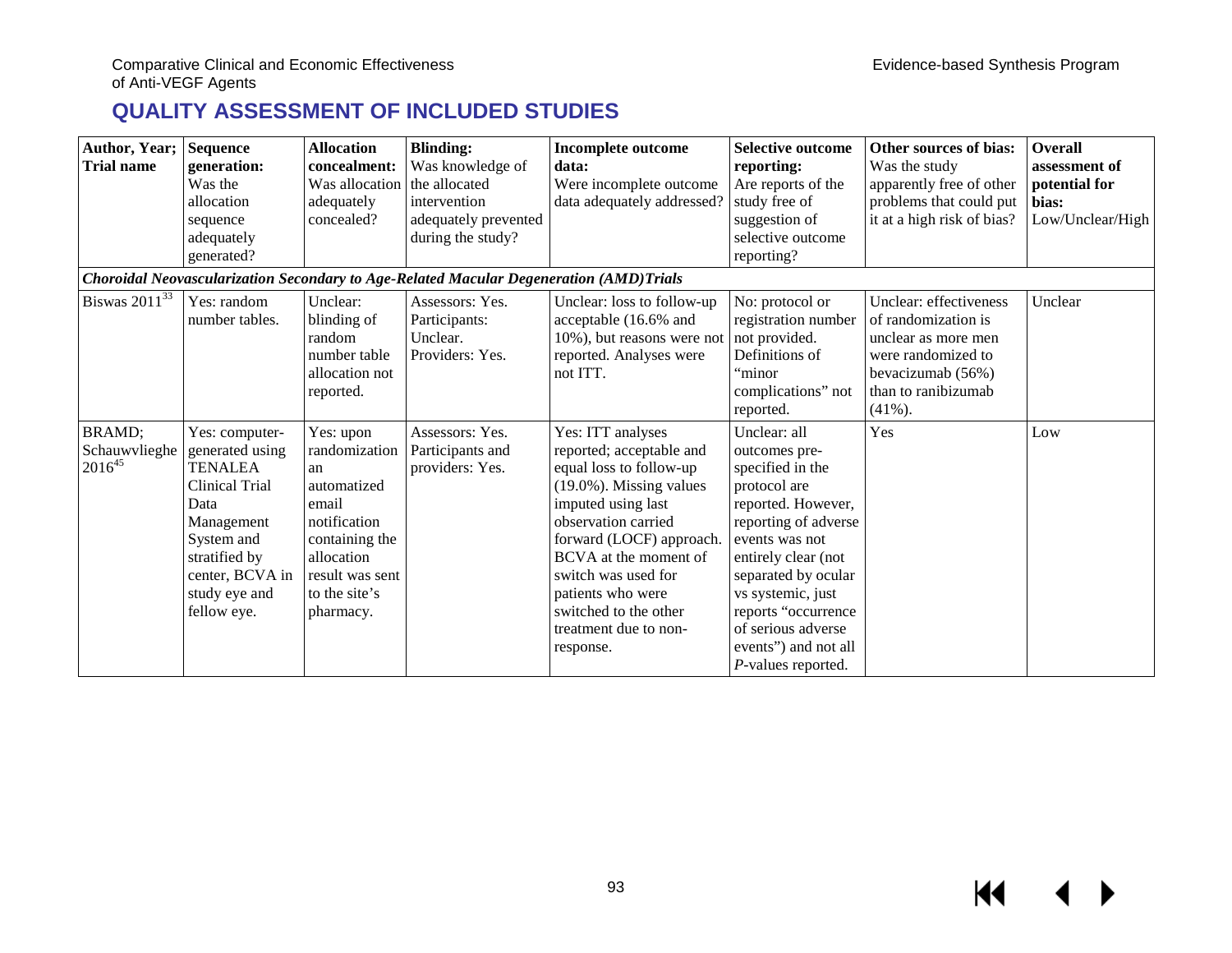## QUALITY ASSESSMENT OF INCLUDED STUDIES

| **Author, Year; Trial name** | **Sequence generation:** Was the allocation sequence adequately generated? | **Allocation concealment:** Was allocation adequately concealed? | **Blinding:** Was knowledge of the allocated intervention adequately prevented during the study? | **Incomplete outcome data:** Were incomplete outcome data adequately addressed? | **Selective outcome reporting:** Are reports of the study free of suggestion of selective outcome reporting? | **Other sources of bias:** Was the study apparently free of other problems that could put it at a high risk of bias? | **Overall assessment of potential for bias:** Low/Unclear/High |
|---|---|---|---|---|---|---|---|
| ***Choroidal Neovascularization Secondary to Age-Related Macular Degeneration (AMD)Trials*** | | | | | | | |
| Biswas 2011[33] | Yes: random number tables. | Unclear: blinding of random number table allocation not reported. | Assessors: Yes. Participants: Unclear. Providers: Yes. | Unclear: loss to follow-up acceptable (16.6% and 10%), but reasons were not reported. Analyses were not ITT. | No: protocol or registration number not provided. Definitions of "minor complications" not reported. | Unclear: effectiveness of randomization is unclear as more men were randomized to bevacizumab (56%) than to ranibizumab (41%). | Unclear |
| BRAMD; Schauwvlieghe 2016[45] | Yes: computer-generated using TENALEA Clinical Trial Data Management System and stratified by center, BCVA in study eye and fellow eye. | Yes: upon randomization an automatized email notification containing the allocation result was sent to the site's pharmacy. | Assessors: Yes. Participants and providers: Yes. | Yes: ITT analyses reported; acceptable and equal loss to follow-up (19.0%). Missing values imputed using last observation carried forward (LOCF) approach. BCVA at the moment of switch was used for patients who were switched to the other treatment due to non-response. | Unclear: all outcomes pre-specified in the protocol are reported. However, reporting of adverse events was not entirely clear (not separated by ocular vs systemic, just reports "occurrence of serious adverse events") and not all *P*-values reported. | Yes | Low |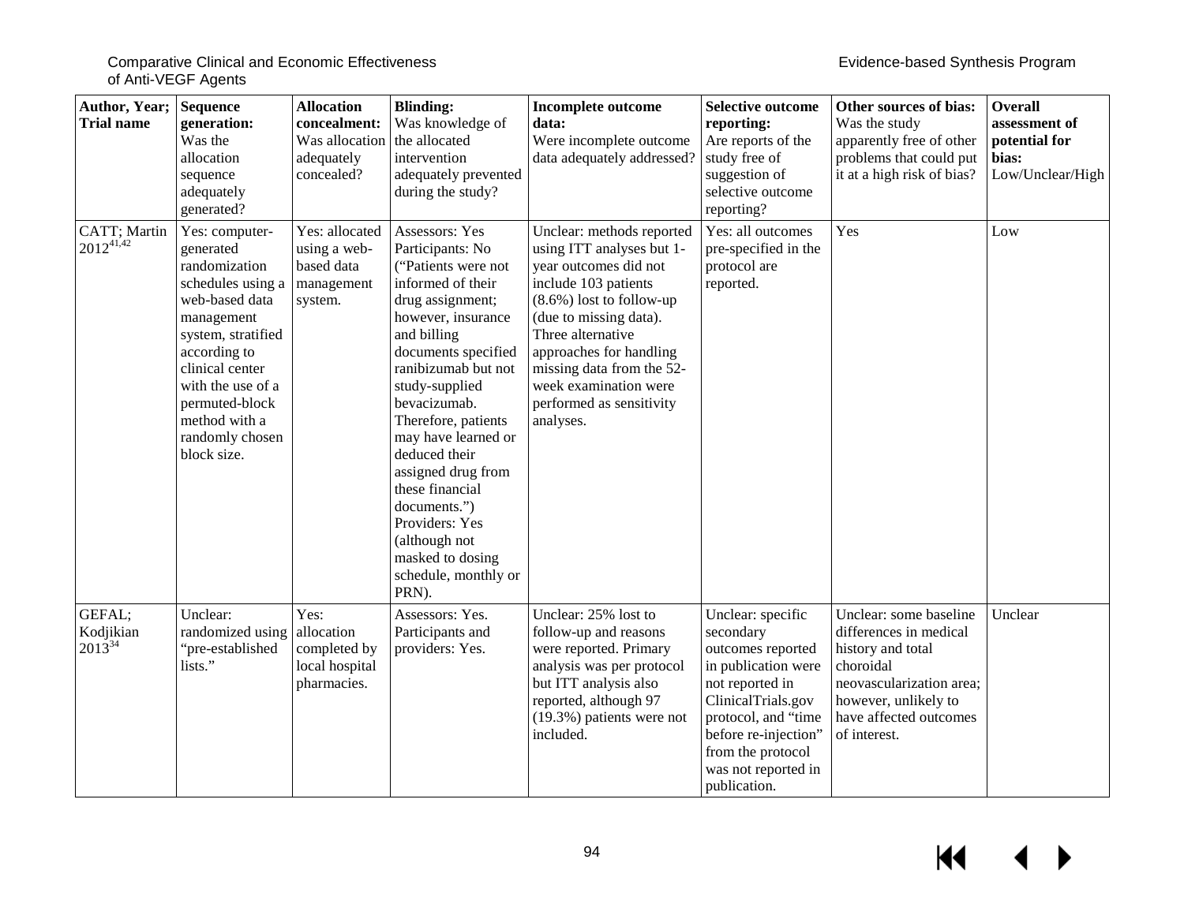| **Author, Year; Trial name** | **Sequence generation:** Was the allocation sequence adequately generated? | **Allocation concealment:** Was allocation adequately concealed? | **Blinding:** Was knowledge of the allocated intervention adequately prevented during the study? | **Incomplete outcome data:** Were incomplete outcome data adequately addressed? | **Selective outcome reporting:** Are reports of the study free of suggestion of selective outcome reporting? | **Other sources of bias:** Was the study apparently free of other problems that could put it at a high risk of bias? | **Overall assessment of potential for bias:** Low/Unclear/High |
|---|---|---|---|---|---|---|---|
| CATT; Martin 2012[41,42] | Yes: computer-generated randomization schedules using a web-based data management system, stratified according to clinical center with the use of a permuted-block method with a randomly chosen block size. | Yes: allocated using a web-based data management system. | Assessors: Yes Participants: No ("Patients were not informed of their drug assignment; however, insurance and billing documents specified ranibizumab but not study-supplied bevacizumab. Therefore, patients may have learned or deduced their assigned drug from these financial documents.") Providers: Yes (although not masked to dosing schedule, monthly or PRN). | Unclear: methods reported using ITT analyses but 1-year outcomes did not include 103 patients (8.6%) lost to follow-up (due to missing data). Three alternative approaches for handling missing data from the 52-week examination were performed as sensitivity analyses. | Yes: all outcomes pre-specified in the protocol are reported. | Yes | Low |
| GEFAL; Kodjikian 2013[34] | Unclear: randomized using "pre-established lists." | Yes: allocation completed by local hospital pharmacies. | Assessors: Yes. Participants and providers: Yes. | Unclear: 25% lost to follow-up and reasons were reported. Primary analysis was per protocol but ITT analysis also reported, although 97 (19.3%) patients were not included. | Unclear: specific secondary outcomes reported in publication were not reported in ClinicalTrials.gov protocol, and "time before re-injection" from the protocol was not reported in publication. | Unclear: some baseline differences in medical history and total choroidal neovascularization area; however, unlikely to have affected outcomes of interest. | Unclear |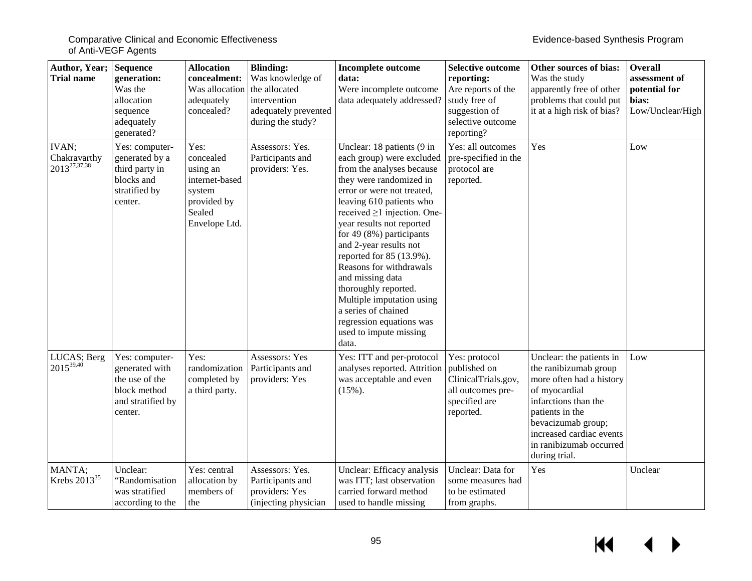| **Author, Year; Trial name** | **Sequence generation:** Was the allocation sequence adequately generated? | **Allocation concealment:** Was allocation adequately concealed? | **Blinding:** Was knowledge of the allocated intervention adequately prevented during the study? | **Incomplete outcome data:** Were incomplete outcome data adequately addressed? | **Selective outcome reporting:** Are reports of the study free of suggestion of selective outcome reporting? | **Other sources of bias:** Was the study apparently free of other problems that could put it at a high risk of bias? | **Overall assessment of potential for bias:** Low/Unclear/High |
|---|---|---|---|---|---|---|---|
| IVAN; Chakravarthy 2013[27,37,38] | Yes: computer-generated by a third party in blocks and stratified by center. | Yes: concealed using an internet-based system provided by Sealed Envelope Ltd. | Assessors: Yes. Participants and providers: Yes. | Unclear: 18 patients (9 in each group) were excluded from the analyses because they were randomized in error or were not treated, leaving 610 patients who received ≥1 injection. One-year results not reported for 49 (8%) participants and 2-year results not reported for 85 (13.9%). Reasons for withdrawals and missing data thoroughly reported. Multiple imputation using a series of chained regression equations was used to impute missing data. | Yes: all outcomes pre-specified in the protocol are reported. | Yes | Low |
| LUCAS; Berg 2015[39,40] | Yes: computer-generated with the use of the block method and stratified by center. | Yes: randomization completed by a third party. | Assessors: Yes Participants and providers: Yes | Yes: ITT and per-protocol analyses reported. Attrition was acceptable and even (15%). | Yes: protocol published on ClinicalTrials.gov, all outcomes pre-specified are reported. | Unclear: the patients in the ranibizumab group more often had a history of myocardial infarctions than the patients in the bevacizumab group; increased cardiac events in ranibizumab occurred during trial. | Low |
| MANTA; Krebs 2013[35] | Unclear: "Randomisation was stratified according to the | Yes: central allocation by members of the | Assessors: Yes. Participants and providers: Yes (injecting physician | Unclear: Efficacy analysis was ITT; last observation carried forward method used to handle missing | Unclear: Data for some measures had to be estimated from graphs. | Yes | Unclear |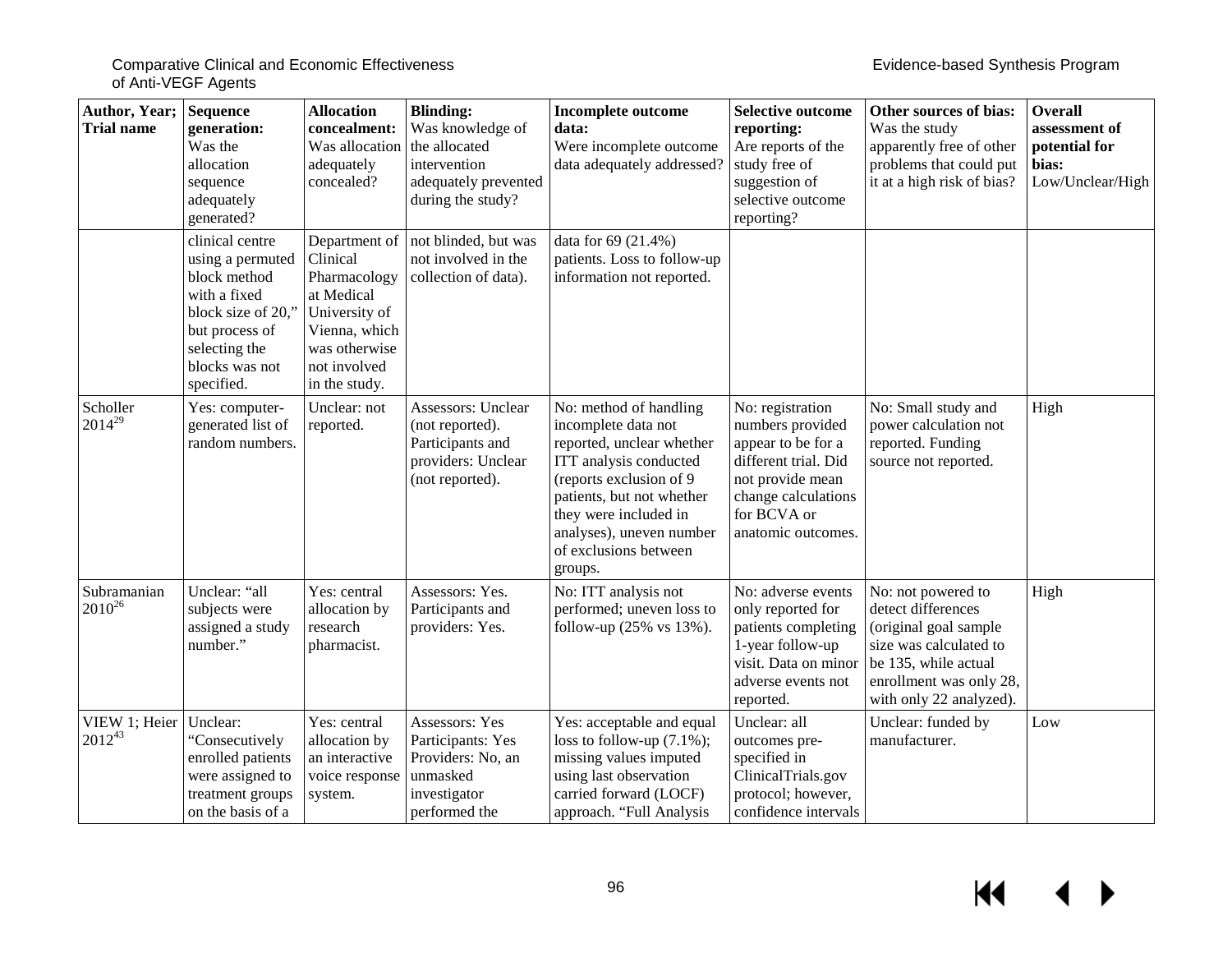| Author, Year; Trial name | Sequence generation: Was the allocation sequence adequately generated? | Allocation concealment: Was allocation adequately concealed? | Blinding: Was knowledge of the allocated intervention adequately prevented during the study? | Incomplete outcome data: Were incomplete outcome data adequately addressed? | Selective outcome reporting: Are reports of the study free of suggestion of selective outcome reporting? | Other sources of bias: Was the study apparently free of other problems that could put it at a high risk of bias? | Overall assessment of potential for bias: Low/Unclear/High |
|---|---|---|---|---|---|---|---|
| | clinical centre using a permuted block method with a fixed block size of 20," but process of selecting the blocks was not specified. | Department of Clinical Pharmacology at Medical University of Vienna, which was otherwise not involved in the study. | not blinded, but was not involved in the collection of data). | data for 69 (21.4%) patients. Loss to follow-up information not reported. | | | |
| Scholler 2014[29] | Yes: computer-generated list of random numbers. | Unclear: not reported. | Assessors: Unclear (not reported). Participants and providers: Unclear (not reported). | No: method of handling incomplete data not reported, unclear whether ITT analysis conducted (reports exclusion of 9 patients, but not whether they were included in analyses), uneven number of exclusions between groups. | No: registration numbers provided appear to be for a different trial. Did not provide mean change calculations for BCVA or anatomic outcomes. | No: Small study and power calculation not reported. Funding source not reported. | High |
| Subramanian 2010[26] | Unclear: "all subjects were assigned a study number." | Yes: central allocation by research pharmacist. | Assessors: Yes. Participants and providers: Yes. | No: ITT analysis not performed; uneven loss to follow-up (25% vs 13%). | No: adverse events only reported for patients completing 1-year follow-up visit. Data on minor adverse events not reported. | No: not powered to detect differences (original goal sample size was calculated to be 135, while actual enrollment was only 28, with only 22 analyzed). | High |
| VIEW 1; Heier 2012[43] | Unclear: "Consecutively enrolled patients were assigned to treatment groups on the basis of a | Yes: central allocation by an interactive voice response system. | Assessors: Yes Participants: Yes Providers: No, an unmasked investigator performed the | Yes: acceptable and equal loss to follow-up (7.1%); missing values imputed using last observation carried forward (LOCF) approach. "Full Analysis | Unclear: all outcomes pre-specified in ClinicalTrials.gov protocol; however, confidence intervals | Unclear: funded by manufacturer. | Low |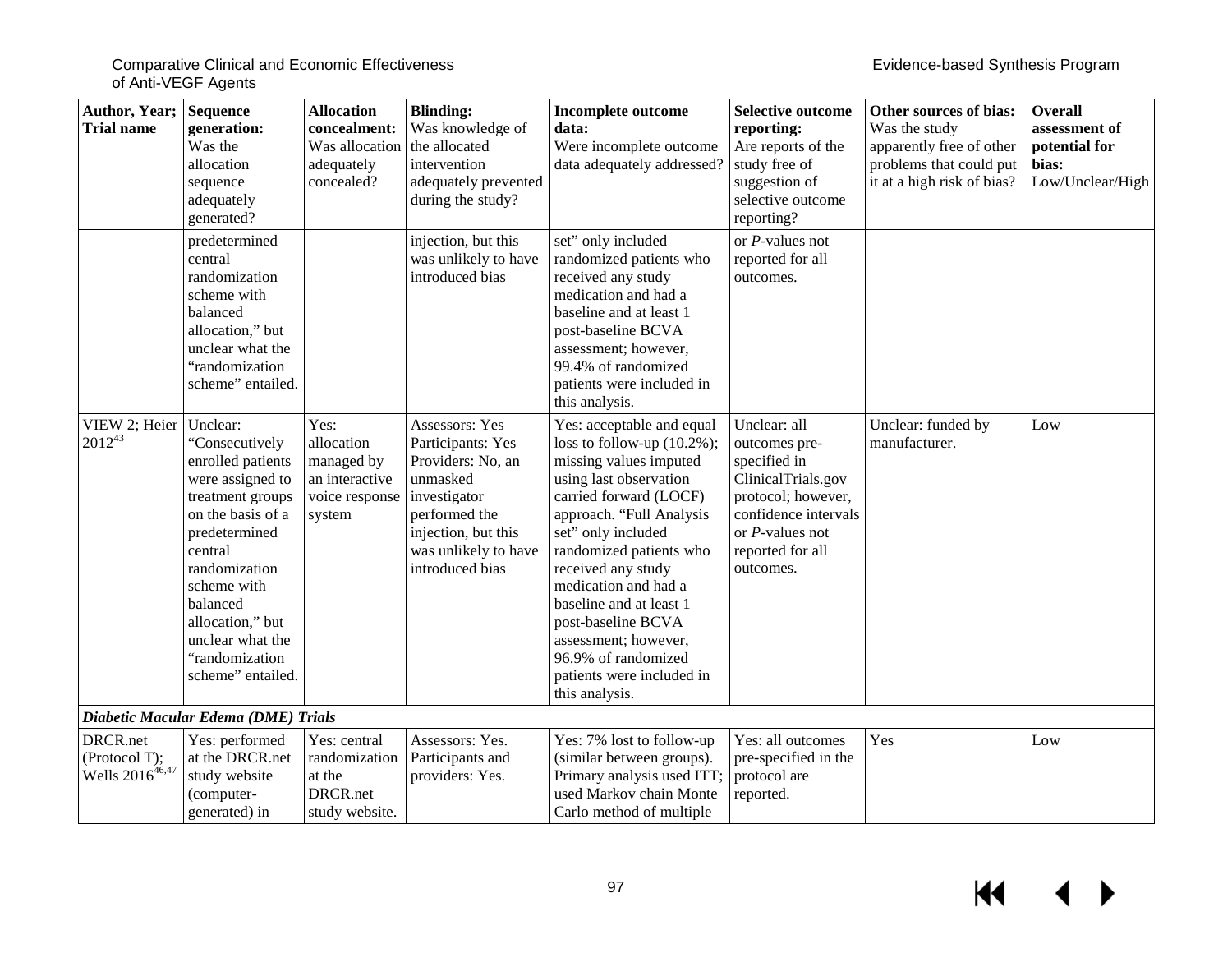| Author, Year; Trial name | Sequence generation: Was the allocation sequence adequately generated? | Allocation concealment: Was allocation adequately concealed? | Blinding: Was knowledge of the allocated intervention adequately prevented during the study? | Incomplete outcome data: Were incomplete outcome data adequately addressed? | Selective outcome reporting: Are reports of the study free of suggestion of selective outcome reporting? | Other sources of bias: Was the study apparently free of other problems that could put it at a high risk of bias? | Overall assessment of potential for bias: Low/Unclear/High |
|---|---|---|---|---|---|---|---|
| | predetermined central randomization scheme with balanced allocation," but unclear what the "randomization scheme" entailed. | | injection, but this was unlikely to have introduced bias | set" only included randomized patients who received any study medication and had a baseline and at least 1 post-baseline BCVA assessment; however, 99.4% of randomized patients were included in this analysis. | or *P*-values not reported for all outcomes. | | |
| VIEW 2; Heier 2012[43] | Unclear: "Consecutively enrolled patients were assigned to treatment groups on the basis of a predetermined central randomization scheme with balanced allocation," but unclear what the "randomization scheme" entailed. | Yes: allocation managed by an interactive voice response system | Assessors: Yes Participants: Yes Providers: No, an unmasked investigator performed the injection, but this was unlikely to have introduced bias | Yes: acceptable and equal loss to follow-up (10.2%); missing values imputed using last observation carried forward (LOCF) approach. "Full Analysis set" only included randomized patients who received any study medication and had a baseline and at least 1 post-baseline BCVA assessment; however, 96.9% of randomized patients were included in this analysis. | Unclear: all outcomes pre-specified in ClinicalTrials.gov protocol; however, confidence intervals or *P*-values not reported for all outcomes. | Unclear: funded by manufacturer. | Low |
| ***Diabetic Macular Edema (DME) Trials*** | | | | | | | |
| DRCR.net (Protocol T); Wells 2016[46,47] | Yes: performed at the DRCR.net study website (computer-generated) in | Yes: central randomization at the DRCR.net study website. | Assessors: Yes. Participants and providers: Yes. | Yes: 7% lost to follow-up (similar between groups). Primary analysis used ITT; used Markov chain Monte Carlo method of multiple | Yes: all outcomes pre-specified in the protocol are reported. | Yes | Low |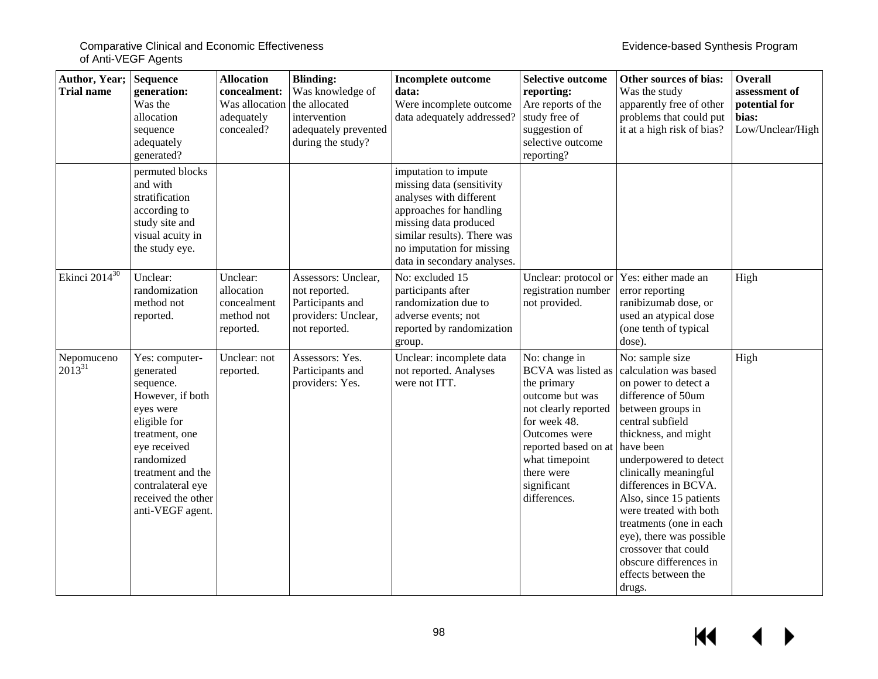| Author, Year; Trial name | Sequence generation: Was the allocation sequence adequately generated? | Allocation concealment: Was allocation adequately concealed? | Blinding: Was knowledge of the allocated intervention adequately prevented during the study? | Incomplete outcome data: Were incomplete outcome data adequately addressed? | Selective outcome reporting: Are reports of the study free of suggestion of selective outcome reporting? | Other sources of bias: Was the study apparently free of other problems that could put it at a high risk of bias? | Overall assessment of potential for bias: Low/Unclear/High |
|---|---|---|---|---|---|---|---|
| | permuted blocks and with stratification according to study site and visual acuity in the study eye. | | | imputation to impute missing data (sensitivity analyses with different approaches for handling missing data produced similar results). There was no imputation for missing data in secondary analyses. | | | |
| Ekinci 2014[30] | Unclear: randomization method not reported. | Unclear: allocation concealment method not reported. | Assessors: Unclear, not reported. Participants and providers: Unclear, not reported. | No: excluded 15 participants after randomization due to adverse events; not reported by randomization group. | Unclear: protocol or registration number not provided. | Yes: either made an error reporting ranibizumab dose, or used an atypical dose (one tenth of typical dose). | High |
| Nepomuceno 2013[31] | Yes: computer-generated sequence. However, if both eyes were eligible for treatment, one eye received randomized treatment and the contralateral eye received the other anti-VEGF agent. | Unclear: not reported. | Assessors: Yes. Participants and providers: Yes. | Unclear: incomplete data not reported. Analyses were not ITT. | No: change in BCVA was listed as the primary outcome but was not clearly reported for week 48. Outcomes were reported based on at what timepoint there were significant differences. | No: sample size calculation was based on power to detect a difference of 50um between groups in central subfield thickness, and might have been underpowered to detect clinically meaningful differences in BCVA. Also, since 15 patients were treated with both treatments (one in each eye), there was possible crossover that could obscure differences in effects between the drugs. | High |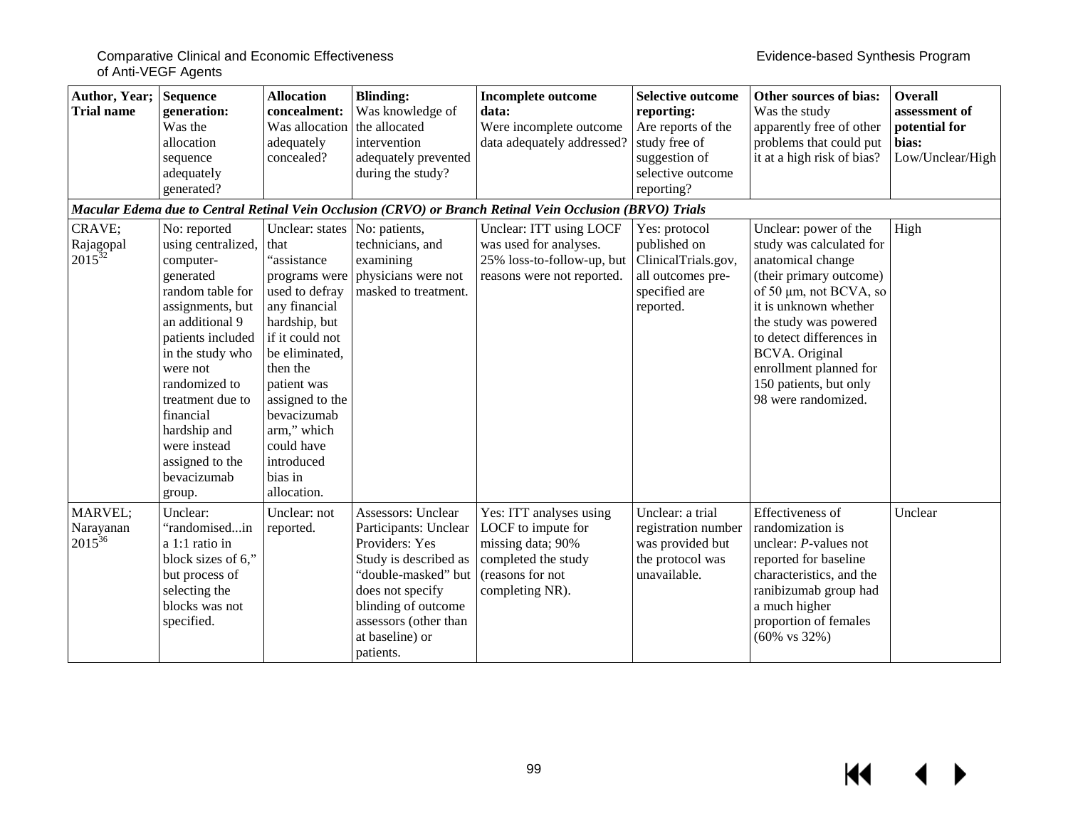| Author, Year; Trial name | Sequence generation: Was the allocation sequence adequately generated? | Allocation concealment: Was allocation adequately concealed? | Blinding: Was knowledge of the allocated intervention adequately prevented during the study? | Incomplete outcome data: Were incomplete outcome data adequately addressed? | Selective outcome reporting: Are reports of the study free of suggestion of selective outcome reporting? | Other sources of bias: Was the study apparently free of other problems that could put it at a high risk of bias? | Overall assessment of potential for bias: Low/Unclear/High |
|---|---|---|---|---|---|---|---|
| ***Macular Edema due to Central Retinal Vein Occlusion (CRVO) or Branch Retinal Vein Occlusion (BRVO) Trials*** | | | | | | | |
| CRAVE; Rajagopal 2015[32] | No: reported using centralized, computer-generated random table for assignments, but an additional 9 patients included in the study who were not randomized to treatment due to financial hardship and were instead assigned to the bevacizumab group. | Unclear: states that "assistance programs were used to defray any financial hardship, but if it could not be eliminated, then the patient was assigned to the bevacizumab arm," which could have introduced bias in allocation. | No: patients, technicians, and examining physicians were not masked to treatment. | Unclear: ITT using LOCF was used for analyses. 25% loss-to-follow-up, but reasons were not reported. | Yes: protocol published on ClinicalTrials.gov, all outcomes pre-specified are reported. | Unclear: power of the study was calculated for anatomical change (their primary outcome) of 50 μm, not BCVA, so it is unknown whether the study was powered to detect differences in BCVA. Original enrollment planned for 150 patients, but only 98 were randomized. | High |
| MARVEL; Narayanan 2015[36] | Unclear: "randomised...in a 1:1 ratio in block sizes of 6," but process of selecting the blocks was not specified. | Unclear: not reported. | Assessors: Unclear<br>Participants: Unclear<br>Providers: Yes<br>Study is described as "double-masked" but does not specify blinding of outcome assessors (other than at baseline) or patients. | Yes: ITT analyses using LOCF to impute for missing data; 90% completed the study (reasons for not completing NR). | Unclear: a trial registration number was provided but the protocol was unavailable. | Effectiveness of randomization is unclear: *P*-values not reported for baseline characteristics, and the ranibizumab group had a much higher proportion of females (60% vs 32%) | Unclear |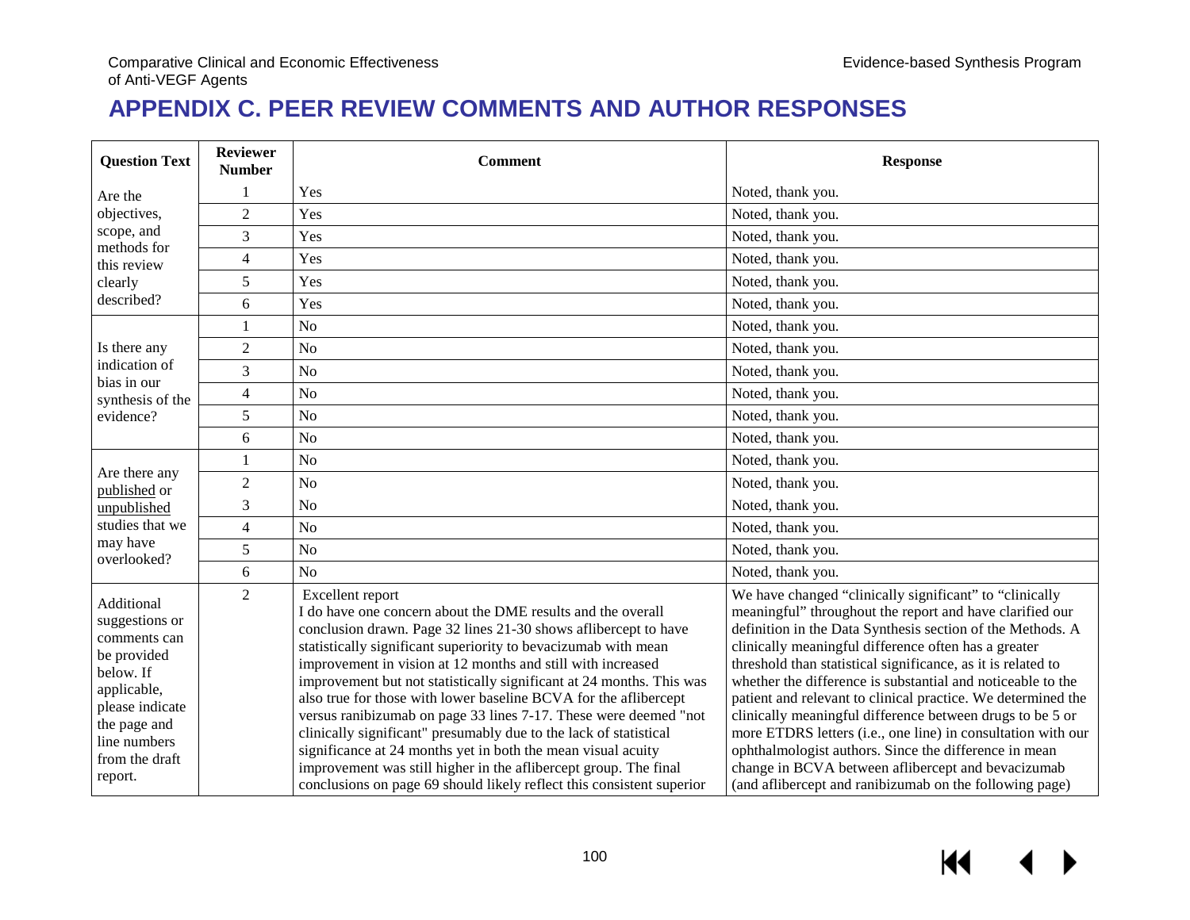# APPENDIX C. PEER REVIEW COMMENTS AND AUTHOR RESPONSES

| Question Text | Reviewer Number | Comment | Response |
|---|---|---|---|
| Are the objectives, scope, and methods for this review clearly described? | 1 | Yes | Noted, thank you. |
| | 2 | Yes | Noted, thank you. |
| | 3 | Yes | Noted, thank you. |
| | 4 | Yes | Noted, thank you. |
| | 5 | Yes | Noted, thank you. |
| | 6 | Yes | Noted, thank you. |
| Is there any indication of bias in our synthesis of the evidence? | 1 | No | Noted, thank you. |
| | 2 | No | Noted, thank you. |
| | 3 | No | Noted, thank you. |
| | 4 | No | Noted, thank you. |
| | 5 | No | Noted, thank you. |
| | 6 | No | Noted, thank you. |
| Are there any published or unpublished studies that we may have overlooked? | 1 | No | Noted, thank you. |
| | 2 | No | Noted, thank you. |
| | 3 | No | Noted, thank you. |
| | 4 | No | Noted, thank you. |
| | 5 | No | Noted, thank you. |
| | 6 | No | Noted, thank you. |
| Additional suggestions or comments can be provided below. If applicable, please indicate the page and line numbers from the draft report. | 2 | Excellent report<br>I do have one concern about the DME results and the overall conclusion drawn. Page 32 lines 21-30 shows aflibercept to have statistically significant superiority to bevacizumab with mean improvement in vision at 12 months and still with increased improvement but not statistically significant at 24 months. This was also true for those with lower baseline BCVA for the aflibercept versus ranibizumab on page 33 lines 7-17. These were deemed "not clinically significant" presumably due to the lack of statistical significance at 24 months yet in both the mean visual acuity improvement was still higher in the aflibercept group. The final conclusions on page 69 should likely reflect this consistent superior | We have changed "clinically significant" to "clinically meaningful" throughout the report and have clarified our definition in the Data Synthesis section of the Methods. A clinically meaningful difference often has a greater threshold than statistical significance, as it is related to whether the difference is substantial and noticeable to the patient and relevant to clinical practice. We determined the clinically meaningful difference between drugs to be 5 or more ETDRS letters (i.e., one line) in consultation with our ophthalmologist authors. Since the difference in mean change in BCVA between aflibercept and bevacizumab (and aflibercept and ranibizumab on the following page) |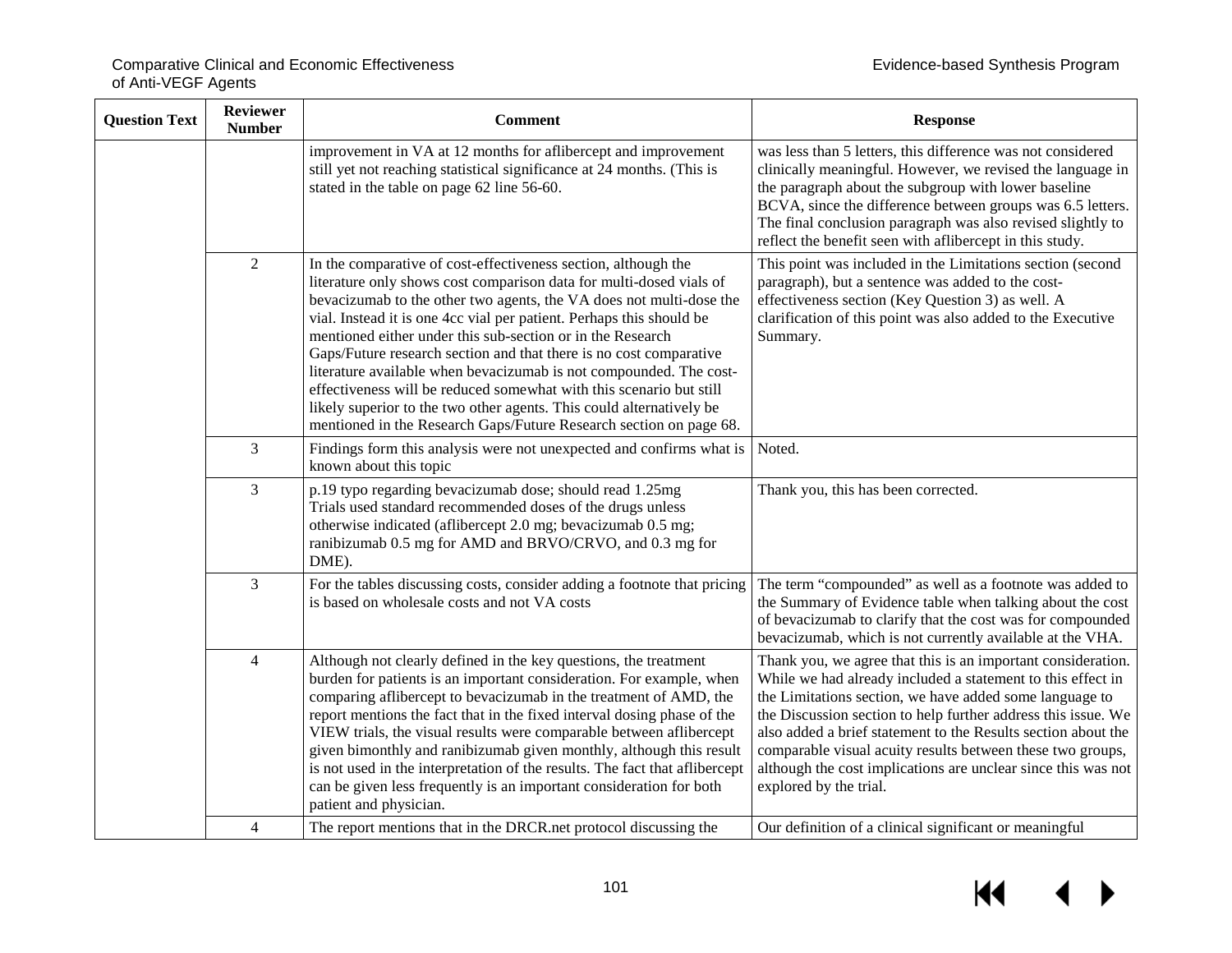| Question Text | Reviewer Number | Comment | Response |
|---|---|---|---|
| | | improvement in VA at 12 months for aflibercept and improvement still yet not reaching statistical significance at 24 months. (This is stated in the table on page 62 line 56-60. | was less than 5 letters, this difference was not considered clinically meaningful. However, we revised the language in the paragraph about the subgroup with lower baseline BCVA, since the difference between groups was 6.5 letters. The final conclusion paragraph was also revised slightly to reflect the benefit seen with aflibercept in this study. |
| | 2 | In the comparative of cost-effectiveness section, although the literature only shows cost comparison data for multi-dosed vials of bevacizumab to the other two agents, the VA does not multi-dose the vial. Instead it is one 4cc vial per patient. Perhaps this should be mentioned either under this sub-section or in the Research Gaps/Future research section and that there is no cost comparative literature available when bevacizumab is not compounded. The cost-effectiveness will be reduced somewhat with this scenario but still likely superior to the two other agents. This could alternatively be mentioned in the Research Gaps/Future Research section on page 68. | This point was included in the Limitations section (second paragraph), but a sentence was added to the cost-effectiveness section (Key Question 3) as well. A clarification of this point was also added to the Executive Summary. |
| | 3 | Findings form this analysis were not unexpected and confirms what is known about this topic | Noted. |
| | 3 | p.19 typo regarding bevacizumab dose; should read 1.25mg<br>Trials used standard recommended doses of the drugs unless otherwise indicated (aflibercept 2.0 mg; bevacizumab 0.5 mg; ranibizumab 0.5 mg for AMD and BRVO/CRVO, and 0.3 mg for DME). | Thank you, this has been corrected. |
| | 3 | For the tables discussing costs, consider adding a footnote that pricing is based on wholesale costs and not VA costs | The term "compounded" as well as a footnote was added to the Summary of Evidence table when talking about the cost of bevacizumab to clarify that the cost was for compounded bevacizumab, which is not currently available at the VHA. |
| | 4 | Although not clearly defined in the key questions, the treatment burden for patients is an important consideration. For example, when comparing aflibercept to bevacizumab in the treatment of AMD, the report mentions the fact that in the fixed interval dosing phase of the VIEW trials, the visual results were comparable between aflibercept given bimonthly and ranibizumab given monthly, although this result is not used in the interpretation of the results. The fact that aflibercept can be given less frequently is an important consideration for both patient and physician. | Thank you, we agree that this is an important consideration. While we had already included a statement to this effect in the Limitations section, we have added some language to the Discussion section to help further address this issue. We also added a brief statement to the Results section about the comparable visual acuity results between these two groups, although the cost implications are unclear since this was not explored by the trial. |
| | 4 | The report mentions that in the DRCR.net protocol discussing the | Our definition of a clinical significant or meaningful |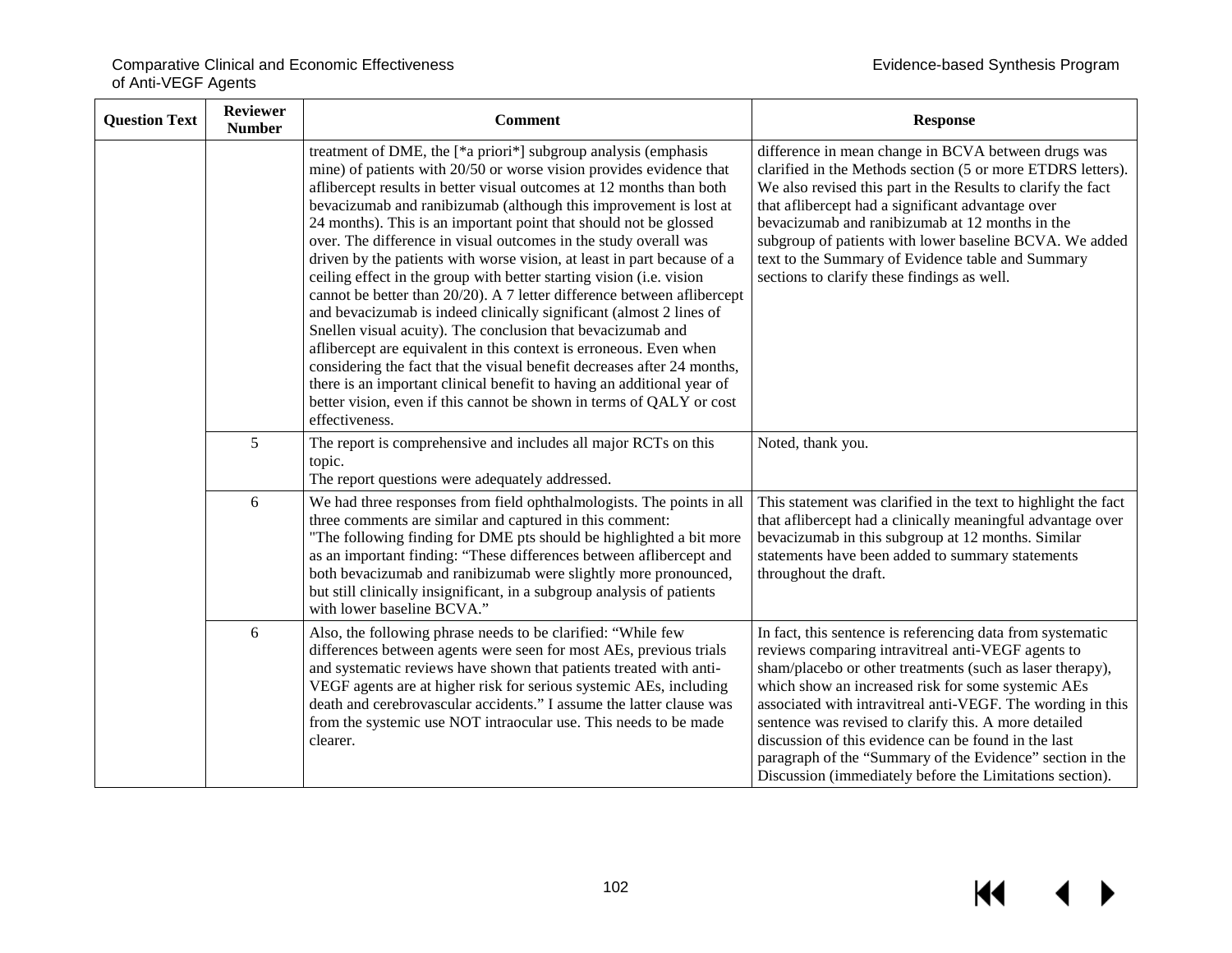| Question Text | Reviewer Number | Comment | Response |
|---|---|---|---|
| | | treatment of DME, the [*a priori*] subgroup analysis (emphasis mine) of patients with 20/50 or worse vision provides evidence that aflibercept results in better visual outcomes at 12 months than both bevacizumab and ranibizumab (although this improvement is lost at 24 months). This is an important point that should not be glossed over. The difference in visual outcomes in the study overall was driven by the patients with worse vision, at least in part because of a ceiling effect in the group with better starting vision (i.e. vision cannot be better than 20/20). A 7 letter difference between aflibercept and bevacizumab is indeed clinically significant (almost 2 lines of Snellen visual acuity). The conclusion that bevacizumab and aflibercept are equivalent in this context is erroneous. Even when considering the fact that the visual benefit decreases after 24 months, there is an important clinical benefit to having an additional year of better vision, even if this cannot be shown in terms of QALY or cost effectiveness. | difference in mean change in BCVA between drugs was clarified in the Methods section (5 or more ETDRS letters). We also revised this part in the Results to clarify the fact that aflibercept had a significant advantage over bevacizumab and ranibizumab at 12 months in the subgroup of patients with lower baseline BCVA. We added text to the Summary of Evidence table and Summary sections to clarify these findings as well. |
| | 5 | The report is comprehensive and includes all major RCTs on this topic.<br>The report questions were adequately addressed. | Noted, thank you. |
| | 6 | We had three responses from field ophthalmologists. The points in all three comments are similar and captured in this comment:<br>"The following finding for DME pts should be highlighted a bit more as an important finding: "These differences between aflibercept and both bevacizumab and ranibizumab were slightly more pronounced, but still clinically insignificant, in a subgroup analysis of patients with lower baseline BCVA." | This statement was clarified in the text to highlight the fact that aflibercept had a clinically meaningful advantage over bevacizumab in this subgroup at 12 months. Similar statements have been added to summary statements throughout the draft. |
| | 6 | Also, the following phrase needs to be clarified: "While few differences between agents were seen for most AEs, previous trials and systematic reviews have shown that patients treated with anti-VEGF agents are at higher risk for serious systemic AEs, including death and cerebrovascular accidents." I assume the latter clause was from the systemic use NOT intraocular use. This needs to be made clearer. | In fact, this sentence is referencing data from systematic reviews comparing intravitreal anti-VEGF agents to sham/placebo or other treatments (such as laser therapy), which show an increased risk for some systemic AEs associated with intravitreal anti-VEGF. The wording in this sentence was revised to clarify this. A more detailed discussion of this evidence can be found in the last paragraph of the "Summary of the Evidence" section in the Discussion (immediately before the Limitations section). |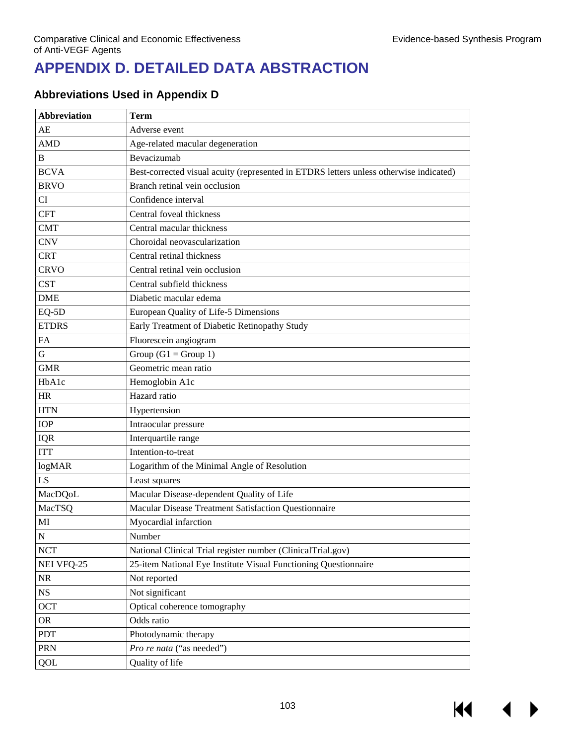# APPENDIX D. DETAILED DATA ABSTRACTION

## Abbreviations Used in Appendix D

| Abbreviation | Term |
|---|---|
| AE | Adverse event |
| AMD | Age-related macular degeneration |
| B | Bevacizumab |
| BCVA | Best-corrected visual acuity (represented in ETDRS letters unless otherwise indicated) |
| BRVO | Branch retinal vein occlusion |
| CI | Confidence interval |
| CFT | Central foveal thickness |
| CMT | Central macular thickness |
| CNV | Choroidal neovascularization |
| CRT | Central retinal thickness |
| CRVO | Central retinal vein occlusion |
| CST | Central subfield thickness |
| DME | Diabetic macular edema |
| EQ-5D | European Quality of Life-5 Dimensions |
| ETDRS | Early Treatment of Diabetic Retinopathy Study |
| FA | Fluorescein angiogram |
| G | Group (G1 = Group 1) |
| GMR | Geometric mean ratio |
| HbA1c | Hemoglobin A1c |
| HR | Hazard ratio |
| HTN | Hypertension |
| IOP | Intraocular pressure |
| IQR | Interquartile range |
| ITT | Intention-to-treat |
| logMAR | Logarithm of the Minimal Angle of Resolution |
| LS | Least squares |
| MacDQoL | Macular Disease-dependent Quality of Life |
| MacTSQ | Macular Disease Treatment Satisfaction Questionnaire |
| MI | Myocardial infarction |
| N | Number |
| NCT | National Clinical Trial register number (ClinicalTrial.gov) |
| NEI VFQ-25 | 25-item National Eye Institute Visual Functioning Questionnaire |
| NR | Not reported |
| NS | Not significant |
| OCT | Optical coherence tomography |
| OR | Odds ratio |
| PDT | Photodynamic therapy |
| PRN | *Pro re nata* ("as needed") |
| QOL | Quality of life |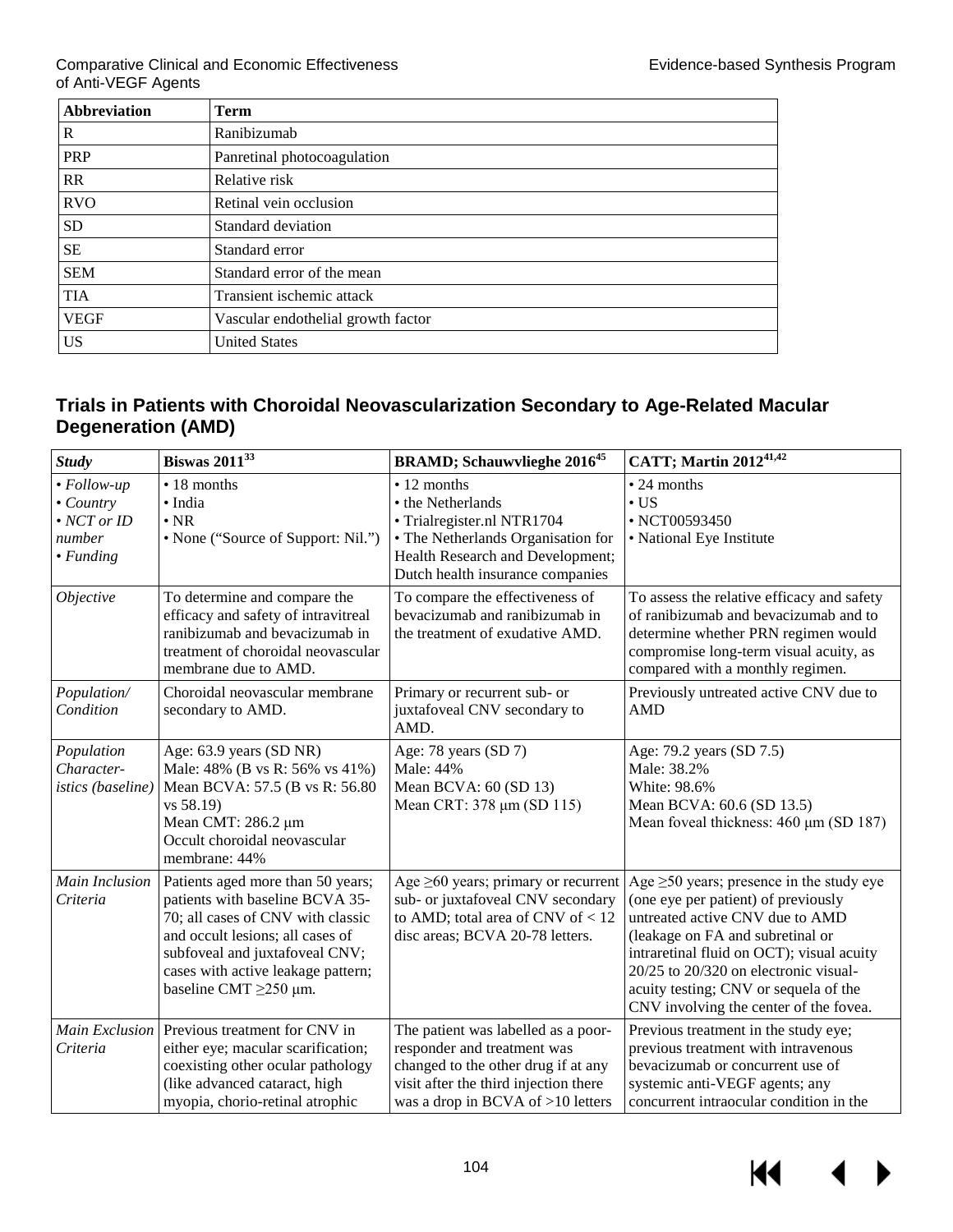| Abbreviation | Term |
| --- | --- |
| R | Ranibizumab |
| PRP | Panretinal photocoagulation |
| RR | Relative risk |
| RVO | Retinal vein occlusion |
| SD | Standard deviation |
| SE | Standard error |
| SEM | Standard error of the mean |
| TIA | Transient ischemic attack |
| VEGF | Vascular endothelial growth factor |
| US | United States |

## Trials in Patients with Choroidal Neovascularization Secondary to Age-Related Macular Degeneration (AMD)

| *Study* | **Biswas 2011**[33] | **BRAMD; Schauwvlieghe 2016**[45] | **CATT; Martin 2012**[41,42] |
| --- | --- | --- | --- |
| • *Follow-up*<br>• *Country*<br>• *NCT or ID number*<br>• *Funding* | • 18 months<br>• India<br>• NR<br>• None ("Source of Support: Nil.") | • 12 months<br>• the Netherlands<br>• Trialregister.nl NTR1704<br>• The Netherlands Organisation for Health Research and Development; Dutch health insurance companies | • 24 months<br>• US<br>• NCT00593450<br>• National Eye Institute |
| *Objective* | To determine and compare the efficacy and safety of intravitreal ranibizumab and bevacizumab in treatment of choroidal neovascular membrane due to AMD. | To compare the effectiveness of bevacizumab and ranibizumab in the treatment of exudative AMD. | To assess the relative efficacy and safety of ranibizumab and bevacizumab and to determine whether PRN regimen would compromise long-term visual acuity, as compared with a monthly regimen. |
| *Population/ Condition* | Choroidal neovascular membrane secondary to AMD. | Primary or recurrent sub- or juxtafoveal CNV secondary to AMD. | Previously untreated active CNV due to AMD |
| *Population Character-istics (baseline)* | Age: 63.9 years (SD NR)<br>Male: 48% (B vs R: 56% vs 41%)<br>Mean BCVA: 57.5 (B vs R: 56.80 vs 58.19)<br>Mean CMT: 286.2 μm<br>Occult choroidal neovascular membrane: 44% | Age: 78 years (SD 7)<br>Male: 44%<br>Mean BCVA: 60 (SD 13)<br>Mean CRT: 378 μm (SD 115) | Age: 79.2 years (SD 7.5)<br>Male: 38.2%<br>White: 98.6%<br>Mean BCVA: 60.6 (SD 13.5)<br>Mean foveal thickness: 460 μm (SD 187) |
| *Main Inclusion Criteria* | Patients aged more than 50 years; patients with baseline BCVA 35-70; all cases of CNV with classic and occult lesions; all cases of subfoveal and juxtafoveal CNV; cases with active leakage pattern; baseline CMT ≥250 μm. | Age ≥60 years; primary or recurrent sub- or juxtafoveal CNV secondary to AMD; total area of CNV of < 12 disc areas; BCVA 20-78 letters. | Age ≥50 years; presence in the study eye (one eye per patient) of previously untreated active CNV due to AMD (leakage on FA and subretinal or intraretinal fluid on OCT); visual acuity 20/25 to 20/320 on electronic visual-acuity testing; CNV or sequela of the CNV involving the center of the fovea. |
| *Main Exclusion Criteria* | Previous treatment for CNV in either eye; macular scarification; coexisting other ocular pathology (like advanced cataract, high myopia, chorio-retinal atrophic | The patient was labelled as a poor-responder and treatment was changed to the other drug if at any visit after the third injection there was a drop in BCVA of >10 letters | Previous treatment in the study eye; previous treatment with intravenous bevacizumab or concurrent use of systemic anti-VEGF agents; any concurrent intraocular condition in the |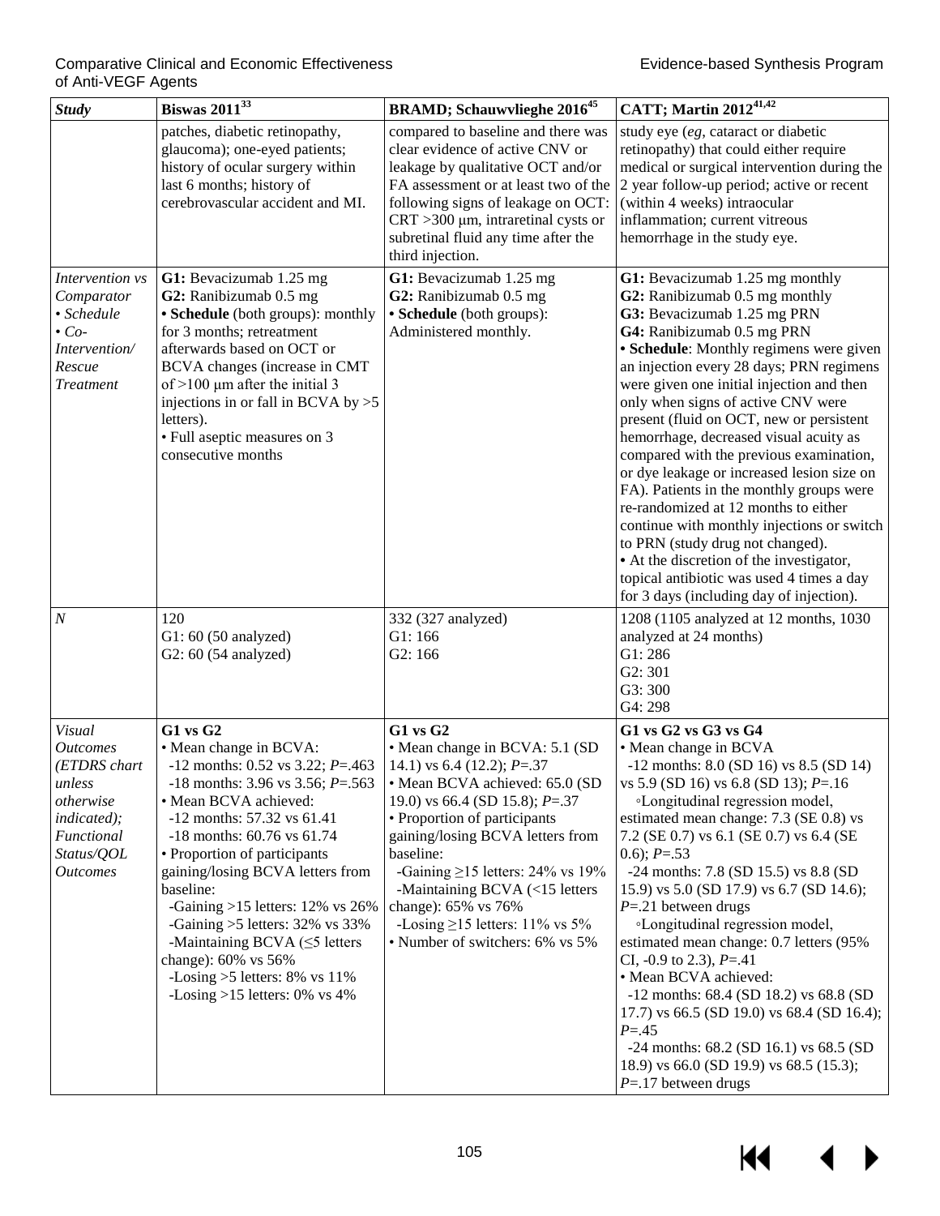| *Study* | **Biswas 2011**[33] | **BRAMD; Schauwvlieghe 2016**[45] | **CATT; Martin 2012**[41,42] |
|---|---|---|---|
| | patches, diabetic retinopathy, glaucoma); one-eyed patients; history of ocular surgery within last 6 months; history of cerebrovascular accident and MI. | compared to baseline and there was clear evidence of active CNV or leakage by qualitative OCT and/or FA assessment or at least two of the following signs of leakage on OCT: CRT >300 μm, intraretinal cysts or subretinal fluid any time after the third injection. | study eye (*eg*, cataract or diabetic retinopathy) that could either require medical or surgical intervention during the 2 year follow-up period; active or recent (within 4 weeks) intraocular inflammation; current vitreous hemorrhage in the study eye. |
| *Intervention vs Comparator* <br> *• Schedule* <br> *• Co-Intervention/ Rescue Treatment* | **G1:** Bevacizumab 1.25 mg <br> **G2:** Ranibizumab 0.5 mg <br> **• Schedule** (both groups): monthly for 3 months; retreatment afterwards based on OCT or BCVA changes (increase in CMT of >100 μm after the initial 3 injections in or fall in BCVA by >5 letters). <br> • Full aseptic measures on 3 consecutive months | **G1:** Bevacizumab 1.25 mg <br> **G2:** Ranibizumab 0.5 mg <br> **• Schedule** (both groups): Administered monthly. | **G1:** Bevacizumab 1.25 mg monthly <br> **G2:** Ranibizumab 0.5 mg monthly <br> **G3:** Bevacizumab 1.25 mg PRN <br> **G4:** Ranibizumab 0.5 mg PRN <br> **• Schedule**: Monthly regimens were given an injection every 28 days; PRN regimens were given one initial injection and then only when signs of active CNV were present (fluid on OCT, new or persistent hemorrhage, decreased visual acuity as compared with the previous examination, or dye leakage or increased lesion size on FA). Patients in the monthly groups were re-randomized at 12 months to either continue with monthly injections or switch to PRN (study drug not changed). <br> **•** At the discretion of the investigator, topical antibiotic was used 4 times a day for 3 days (including day of injection). |
| *N* | 120 <br> G1: 60 (50 analyzed) <br> G2: 60 (54 analyzed) | 332 (327 analyzed) <br> G1: 166 <br> G2: 166 | 1208 (1105 analyzed at 12 months, 1030 analyzed at 24 months) <br> G1: 286 <br> G2: 301 <br> G3: 300 <br> G4: 298 |
| *Visual Outcomes (ETDRS chart unless otherwise indicated); Functional Status/QOL Outcomes* | **G1 vs G2** <br> • Mean change in BCVA: <br> -12 months: 0.52 vs 3.22; *P*=.463 <br> -18 months: 3.96 vs 3.56; *P*=.563 <br> • Mean BCVA achieved: <br> -12 months: 57.32 vs 61.41 <br> -18 months: 60.76 vs 61.74 <br> • Proportion of participants gaining/losing BCVA letters from baseline: <br> -Gaining >15 letters: 12% vs 26% <br> -Gaining >5 letters: 32% vs 33% <br> -Maintaining BCVA (≤5 letters change): 60% vs 56% <br> -Losing >5 letters: 8% vs 11% <br> -Losing >15 letters: 0% vs 4% | **G1 vs G2** <br> • Mean change in BCVA: 5.1 (SD 14.1) vs 6.4 (12.2); *P*=.37 <br> • Mean BCVA achieved: 65.0 (SD 19.0) vs 66.4 (SD 15.8); *P*=.37 <br> • Proportion of participants gaining/losing BCVA letters from baseline: <br> -Gaining ≥15 letters: 24% vs 19% <br> -Maintaining BCVA (<15 letters change): 65% vs 76% <br> -Losing ≥15 letters: 11% vs 5% <br> • Number of switchers: 6% vs 5% | **G1 vs G2 vs G3 vs G4** <br> • Mean change in BCVA <br> -12 months: 8.0 (SD 16) vs 8.5 (SD 14) vs 5.9 (SD 16) vs 6.8 (SD 13); *P*=.16 <br> ◦Longitudinal regression model, estimated mean change: 7.3 (SE 0.8) vs 7.2 (SE 0.7) vs 6.1 (SE 0.7) vs 6.4 (SE 0.6); *P*=.53 <br> -24 months: 7.8 (SD 15.5) vs 8.8 (SD 15.9) vs 5.0 (SD 17.9) vs 6.7 (SD 14.6); *P*=.21 between drugs <br> ◦Longitudinal regression model, estimated mean change: 0.7 letters (95% CI, -0.9 to 2.3), *P*=.41 <br> • Mean BCVA achieved: <br> -12 months: 68.4 (SD 18.2) vs 68.8 (SD 17.7) vs 66.5 (SD 19.0) vs 68.4 (SD 16.4); *P*=.45 <br> -24 months: 68.2 (SD 16.1) vs 68.5 (SD 18.9) vs 66.0 (SD 19.9) vs 68.5 (15.3); *P*=.17 between drugs |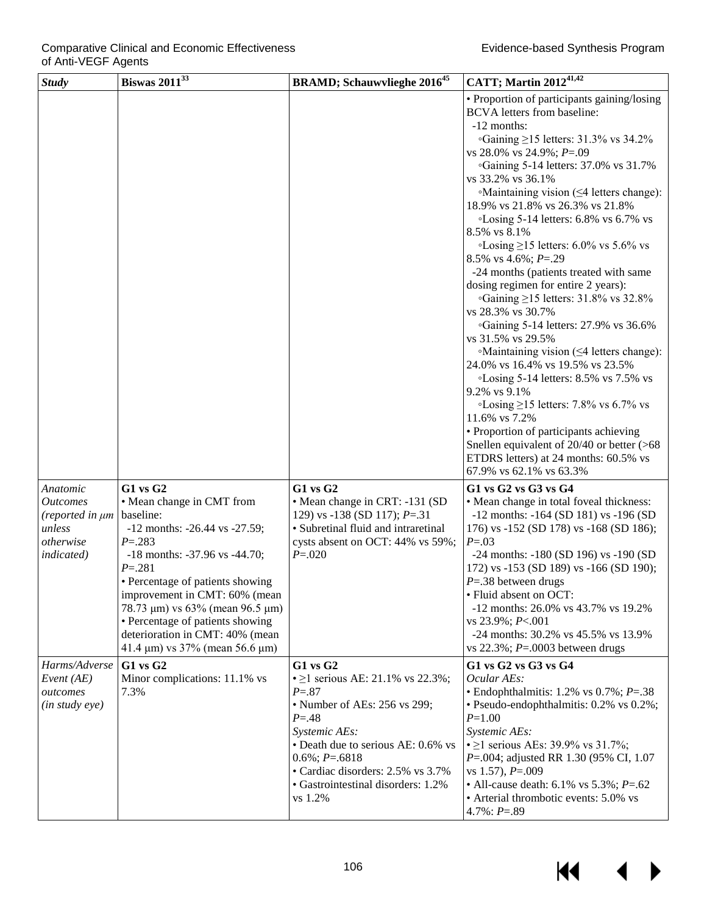| *Study* | **Biswas 2011[33]** | **BRAMD; Schauwvlieghe 2016[45]** | **CATT; Martin 2012[41,42]** |
|---|---|---|---|
| | | | • Proportion of participants gaining/losing BCVA letters from baseline:<br>-12 months:<br>◦Gaining ≥15 letters: 31.3% vs 34.2% vs 28.0% vs 24.9%; *P*=.09<br>◦Gaining 5-14 letters: 37.0% vs 31.7% vs 33.2% vs 36.1%<br>◦Maintaining vision (≤4 letters change): 18.9% vs 21.8% vs 26.3% vs 21.8%<br>◦Losing 5-14 letters: 6.8% vs 6.7% vs 8.5% vs 8.1%<br>◦Losing ≥15 letters: 6.0% vs 5.6% vs 8.5% vs 4.6%; *P*=.29<br>-24 months (patients treated with same dosing regimen for entire 2 years):<br>◦Gaining ≥15 letters: 31.8% vs 32.8% vs 28.3% vs 30.7%<br>◦Gaining 5-14 letters: 27.9% vs 36.6% vs 31.5% vs 29.5%<br>◦Maintaining vision (≤4 letters change): 24.0% vs 16.4% vs 19.5% vs 23.5%<br>◦Losing 5-14 letters: 8.5% vs 7.5% vs 9.2% vs 9.1%<br>◦Losing ≥15 letters: 7.8% vs 6.7% vs 11.6% vs 7.2%<br>• Proportion of participants achieving Snellen equivalent of 20/40 or better (>68 ETDRS letters) at 24 months: 60.5% vs 67.9% vs 62.1% vs 63.3% |
| *Anatomic Outcomes (reported in μm unless otherwise indicated)* | **G1 vs G2**<br>• Mean change in CMT from baseline:<br>-12 months: -26.44 vs -27.59; *P*=.283<br>-18 months: -37.96 vs -44.70; *P*=.281<br>• Percentage of patients showing improvement in CMT: 60% (mean 78.73 μm) vs 63% (mean 96.5 μm)<br>• Percentage of patients showing deterioration in CMT: 40% (mean 41.4 μm) vs 37% (mean 56.6 μm) | **G1 vs G2**<br>• Mean change in CRT: -131 (SD 129) vs -138 (SD 117); *P*=.31<br>• Subretinal fluid and intraretinal cysts absent on OCT: 44% vs 59%; *P*=.020 | **G1 vs G2 vs G3 vs G4**<br>• Mean change in total foveal thickness:<br>-12 months: -164 (SD 181) vs -196 (SD 176) vs -152 (SD 178) vs -168 (SD 186); *P*=.03<br>-24 months: -180 (SD 196) vs -190 (SD 172) vs -153 (SD 189) vs -166 (SD 190); *P*=.38 between drugs<br>• Fluid absent on OCT:<br>-12 months: 26.0% vs 43.7% vs 19.2% vs 23.9%; *P*<.001<br>-24 months: 30.2% vs 45.5% vs 13.9% vs 22.3%; *P*=.0003 between drugs |
| *Harms/Adverse Event (AE) outcomes (in study eye)* | **G1 vs G2**<br>Minor complications: 11.1% vs 7.3% | **G1 vs G2**<br>• ≥1 serious AE: 21.1% vs 22.3%; *P*=.87<br>• Number of AEs: 256 vs 299; *P*=.48<br>*Systemic AEs:*<br>• Death due to serious AE: 0.6% vs 0.6%; *P*=.6818<br>• Cardiac disorders: 2.5% vs 3.7%<br>• Gastrointestinal disorders: 1.2% vs 1.2% | **G1 vs G2 vs G3 vs G4**<br>*Ocular AEs:*<br>• Endophthalmitis: 1.2% vs 0.7%; *P*=.38<br>• Pseudo-endophthalmitis: 0.2% vs 0.2%; *P*=1.00<br>*Systemic AEs:*<br>• ≥1 serious AEs: 39.9% vs 31.7%; *P*=.004; adjusted RR 1.30 (95% CI, 1.07 vs 1.57), *P*=.009<br>• All-cause death: 6.1% vs 5.3%; *P*=.62<br>• Arterial thrombotic events: 5.0% vs 4.7%: *P*=.89 |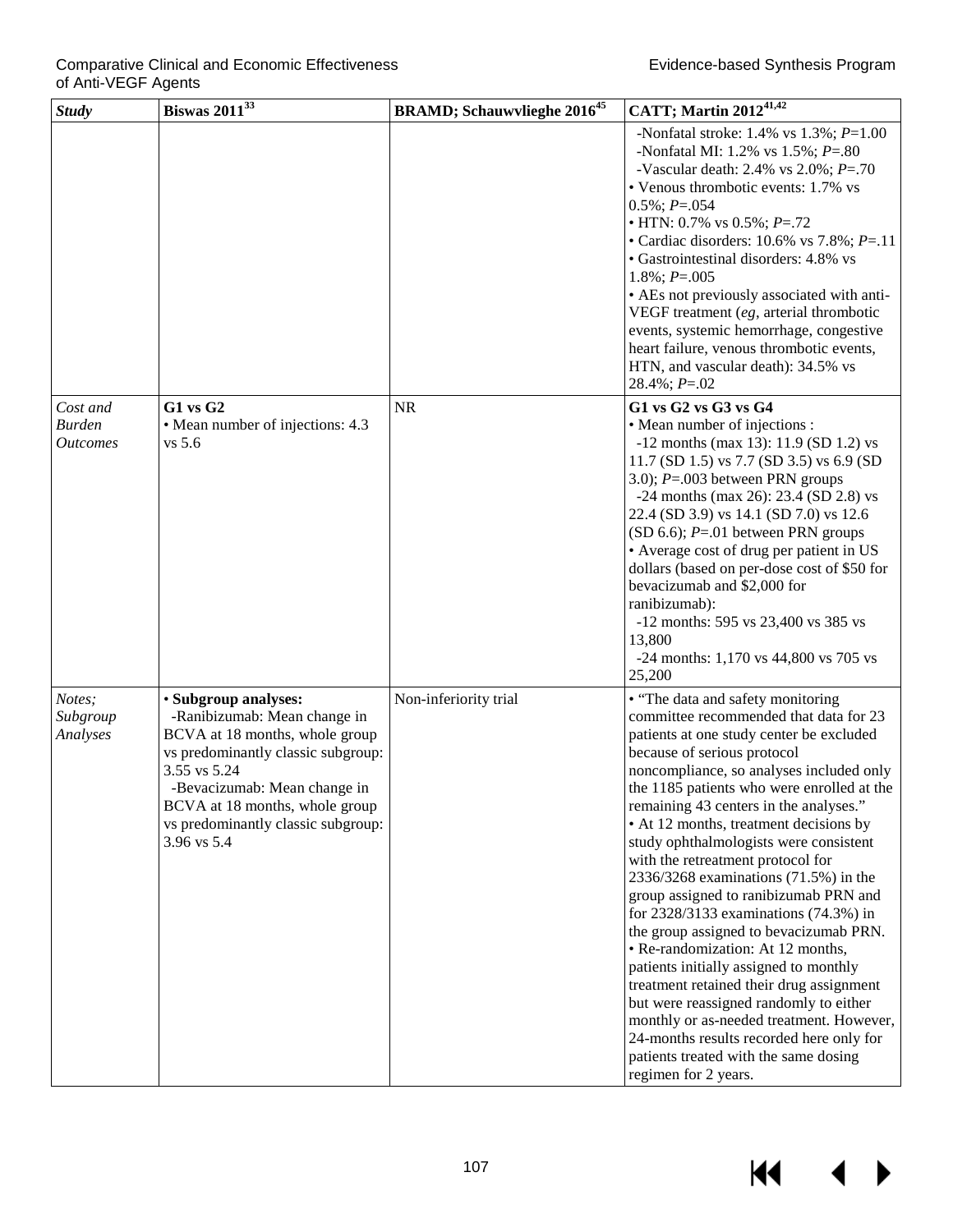| *Study* | Biswas 2011[33] | BRAMD; Schauwvlieghe 2016[45] | CATT; Martin 2012[41,42] |
|---|---|---|---|
| | | | -Nonfatal stroke: 1.4% vs 1.3%; *P*=1.00<br>-Nonfatal MI: 1.2% vs 1.5%; *P*=.80<br>-Vascular death: 2.4% vs 2.0%; *P*=.70<br>• Venous thrombotic events: 1.7% vs 0.5%; *P*=.054<br>• HTN: 0.7% vs 0.5%; *P*=.72<br>• Cardiac disorders: 10.6% vs 7.8%; *P*=.11<br>• Gastrointestinal disorders: 4.8% vs 1.8%; *P*=.005<br>• AEs not previously associated with anti-VEGF treatment (*eg*, arterial thrombotic events, systemic hemorrhage, congestive heart failure, venous thrombotic events, HTN, and vascular death): 34.5% vs 28.4%; *P*=.02 |
| *Cost and Burden Outcomes* | **G1 vs G2**<br>• Mean number of injections: 4.3 vs 5.6 | NR | **G1 vs G2 vs G3 vs G4**<br>• Mean number of injections :<br>-12 months (max 13): 11.9 (SD 1.2) vs 11.7 (SD 1.5) vs 7.7 (SD 3.5) vs 6.9 (SD 3.0); *P*=.003 between PRN groups<br>-24 months (max 26): 23.4 (SD 2.8) vs 22.4 (SD 3.9) vs 14.1 (SD 7.0) vs 12.6 (SD 6.6); *P*=.01 between PRN groups<br>• Average cost of drug per patient in US dollars (based on per-dose cost of $50 for bevacizumab and $2,000 for ranibizumab):<br>-12 months: 595 vs 23,400 vs 385 vs 13,800<br>-24 months: 1,170 vs 44,800 vs 705 vs 25,200 |
| *Notes; Subgroup Analyses* | • **Subgroup analyses:**<br>-Ranibizumab: Mean change in BCVA at 18 months, whole group vs predominantly classic subgroup: 3.55 vs 5.24<br>-Bevacizumab: Mean change in BCVA at 18 months, whole group vs predominantly classic subgroup: 3.96 vs 5.4 | Non-inferiority trial | • "The data and safety monitoring committee recommended that data for 23 patients at one study center be excluded because of serious protocol noncompliance, so analyses included only the 1185 patients who were enrolled at the remaining 43 centers in the analyses."<br>• At 12 months, treatment decisions by study ophthalmologists were consistent with the retreatment protocol for 2336/3268 examinations (71.5%) in the group assigned to ranibizumab PRN and for 2328/3133 examinations (74.3%) in the group assigned to bevacizumab PRN.<br>• Re-randomization: At 12 months, patients initially assigned to monthly treatment retained their drug assignment but were reassigned randomly to either monthly or as-needed treatment. However, 24-months results recorded here only for patients treated with the same dosing regimen for 2 years. |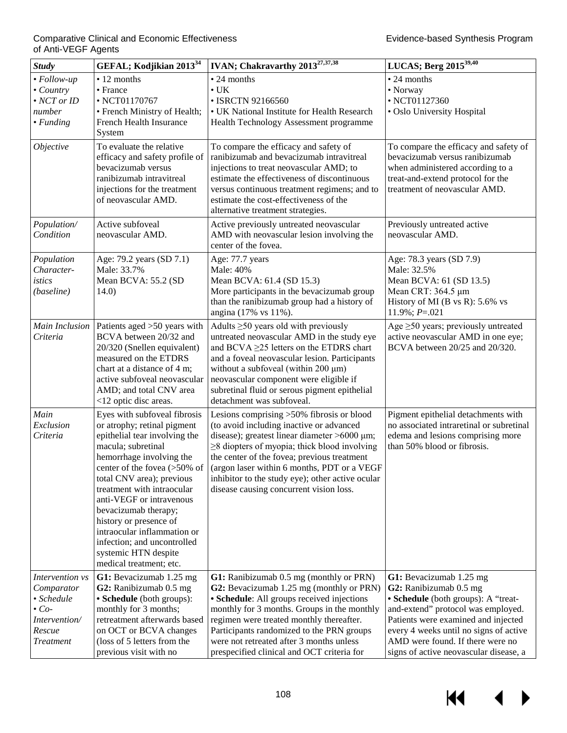| *Study* | **GEFAL; Kodjikian 2013**[34] | **IVAN; Chakravarthy 2013**[27,37,38] | **LUCAS; Berg 2015**[39,40] |
|---|---|---|---|
| *• Follow-up* *• Country* *• NCT or ID number* *• Funding* | • 12 months • France • NCT01170767 • French Ministry of Health; French Health Insurance System | • 24 months • UK • ISRCTN 92166560 • UK National Institute for Health Research Health Technology Assessment programme | • 24 months • Norway • NCT01127360 • Oslo University Hospital |
| *Objective* | To evaluate the relative efficacy and safety profile of bevacizumab versus ranibizumab intravitreal injections for the treatment of neovascular AMD. | To compare the efficacy and safety of ranibizumab and bevacizumab intravitreal injections to treat neovascular AMD; to estimate the effectiveness of discontinuous versus continuous treatment regimens; and to estimate the cost-effectiveness of the alternative treatment strategies. | To compare the efficacy and safety of bevacizumab versus ranibizumab when administered according to a treat-and-extend protocol for the treatment of neovascular AMD. |
| *Population/ Condition* | Active subfoveal neovascular AMD. | Active previously untreated neovascular AMD with neovascular lesion involving the center of the fovea. | Previously untreated active neovascular AMD. |
| *Population Character-istics (baseline)* | Age: 79.2 years (SD 7.1) Male: 33.7% Mean BCVA: 55.2 (SD 14.0) | Age: 77.7 years Male: 40% Mean BCVA: 61.4 (SD 15.3) More participants in the bevacizumab group than the ranibizumab group had a history of angina (17% vs 11%). | Age: 78.3 years (SD 7.9) Male: 32.5% Mean BCVA: 61 (SD 13.5) Mean CRT: 364.5 μm History of MI (B vs R): 5.6% vs 11.9%; *P*=.021 |
| *Main Inclusion Criteria* | Patients aged >50 years with BCVA between 20/32 and 20/320 (Snellen equivalent) measured on the ETDRS chart at a distance of 4 m; active subfoveal neovascular AMD; and total CNV area <12 optic disc areas. | Adults ≥50 years old with previously untreated neovascular AMD in the study eye and BCVA ≥25 letters on the ETDRS chart and a foveal neovascular lesion. Participants without a subfoveal (within 200 μm) neovascular component were eligible if subretinal fluid or serous pigment epithelial detachment was subfoveal. | Age ≥50 years; previously untreated active neovascular AMD in one eye; BCVA between 20/25 and 20/320. |
| *Main Exclusion Criteria* | Eyes with subfoveal fibrosis or atrophy; retinal pigment epithelial tear involving the macula; subretinal hemorrhage involving the center of the fovea (>50% of total CNV area); previous treatment with intraocular anti-VEGF or intravenous bevacizumab therapy; history or presence of intraocular inflammation or infection; and uncontrolled systemic HTN despite medical treatment; etc. | Lesions comprising >50% fibrosis or blood (to avoid including inactive or advanced disease); greatest linear diameter >6000 μm; ≥8 diopters of myopia; thick blood involving the center of the fovea; previous treatment (argon laser within 6 months, PDT or a VEGF inhibitor to the study eye); other active ocular disease causing concurrent vision loss. | Pigment epithelial detachments with no associated intraretinal or subretinal edema and lesions comprising more than 50% blood or fibrosis. |
| *Intervention vs Comparator • Schedule • Co-Intervention/ Rescue Treatment* | **G1:** Bevacizumab 1.25 mg **G2:** Ranibizumab 0.5 mg **• Schedule** (both groups): monthly for 3 months; retreatment afterwards based on OCT or BCVA changes (loss of 5 letters from the previous visit with no | **G1:** Ranibizumab 0.5 mg (monthly or PRN) **G2:** Bevacizumab 1.25 mg (monthly or PRN) **• Schedule**: All groups received injections monthly for 3 months. Groups in the monthly regimen were treated monthly thereafter. Participants randomized to the PRN groups were not retreated after 3 months unless prespecified clinical and OCT criteria for | **G1:** Bevacizumab 1.25 mg **G2:** Ranibizumab 0.5 mg **• Schedule** (both groups): A "treat-and-extend" protocol was employed. Patients were examined and injected every 4 weeks until no signs of active AMD were found. If there were no signs of active neovascular disease, a |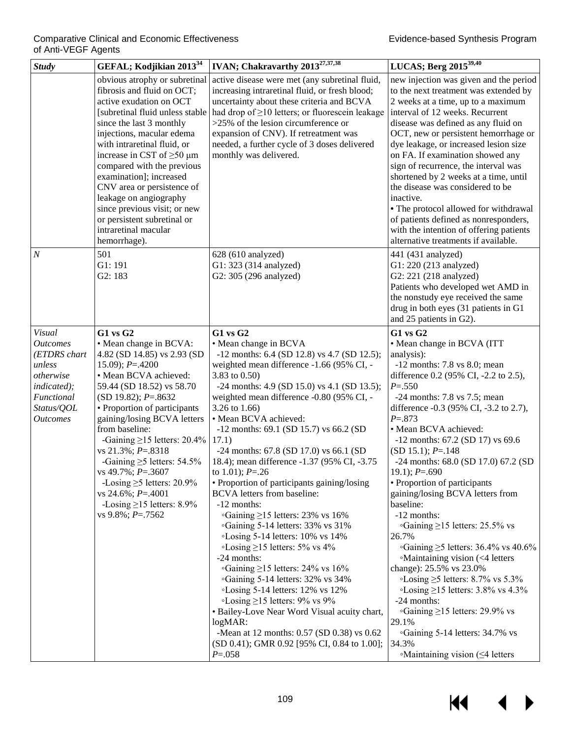| *Study* | **GEFAL; Kodjikian 2013**[34] | **IVAN; Chakravarthy 2013**[27,37,38] | **LUCAS; Berg 2015**[39,40] |
|---|---|---|---|
| | obvious atrophy or subretinal fibrosis and fluid on OCT; active exudation on OCT [subretinal fluid unless stable since the last 3 monthly injections, macular edema with intraretinal fluid, or increase in CST of ≥50 μm compared with the previous examination]; increased CNV area or persistence of leakage on angiography since previous visit; or new or persistent subretinal or intraretinal macular hemorrhage). | active disease were met (any subretinal fluid, increasing intraretinal fluid, or fresh blood; uncertainty about these criteria and BCVA had drop of ≥10 letters; or fluorescein leakage >25% of the lesion circumference or expansion of CNV). If retreatment was needed, a further cycle of 3 doses delivered monthly was delivered. | new injection was given and the period to the next treatment was extended by 2 weeks at a time, up to a maximum interval of 12 weeks. Recurrent disease was defined as any fluid on OCT, new or persistent hemorrhage or dye leakage, or increased lesion size on FA. If examination showed any sign of recurrence, the interval was shortened by 2 weeks at a time, until the disease was considered to be inactive.<br>• The protocol allowed for withdrawal of patients defined as nonresponders, with the intention of offering patients alternative treatments if available. |
| *N* | 501<br>G1: 191<br>G2: 183 | 628 (610 analyzed)<br>G1: 323 (314 analyzed)<br>G2: 305 (296 analyzed) | 441 (431 analyzed)<br>G1: 220 (213 analyzed)<br>G2: 221 (218 analyzed)<br>Patients who developed wet AMD in the nonstudy eye received the same drug in both eyes (31 patients in G1 and 25 patients in G2). |
| *Visual Outcomes (ETDRS chart unless otherwise indicated); Functional Status/QOL Outcomes* | **G1 vs G2**<br>• Mean change in BCVA: 4.82 (SD 14.85) vs 2.93 (SD 15.09); *P*=.4200<br>• Mean BCVA achieved: 59.44 (SD 18.52) vs 58.70 (SD 19.82); *P*=.8632<br>• Proportion of participants gaining/losing BCVA letters from baseline:<br>-Gaining ≥15 letters: 20.4% vs 21.3%; *P*=.8318<br>-Gaining ≥5 letters: 54.5% vs 49.7%; *P*=.3607<br>-Losing ≥5 letters: 20.9% vs 24.6%; *P*=.4001<br>-Losing ≥15 letters: 8.9% vs 9.8%; *P*=.7562 | **G1 vs G2**<br>• Mean change in BCVA<br>-12 months: 6.4 (SD 12.8) vs 4.7 (SD 12.5); weighted mean difference -1.66 (95% CI, -3.83 to 0.50)<br>-24 months: 4.9 (SD 15.0) vs 4.1 (SD 13.5); weighted mean difference -0.80 (95% CI, -3.26 to 1.66)<br>• Mean BCVA achieved:<br>-12 months: 69.1 (SD 15.7) vs 66.2 (SD 17.1)<br>-24 months: 67.8 (SD 17.0) vs 66.1 (SD 18.4); mean difference -1.37 (95% CI, -3.75 to 1.01); *P*=.26<br>• Proportion of participants gaining/losing BCVA letters from baseline:<br>-12 months:<br>◦Gaining ≥15 letters: 23% vs 16%<br>◦Gaining 5-14 letters: 33% vs 31%<br>◦Losing 5-14 letters: 10% vs 14%<br>◦Losing ≥15 letters: 5% vs 4%<br>-24 months:<br>◦Gaining ≥15 letters: 24% vs 16%<br>◦Gaining 5-14 letters: 32% vs 34%<br>◦Losing 5-14 letters: 12% vs 12%<br>◦Losing ≥15 letters: 9% vs 9%<br>• Bailey-Love Near Word Visual acuity chart, logMAR:<br>-Mean at 12 months: 0.57 (SD 0.38) vs 0.62 (SD 0.41); GMR 0.92 [95% CI, 0.84 to 1.00]; *P*=.058 | **G1 vs G2**<br>• Mean change in BCVA (ITT analysis):<br>-12 months: 7.8 vs 8.0; mean difference 0.2 (95% CI, -2.2 to 2.5), *P*=.550<br>-24 months: 7.8 vs 7.5; mean difference -0.3 (95% CI, -3.2 to 2.7), *P*=.873<br>• Mean BCVA achieved:<br>-12 months: 67.2 (SD 17) vs 69.6 (SD 15.1); *P*=.148<br>-24 months: 68.0 (SD 17.0) 67.2 (SD 19.1); *P*=.690<br>• Proportion of participants gaining/losing BCVA letters from baseline:<br>-12 months:<br>◦Gaining ≥15 letters: 25.5% vs 26.7%<br>◦Gaining ≥5 letters: 36.4% vs 40.6%<br>◦Maintaining vision (<4 letters change): 25.5% vs 23.0%<br>◦Losing ≥5 letters: 8.7% vs 5.3%<br>◦Losing ≥15 letters: 3.8% vs 4.3%<br>-24 months:<br>◦Gaining ≥15 letters: 29.9% vs 29.1%<br>◦Gaining 5-14 letters: 34.7% vs 34.3%<br>◦Maintaining vision (≤4 letters |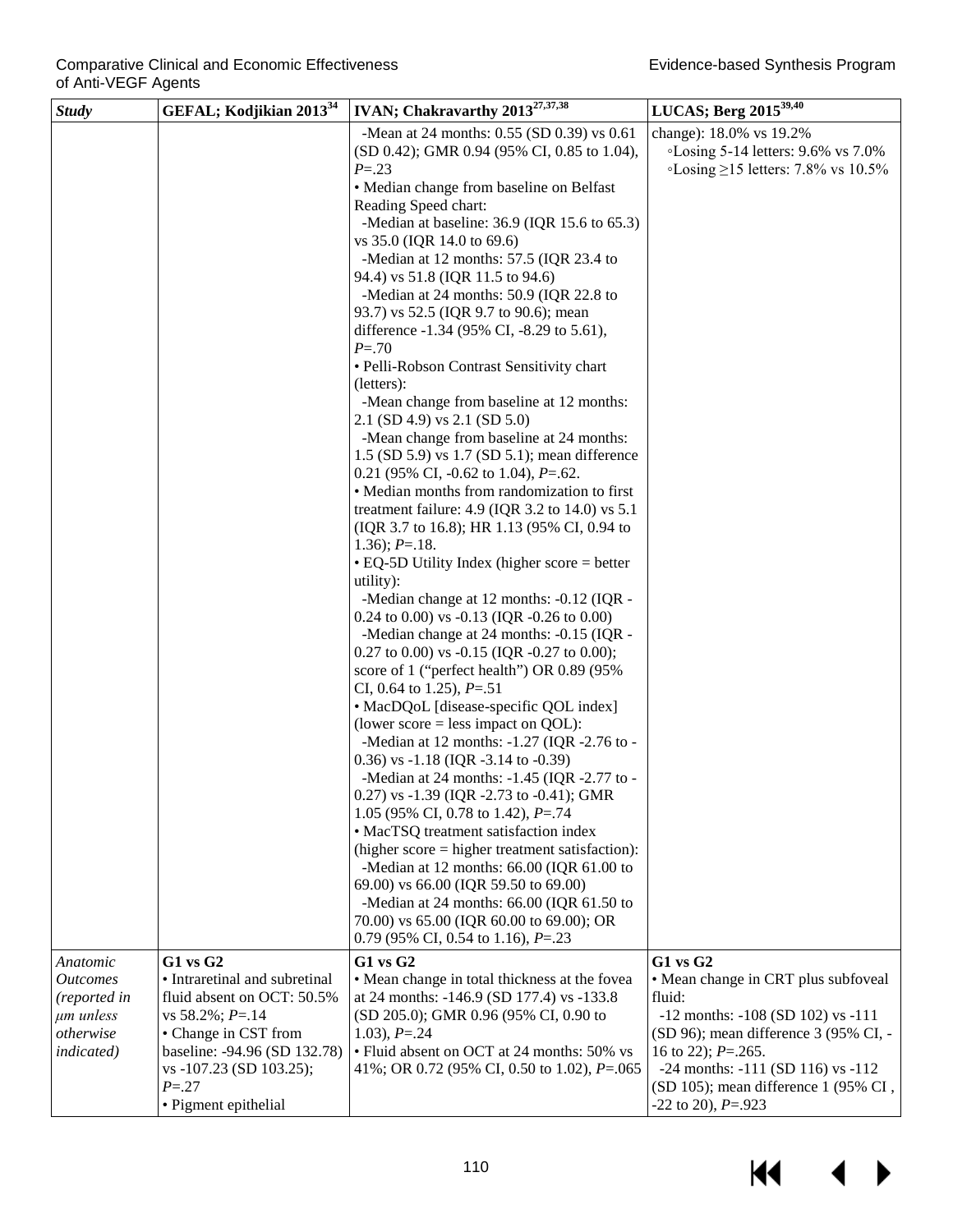| Study | GEFAL; Kodjikian 2013[34] | IVAN; Chakravarthy 2013[27,37,38] | LUCAS; Berg 2015[39,40] |
|---|---|---|---|
| | | -Mean at 24 months: 0.55 (SD 0.39) vs 0.61 (SD 0.42); GMR 0.94 (95% CI, 0.85 to 1.04), *P*=.23<br>• Median change from baseline on Belfast Reading Speed chart:<br>-Median at baseline: 36.9 (IQR 15.6 to 65.3) vs 35.0 (IQR 14.0 to 69.6)<br>-Median at 12 months: 57.5 (IQR 23.4 to 94.4) vs 51.8 (IQR 11.5 to 94.6)<br>-Median at 24 months: 50.9 (IQR 22.8 to 93.7) vs 52.5 (IQR 9.7 to 90.6); mean difference -1.34 (95% CI, -8.29 to 5.61), *P*=.70<br>• Pelli-Robson Contrast Sensitivity chart (letters):<br>-Mean change from baseline at 12 months: 2.1 (SD 4.9) vs 2.1 (SD 5.0)<br>-Mean change from baseline at 24 months: 1.5 (SD 5.9) vs 1.7 (SD 5.1); mean difference 0.21 (95% CI, -0.62 to 1.04), *P*=.62.<br>• Median months from randomization to first treatment failure: 4.9 (IQR 3.2 to 14.0) vs 5.1 (IQR 3.7 to 16.8); HR 1.13 (95% CI, 0.94 to 1.36); *P*=.18.<br>• EQ-5D Utility Index (higher score = better utility):<br>-Median change at 12 months: -0.12 (IQR -0.24 to 0.00) vs -0.13 (IQR -0.26 to 0.00)<br>-Median change at 24 months: -0.15 (IQR -0.27 to 0.00) vs -0.15 (IQR -0.27 to 0.00); score of 1 ("perfect health") OR 0.89 (95% CI, 0.64 to 1.25), *P*=.51<br>• MacDQoL [disease-specific QOL index] (lower score = less impact on QOL):<br>-Median at 12 months: -1.27 (IQR -2.76 to -0.36) vs -1.18 (IQR -3.14 to -0.39)<br>-Median at 24 months: -1.45 (IQR -2.77 to -0.27) vs -1.39 (IQR -2.73 to -0.41); GMR 1.05 (95% CI, 0.78 to 1.42), *P*=.74<br>• MacTSQ treatment satisfaction index (higher score = higher treatment satisfaction):<br>-Median at 12 months: 66.00 (IQR 61.00 to 69.00) vs 66.00 (IQR 59.50 to 69.00)<br>-Median at 24 months: 66.00 (IQR 61.50 to 70.00) vs 65.00 (IQR 60.00 to 69.00); OR 0.79 (95% CI, 0.54 to 1.16), *P*=.23 | change): 18.0% vs 19.2%<br>◦Losing 5-14 letters: 9.6% vs 7.0%<br>◦Losing ≥15 letters: 7.8% vs 10.5% |
| *Anatomic Outcomes (reported in µm unless otherwise indicated)* | **G1 vs G2**<br>• Intraretinal and subretinal fluid absent on OCT: 50.5% vs 58.2%; *P*=.14<br>• Change in CST from baseline: -94.96 (SD 132.78) vs -107.23 (SD 103.25); *P*=.27<br>• Pigment epithelial | **G1 vs G2**<br>• Mean change in total thickness at the fovea at 24 months: -146.9 (SD 177.4) vs -133.8 (SD 205.0); GMR 0.96 (95% CI, 0.90 to 1.03), *P*=.24<br>• Fluid absent on OCT at 24 months: 50% vs 41%; OR 0.72 (95% CI, 0.50 to 1.02), *P*=.065 | **G1 vs G2**<br>• Mean change in CRT plus subfoveal fluid:<br>-12 months: -108 (SD 102) vs -111 (SD 96); mean difference 3 (95% CI, -16 to 22); *P*=.265.<br>-24 months: -111 (SD 116) vs -112 (SD 105); mean difference 1 (95% CI , -22 to 20), *P*=.923 |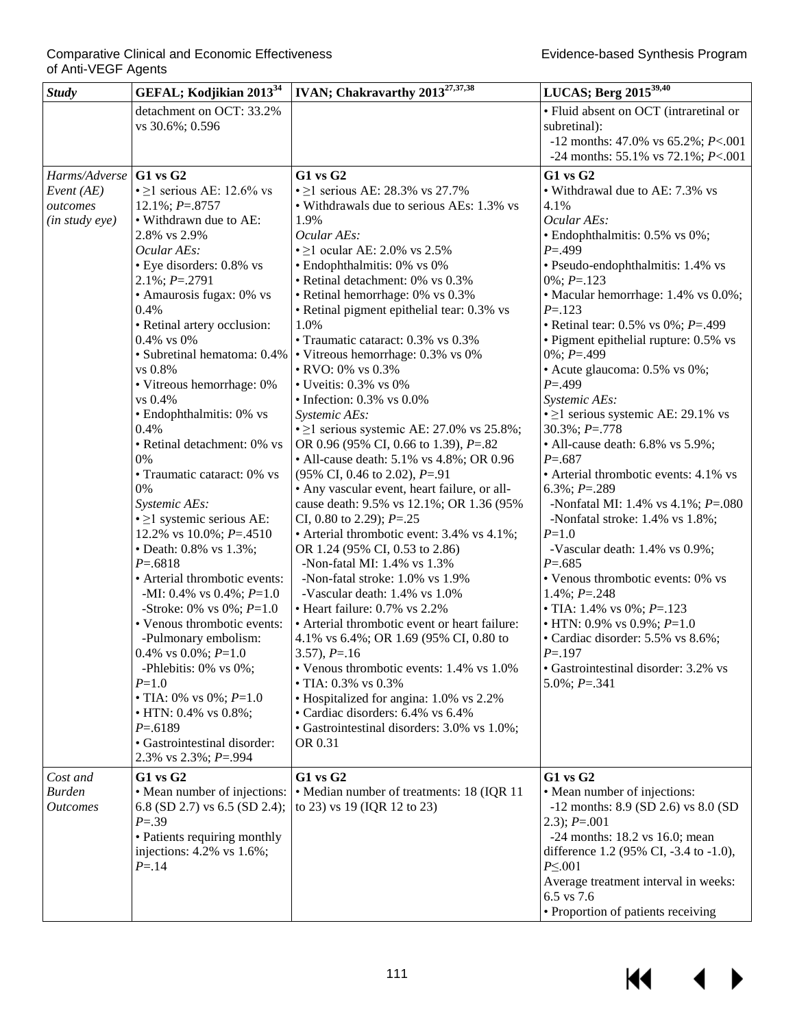| Study | GEFAL; Kodjikian 2013[34] | IVAN; Chakravarthy 2013[27,37,38] | LUCAS; Berg 2015[39,40] |
|---|---|---|---|
| | detachment on OCT: 33.2% vs 30.6%; 0.596 | | • Fluid absent on OCT (intraretinal or subretinal):<br>-12 months: 47.0% vs 65.2%; *P*<.001<br>-24 months: 55.1% vs 72.1%; *P*<.001 |
| *Harms/Adverse Event (AE) outcomes (in study eye)* | **G1 vs G2**<br>• ≥1 serious AE: 12.6% vs 12.1%; *P*=.8757<br>• Withdrawn due to AE: 2.8% vs 2.9%<br>*Ocular AEs:*<br>• Eye disorders: 0.8% vs 2.1%; *P*=.2791<br>• Amaurosis fugax: 0% vs 0.4%<br>• Retinal artery occlusion: 0.4% vs 0%<br>• Subretinal hematoma: 0.4% vs 0.8%<br>• Vitreous hemorrhage: 0% vs 0.4%<br>• Endophthalmitis: 0% vs 0.4%<br>• Retinal detachment: 0% vs 0%<br>• Traumatic cataract: 0% vs 0%<br>*Systemic AEs:*<br>• ≥1 systemic serious AE: 12.2% vs 10.0%; *P*=.4510<br>• Death: 0.8% vs 1.3%; *P*=.6818<br>• Arterial thrombotic events:<br>-MI: 0.4% vs 0.4%; *P*=1.0<br>-Stroke: 0% vs 0%; *P*=1.0<br>• Venous thrombotic events:<br>-Pulmonary embolism: 0.4% vs 0.0%; *P*=1.0<br>-Phlebitis: 0% vs 0%; *P*=1.0<br>• TIA: 0% vs 0%; *P*=1.0<br>• HTN: 0.4% vs 0.8%; *P*=.6189<br>• Gastrointestinal disorder: 2.3% vs 2.3%; *P*=.994 | **G1 vs G2**<br>• ≥1 serious AE: 28.3% vs 27.7%<br>• Withdrawals due to serious AEs: 1.3% vs 1.9%<br>*Ocular AEs:*<br>• ≥1 ocular AE: 2.0% vs 2.5%<br>• Endophthalmitis: 0% vs 0%<br>• Retinal detachment: 0% vs 0.3%<br>• Retinal hemorrhage: 0% vs 0.3%<br>• Retinal pigment epithelial tear: 0.3% vs 1.0%<br>• Traumatic cataract: 0.3% vs 0.3%<br>• Vitreous hemorrhage: 0.3% vs 0%<br>• RVO: 0% vs 0.3%<br>• Uveitis: 0.3% vs 0%<br>• Infection: 0.3% vs 0.0%<br>*Systemic AEs:*<br>• ≥1 serious systemic AE: 27.0% vs 25.8%; OR 0.96 (95% CI, 0.66 to 1.39), *P*=.82<br>• All-cause death: 5.1% vs 4.8%; OR 0.96 (95% CI, 0.46 to 2.02), *P*=.91<br>• Any vascular event, heart failure, or all-cause death: 9.5% vs 12.1%; OR 1.36 (95% CI, 0.80 to 2.29); *P*=.25<br>• Arterial thrombotic event: 3.4% vs 4.1%; OR 1.24 (95% CI, 0.53 to 2.86)<br>-Non-fatal MI: 1.4% vs 1.3%<br>-Non-fatal stroke: 1.0% vs 1.9%<br>-Vascular death: 1.4% vs 1.0%<br>• Heart failure: 0.7% vs 2.2%<br>• Arterial thrombotic event or heart failure: 4.1% vs 6.4%; OR 1.69 (95% CI, 0.80 to 3.57), *P*=.16<br>• Venous thrombotic events: 1.4% vs 1.0%<br>• TIA: 0.3% vs 0.3%<br>• Hospitalized for angina: 1.0% vs 2.2%<br>• Cardiac disorders: 6.4% vs 6.4%<br>• Gastrointestinal disorders: 3.0% vs 1.0%; OR 0.31 | **G1 vs G2**<br>• Withdrawal due to AE: 7.3% vs 4.1%<br>*Ocular AEs:*<br>• Endophthalmitis: 0.5% vs 0%; *P*=.499<br>• Pseudo-endophthalmitis: 1.4% vs 0%; *P*=.123<br>• Macular hemorrhage: 1.4% vs 0.0%; *P*=.123<br>• Retinal tear: 0.5% vs 0%; *P*=.499<br>• Pigment epithelial rupture: 0.5% vs 0%; *P*=.499<br>• Acute glaucoma: 0.5% vs 0%; *P*=.499<br>*Systemic AEs:*<br>• ≥1 serious systemic AE: 29.1% vs 30.3%; *P*=.778<br>• All-cause death: 6.8% vs 5.9%; *P*=.687<br>• Arterial thrombotic events: 4.1% vs 6.3%; *P*=.289<br>-Nonfatal MI: 1.4% vs 4.1%; *P*=.080<br>-Nonfatal stroke: 1.4% vs 1.8%; *P*=1.0<br>-Vascular death: 1.4% vs 0.9%; *P*=.685<br>• Venous thrombotic events: 0% vs 1.4%; *P*=.248<br>• TIA: 1.4% vs 0%; *P*=.123<br>• HTN: 0.9% vs 0.9%; *P*=1.0<br>• Cardiac disorder: 5.5% vs 8.6%; *P*=.197<br>• Gastrointestinal disorder: 3.2% vs 5.0%; *P*=.341 |
| *Cost and Burden Outcomes* | **G1 vs G2**<br>• Mean number of injections: 6.8 (SD 2.7) vs 6.5 (SD 2.4); *P*=.39<br>• Patients requiring monthly injections: 4.2% vs 1.6%; *P*=.14 | **G1 vs G2**<br>• Median number of treatments: 18 (IQR 11 to 23) vs 19 (IQR 12 to 23) | **G1 vs G2**<br>• Mean number of injections:<br>-12 months: 8.9 (SD 2.6) vs 8.0 (SD 2.3); *P*=.001<br>-24 months: 18.2 vs 16.0; mean difference 1.2 (95% CI, -3.4 to -1.0), *P*≤.001<br>Average treatment interval in weeks: 6.5 vs 7.6<br>• Proportion of patients receiving |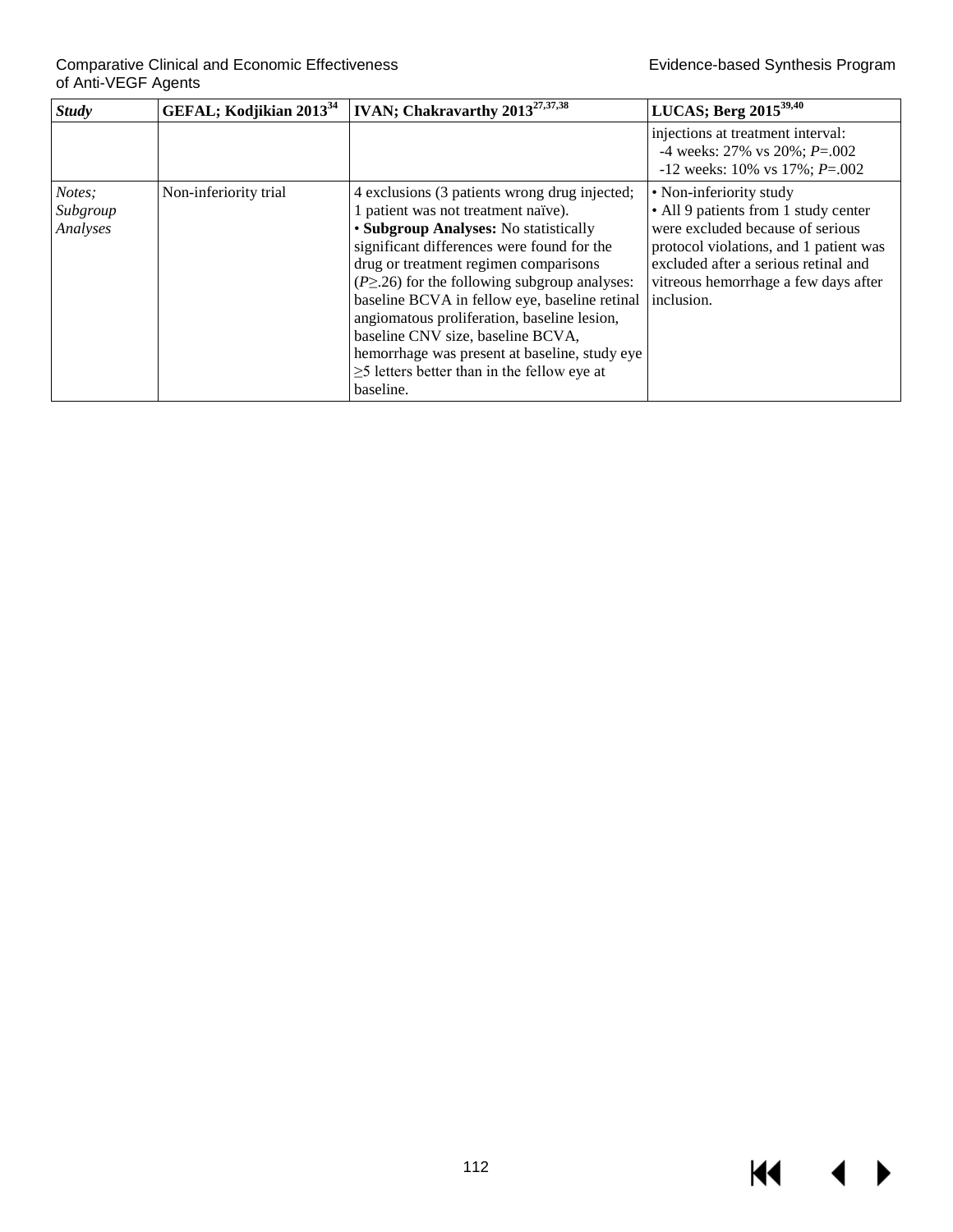| *Study* | GEFAL; Kodjikian 2013[34] | IVAN; Chakravarthy 2013[27,37,38] | LUCAS; Berg 2015[39,40] |
|---|---|---|---|
| | | | injections at treatment interval:<br>-4 weeks: 27% vs 20%; *P*=.002<br>-12 weeks: 10% vs 17%; *P*=.002 |
| *Notes; Subgroup Analyses* | Non-inferiority trial | 4 exclusions (3 patients wrong drug injected; 1 patient was not treatment naïve).<br>• **Subgroup Analyses:** No statistically significant differences were found for the drug or treatment regimen comparisons ($P \geq .26$) for the following subgroup analyses: baseline BCVA in fellow eye, baseline retinal angiomatous proliferation, baseline lesion, baseline CNV size, baseline BCVA, hemorrhage was present at baseline, study eye ≥5 letters better than in the fellow eye at baseline. | • Non-inferiority study<br>• All 9 patients from 1 study center were excluded because of serious protocol violations, and 1 patient was excluded after a serious retinal and vitreous hemorrhage a few days after inclusion. |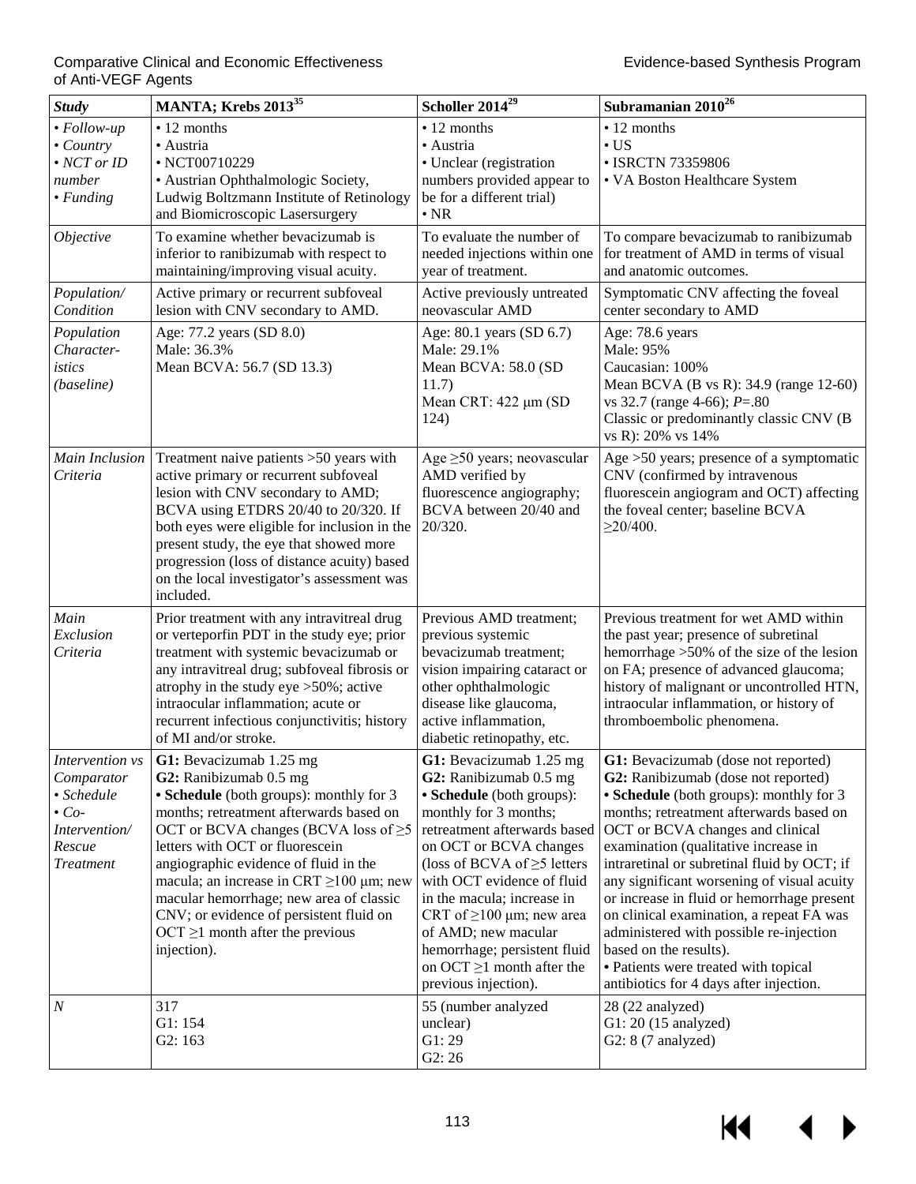| *Study* | **MANTA; Krebs 2013[35]** | **Scholler 2014[29]** | **Subramanian 2010[26]** |
|---|---|---|---|
| *• Follow-up*<br>*• Country*<br>*• NCT or ID number*<br>*• Funding* | • 12 months<br>• Austria<br>• NCT00710229<br>• Austrian Ophthalmologic Society, Ludwig Boltzmann Institute of Retinology and Biomicroscopic Lasersurgery | • 12 months<br>• Austria<br>• Unclear (registration numbers provided appear to be for a different trial)<br>• NR | • 12 months<br>• US<br>• ISRCTN 73359806<br>• VA Boston Healthcare System |
| *Objective* | To examine whether bevacizumab is inferior to ranibizumab with respect to maintaining/improving visual acuity. | To evaluate the number of needed injections within one year of treatment. | To compare bevacizumab to ranibizumab for treatment of AMD in terms of visual and anatomic outcomes. |
| *Population/ Condition* | Active primary or recurrent subfoveal lesion with CNV secondary to AMD. | Active previously untreated neovascular AMD | Symptomatic CNV affecting the foveal center secondary to AMD |
| *Population Characteristics (baseline)* | Age: 77.2 years (SD 8.0)<br>Male: 36.3%<br>Mean BCVA: 56.7 (SD 13.3) | Age: 80.1 years (SD 6.7)<br>Male: 29.1%<br>Mean BCVA: 58.0 (SD 11.7)<br>Mean CRT: 422 μm (SD 124) | Age: 78.6 years<br>Male: 95%<br>Caucasian: 100%<br>Mean BCVA (B vs R): 34.9 (range 12-60) vs 32.7 (range 4-66); $P$=.80<br>Classic or predominantly classic CNV (B vs R): 20% vs 14% |
| *Main Inclusion Criteria* | Treatment naive patients >50 years with active primary or recurrent subfoveal lesion with CNV secondary to AMD; BCVA using ETDRS 20/40 to 20/320. If both eyes were eligible for inclusion in the present study, the eye that showed more progression (loss of distance acuity) based on the local investigator's assessment was included. | Age ≥50 years; neovascular AMD verified by fluorescence angiography; BCVA between 20/40 and 20/320. | Age >50 years; presence of a symptomatic CNV (confirmed by intravenous fluorescein angiogram and OCT) affecting the foveal center; baseline BCVA ≥20/400. |
| *Main Exclusion Criteria* | Prior treatment with any intravitreal drug or verteporfin PDT in the study eye; prior treatment with systemic bevacizumab or any intravitreal drug; subfoveal fibrosis or atrophy in the study eye >50%; active intraocular inflammation; acute or recurrent infectious conjunctivitis; history of MI and/or stroke. | Previous AMD treatment; previous systemic bevacizumab treatment; vision impairing cataract or other ophthalmologic disease like glaucoma, active inflammation, diabetic retinopathy, etc. | Previous treatment for wet AMD within the past year; presence of subretinal hemorrhage >50% of the size of the lesion on FA; presence of advanced glaucoma; history of malignant or uncontrolled HTN, intraocular inflammation, or history of thromboembolic phenomena. |
| *Intervention vs Comparator*<br>*• Schedule*<br>*• Co-Intervention/ Rescue Treatment* | **G1:** Bevacizumab 1.25 mg<br>**G2:** Ranibizumab 0.5 mg<br>**• Schedule** (both groups): monthly for 3 months; retreatment afterwards based on OCT or BCVA changes (BCVA loss of ≥5 letters with OCT or fluorescein angiographic evidence of fluid in the macula; an increase in CRT ≥100 μm; new macular hemorrhage; new area of classic CNV; or evidence of persistent fluid on OCT ≥1 month after the previous injection). | **G1:** Bevacizumab 1.25 mg<br>**G2:** Ranibizumab 0.5 mg<br>**• Schedule** (both groups): monthly for 3 months; retreatment afterwards based on OCT or BCVA changes (loss of BCVA of ≥5 letters with OCT evidence of fluid in the macula; increase in CRT of ≥100 μm; new area of AMD; new macular hemorrhage; persistent fluid on OCT ≥1 month after the previous injection). | **G1:** Bevacizumab (dose not reported)<br>**G2:** Ranibizumab (dose not reported)<br>**• Schedule** (both groups): monthly for 3 months; retreatment afterwards based on OCT or BCVA changes and clinical examination (qualitative increase in intraretinal or subretinal fluid by OCT; if any significant worsening of visual acuity or increase in fluid or hemorrhage present on clinical examination, a repeat FA was administered with possible re-injection based on the results).<br>**•** Patients were treated with topical antibiotics for 4 days after injection. |
| *N* | 317<br>G1: 154<br>G2: 163 | 55 (number analyzed unclear)<br>G1: 29<br>G2: 26 | 28 (22 analyzed)<br>G1: 20 (15 analyzed)<br>G2: 8 (7 analyzed) |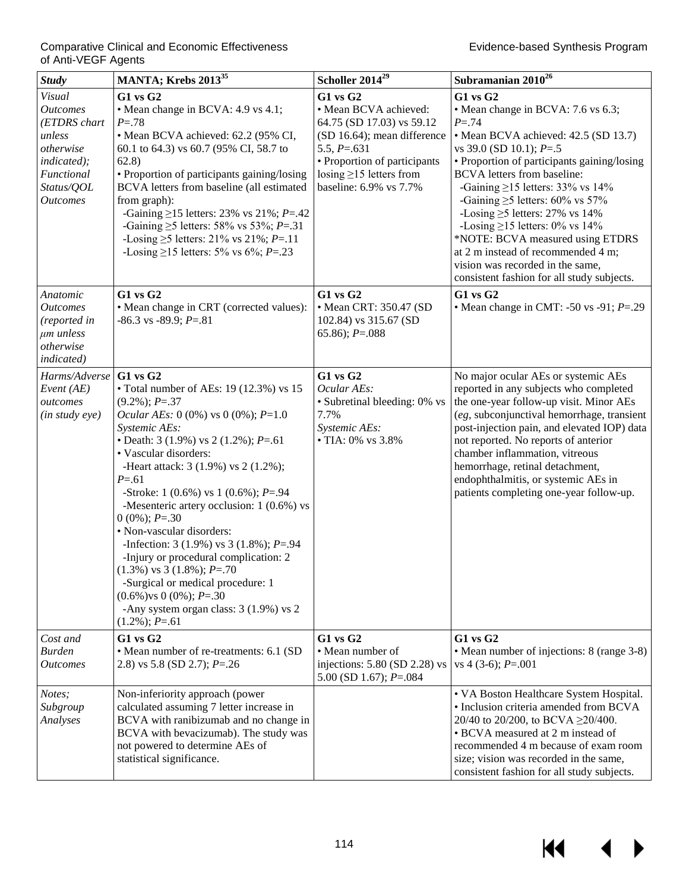| Study | MANTA; Krebs 2013[35] | Scholler 2014[29] | Subramanian 2010[26] |
|---|---|---|---|
| *Visual Outcomes (ETDRS chart unless otherwise indicated); Functional Status/QOL Outcomes* | **G1 vs G2**<br>• Mean change in BCVA: 4.9 vs 4.1; *P*=.78<br>• Mean BCVA achieved: 62.2 (95% CI, 60.1 to 64.3) vs 60.7 (95% CI, 58.7 to 62.8)<br>• Proportion of participants gaining/losing BCVA letters from baseline (all estimated from graph):<br>-Gaining ≥15 letters: 23% vs 21%; *P*=.42<br>-Gaining ≥5 letters: 58% vs 53%; *P*=.31<br>-Losing ≥5 letters: 21% vs 21%; *P*=.11<br>-Losing ≥15 letters: 5% vs 6%; *P*=.23 | **G1 vs G2**<br>• Mean BCVA achieved: 64.75 (SD 17.03) vs 59.12 (SD 16.64); mean difference 5.5, *P*=.631<br>• Proportion of participants losing ≥15 letters from baseline: 6.9% vs 7.7% | **G1 vs G2**<br>• Mean change in BCVA: 7.6 vs 6.3; *P*=.74<br>• Mean BCVA achieved: 42.5 (SD 13.7) vs 39.0 (SD 10.1); *P*=.5<br>• Proportion of participants gaining/losing BCVA letters from baseline:<br>-Gaining ≥15 letters: 33% vs 14%<br>-Gaining ≥5 letters: 60% vs 57%<br>-Losing ≥5 letters: 27% vs 14%<br>-Losing ≥15 letters: 0% vs 14%<br>*NOTE: BCVA measured using ETDRS at 2 m instead of recommended 4 m; vision was recorded in the same, consistent fashion for all study subjects. |
| *Anatomic Outcomes (reported in μm unless otherwise indicated)* | **G1 vs G2**<br>• Mean change in CRT (corrected values): -86.3 vs -89.9; *P*=.81 | **G1 vs G2**<br>• Mean CRT: 350.47 (SD 102.84) vs 315.67 (SD 65.86); *P*=.088 | **G1 vs G2**<br>• Mean change in CMT: -50 vs -91; *P*=.29 |
| *Harms/Adverse Event (AE) outcomes (in study eye)* | **G1 vs G2**<br>• Total number of AEs: 19 (12.3%) vs 15 (9.2%); *P*=.37<br>*Ocular AEs:* 0 (0%) vs 0 (0%); *P*=1.0<br>*Systemic AEs:*<br>• Death: 3 (1.9%) vs 2 (1.2%); *P*=.61<br>• Vascular disorders:<br>-Heart attack: 3 (1.9%) vs 2 (1.2%); *P*=.61<br>-Stroke: 1 (0.6%) vs 1 (0.6%); *P*=.94<br>-Mesenteric artery occlusion: 1 (0.6%) vs 0 (0%); *P*=.30<br>• Non-vascular disorders:<br>-Infection: 3 (1.9%) vs 3 (1.8%); *P*=.94<br>-Injury or procedural complication: 2 (1.3%) vs 3 (1.8%); *P*=.70<br>-Surgical or medical procedure: 1 (0.6%)vs 0 (0%); *P*=.30<br>-Any system organ class: 3 (1.9%) vs 2 (1.2%); *P*=.61 | **G1 vs G2**<br>*Ocular AEs:*<br>• Subretinal bleeding: 0% vs 7.7%<br>*Systemic AEs:*<br>• TIA: 0% vs 3.8% | No major ocular AEs or systemic AEs reported in any subjects who completed the one-year follow-up visit. Minor AEs (*eg*, subconjunctival hemorrhage, transient post-injection pain, and elevated IOP) data not reported. No reports of anterior chamber inflammation, vitreous hemorrhage, retinal detachment, endophthalmitis, or systemic AEs in patients completing one-year follow-up. |
| *Cost and Burden Outcomes* | **G1 vs G2**<br>• Mean number of re-treatments: 6.1 (SD 2.8) vs 5.8 (SD 2.7); *P*=.26 | **G1 vs G2**<br>• Mean number of injections: 5.80 (SD 2.28) vs 5.00 (SD 1.67); *P*=.084 | **G1 vs G2**<br>• Mean number of injections: 8 (range 3-8) vs 4 (3-6); *P*=.001 |
| *Notes; Subgroup Analyses* | Non-inferiority approach (power calculated assuming 7 letter increase in BCVA with ranibizumab and no change in BCVA with bevacizumab). The study was not powered to determine AEs of statistical significance. | | • VA Boston Healthcare System Hospital.<br>• Inclusion criteria amended from BCVA 20/40 to 20/200, to BCVA ≥20/400.<br>• BCVA measured at 2 m instead of recommended 4 m because of exam room size; vision was recorded in the same, consistent fashion for all study subjects. |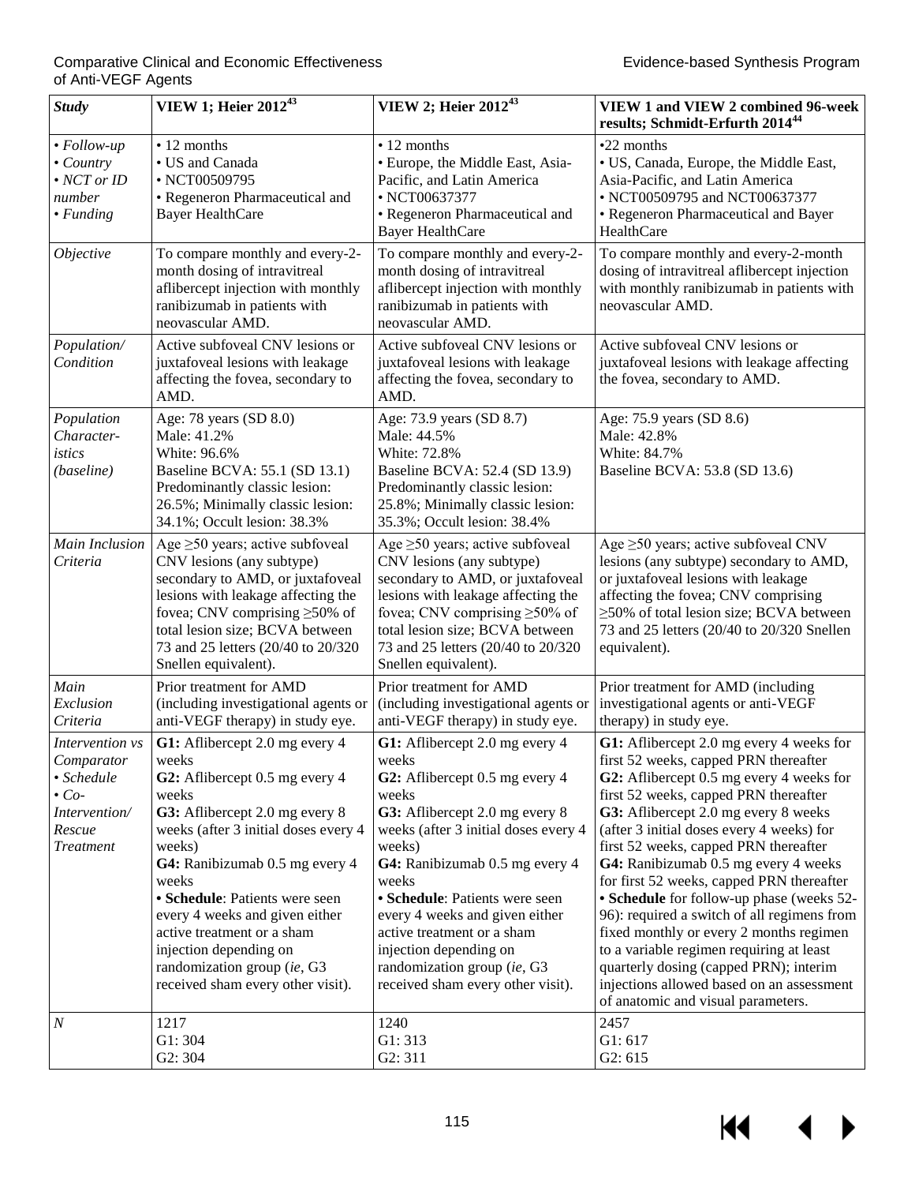| *Study* | **VIEW 1; Heier 2012**[43] | **VIEW 2; Heier 2012**[43] | **VIEW 1 and VIEW 2 combined 96-week results; Schmidt-Erfurth 2014**[44] |
|---|---|---|---|
| • *Follow-up* <br> • *Country* <br> • *NCT or ID number* <br> • *Funding* | • 12 months <br> • US and Canada <br> • NCT00509795 <br> • Regeneron Pharmaceutical and Bayer HealthCare | • 12 months <br> • Europe, the Middle East, Asia-Pacific, and Latin America <br> • NCT00637377 <br> • Regeneron Pharmaceutical and Bayer HealthCare | •22 months <br> • US, Canada, Europe, the Middle East, Asia-Pacific, and Latin America <br> • NCT00509795 and NCT00637377 <br> • Regeneron Pharmaceutical and Bayer HealthCare |
| *Objective* | To compare monthly and every-2-month dosing of intravitreal aflibercept injection with monthly ranibizumab in patients with neovascular AMD. | To compare monthly and every-2-month dosing of intravitreal aflibercept injection with monthly ranibizumab in patients with neovascular AMD. | To compare monthly and every-2-month dosing of intravitreal aflibercept injection with monthly ranibizumab in patients with neovascular AMD. |
| *Population/ Condition* | Active subfoveal CNV lesions or juxtafoveal lesions with leakage affecting the fovea, secondary to AMD. | Active subfoveal CNV lesions or juxtafoveal lesions with leakage affecting the fovea, secondary to AMD. | Active subfoveal CNV lesions or juxtafoveal lesions with leakage affecting the fovea, secondary to AMD. |
| *Population Character-istics (baseline)* | Age: 78 years (SD 8.0) <br> Male: 41.2% <br> White: 96.6% <br> Baseline BCVA: 55.1 (SD 13.1) <br> Predominantly classic lesion: 26.5%; Minimally classic lesion: 34.1%; Occult lesion: 38.3% | Age: 73.9 years (SD 8.7) <br> Male: 44.5% <br> White: 72.8% <br> Baseline BCVA: 52.4 (SD 13.9) <br> Predominantly classic lesion: 25.8%; Minimally classic lesion: 35.3%; Occult lesion: 38.4% | Age: 75.9 years (SD 8.6) <br> Male: 42.8% <br> White: 84.7% <br> Baseline BCVA: 53.8 (SD 13.6) |
| *Main Inclusion Criteria* | Age ≥50 years; active subfoveal CNV lesions (any subtype) secondary to AMD, or juxtafoveal lesions with leakage affecting the fovea; CNV comprising ≥50% of total lesion size; BCVA between 73 and 25 letters (20/40 to 20/320 Snellen equivalent). | Age ≥50 years; active subfoveal CNV lesions (any subtype) secondary to AMD, or juxtafoveal lesions with leakage affecting the fovea; CNV comprising ≥50% of total lesion size; BCVA between 73 and 25 letters (20/40 to 20/320 Snellen equivalent). | Age ≥50 years; active subfoveal CNV lesions (any subtype) secondary to AMD, or juxtafoveal lesions with leakage affecting the fovea; CNV comprising ≥50% of total lesion size; BCVA between 73 and 25 letters (20/40 to 20/320 Snellen equivalent). |
| *Main Exclusion Criteria* | Prior treatment for AMD (including investigational agents or anti-VEGF therapy) in study eye. | Prior treatment for AMD (including investigational agents or anti-VEGF therapy) in study eye. | Prior treatment for AMD (including investigational agents or anti-VEGF therapy) in study eye. |
| *Intervention vs Comparator* <br> • *Schedule* <br> • *Co-Intervention/ Rescue Treatment* | **G1:** Aflibercept 2.0 mg every 4 weeks <br> **G2:** Aflibercept 0.5 mg every 4 weeks <br> **G3:** Aflibercept 2.0 mg every 8 weeks (after 3 initial doses every 4 weeks) <br> **G4:** Ranibizumab 0.5 mg every 4 weeks <br> **• Schedule**: Patients were seen every 4 weeks and given either active treatment or a sham injection depending on randomization group (*ie*, G3 received sham every other visit). | **G1:** Aflibercept 2.0 mg every 4 weeks <br> **G2:** Aflibercept 0.5 mg every 4 weeks <br> **G3:** Aflibercept 2.0 mg every 8 weeks (after 3 initial doses every 4 weeks) <br> **G4:** Ranibizumab 0.5 mg every 4 weeks <br> **• Schedule**: Patients were seen every 4 weeks and given either active treatment or a sham injection depending on randomization group (*ie*, G3 received sham every other visit). | **G1:** Aflibercept 2.0 mg every 4 weeks for first 52 weeks, capped PRN thereafter <br> **G2:** Aflibercept 0.5 mg every 4 weeks for first 52 weeks, capped PRN thereafter <br> **G3:** Aflibercept 2.0 mg every 8 weeks (after 3 initial doses every 4 weeks) for first 52 weeks, capped PRN thereafter <br> **G4:** Ranibizumab 0.5 mg every 4 weeks for first 52 weeks, capped PRN thereafter <br> **• Schedule** for follow-up phase (weeks 52-96): required a switch of all regimens from fixed monthly or every 2 months regimen to a variable regimen requiring at least quarterly dosing (capped PRN); interim injections allowed based on an assessment of anatomic and visual parameters. |
| *N* | 1217 <br> G1: 304 <br> G2: 304 | 1240 <br> G1: 313 <br> G2: 311 | 2457 <br> G1: 617 <br> G2: 615 |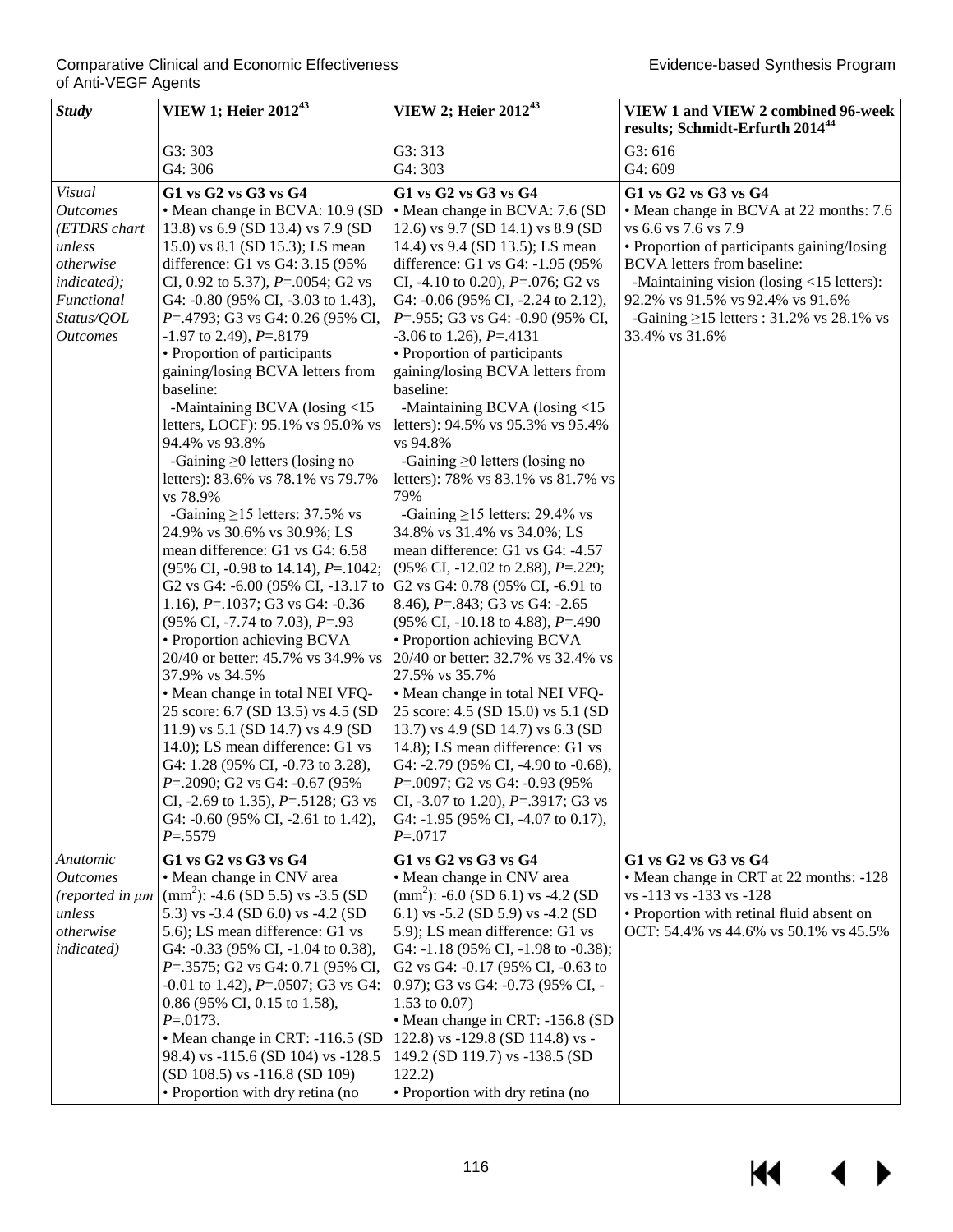| *Study* | **VIEW 1; Heier 2012[43]** | **VIEW 2; Heier 2012[43]** | **VIEW 1 and VIEW 2 combined 96-week results; Schmidt-Erfurth 2014[44]** |
|---|---|---|---|
| | G3: 303<br>G4: 306 | G3: 313<br>G4: 303 | G3: 616<br>G4: 609 |
| *Visual Outcomes (ETDRS chart unless otherwise indicated); Functional Status/QOL Outcomes* | **G1 vs G2 vs G3 vs G4**<br>• Mean change in BCVA: 10.9 (SD 13.8) vs 6.9 (SD 13.4) vs 7.9 (SD 15.0) vs 8.1 (SD 15.3); LS mean difference: G1 vs G4: 3.15 (95% CI, 0.92 to 5.37), *P*=.0054; G2 vs G4: -0.80 (95% CI, -3.03 to 1.43), *P*=.4793; G3 vs G4: 0.26 (95% CI, -1.97 to 2.49), *P*=.8179<br>• Proportion of participants gaining/losing BCVA letters from baseline:<br>-Maintaining BCVA (losing <15 letters, LOCF): 95.1% vs 95.0% vs 94.4% vs 93.8%<br>-Gaining ≥0 letters (losing no letters): 83.6% vs 78.1% vs 79.7% vs 78.9%<br>-Gaining ≥15 letters: 37.5% vs 24.9% vs 30.6% vs 30.9%; LS mean difference: G1 vs G4: 6.58 (95% CI, -0.98 to 14.14), *P*=.1042; G2 vs G4: -6.00 (95% CI, -13.17 to 1.16), *P*=.1037; G3 vs G4: -0.36 (95% CI, -7.74 to 7.03), *P*=.93<br>• Proportion achieving BCVA 20/40 or better: 45.7% vs 34.9% vs 37.9% vs 34.5%<br>• Mean change in total NEI VFQ-25 score: 6.7 (SD 13.5) vs 4.5 (SD 11.9) vs 5.1 (SD 14.7) vs 4.9 (SD 14.0); LS mean difference: G1 vs G4: 1.28 (95% CI, -0.73 to 3.28), *P*=.2090; G2 vs G4: -0.67 (95% CI, -2.69 to 1.35), *P*=.5128; G3 vs G4: -0.60 (95% CI, -2.61 to 1.42), *P*=.5579 | **G1 vs G2 vs G3 vs G4**<br>• Mean change in BCVA: 7.6 (SD 12.6) vs 9.7 (SD 14.1) vs 8.9 (SD 14.4) vs 9.4 (SD 13.5); LS mean difference: G1 vs G4: -1.95 (95% CI, -4.10 to 0.20), *P*=.076; G2 vs G4: -0.06 (95% CI, -2.24 to 2.12), *P*=.955; G3 vs G4: -0.90 (95% CI, -3.06 to 1.26), *P*=.4131<br>• Proportion of participants gaining/losing BCVA letters from baseline:<br>-Maintaining BCVA (losing <15 letters): 94.5% vs 95.3% vs 95.4% vs 94.8%<br>-Gaining ≥0 letters (losing no letters): 78% vs 83.1% vs 81.7% vs 79%<br>-Gaining ≥15 letters: 29.4% vs 34.8% vs 31.4% vs 34.0%; LS mean difference: G1 vs G4: -4.57 (95% CI, -12.02 to 2.88), *P*=.229; G2 vs G4: 0.78 (95% CI, -6.91 to 8.46), *P*=.843; G3 vs G4: -2.65 (95% CI, -10.18 to 4.88), *P*=.490<br>• Proportion achieving BCVA 20/40 or better: 32.7% vs 32.4% vs 27.5% vs 35.7%<br>• Mean change in total NEI VFQ-25 score: 4.5 (SD 15.0) vs 5.1 (SD 13.7) vs 4.9 (SD 14.7) vs 6.3 (SD 14.8); LS mean difference: G1 vs G4: -2.79 (95% CI, -4.90 to -0.68), *P*=.0097; G2 vs G4: -0.93 (95% CI, -3.07 to 1.20), *P*=.3917; G3 vs G4: -1.95 (95% CI, -4.07 to 0.17), *P*=.0717 | **G1 vs G2 vs G3 vs G4**<br>• Mean change in BCVA at 22 months: 7.6 vs 6.6 vs 7.6 vs 7.9<br>• Proportion of participants gaining/losing BCVA letters from baseline:<br>-Maintaining vision (losing <15 letters): 92.2% vs 91.5% vs 92.4% vs 91.6%<br>-Gaining ≥15 letters : 31.2% vs 28.1% vs 33.4% vs 31.6% |
| *Anatomic Outcomes (reported in μm unless otherwise indicated)* | **G1 vs G2 vs G3 vs G4**<br>• Mean change in CNV area ($mm^2$): -4.6 (SD 5.5) vs -3.5 (SD 5.3) vs -3.4 (SD 6.0) vs -4.2 (SD 5.6); LS mean difference: G1 vs G4: -0.33 (95% CI, -1.04 to 0.38), *P*=.3575; G2 vs G4: 0.71 (95% CI, -0.01 to 1.42), *P*=.0507; G3 vs G4: 0.86 (95% CI, 0.15 to 1.58), *P*=.0173.<br>• Mean change in CRT: -116.5 (SD 98.4) vs -115.6 (SD 104) vs -128.5 (SD 108.5) vs -116.8 (SD 109)<br>• Proportion with dry retina (no | **G1 vs G2 vs G3 vs G4**<br>• Mean change in CNV area ($mm^2$): -6.0 (SD 6.1) vs -4.2 (SD 6.1) vs -5.2 (SD 5.9) vs -4.2 (SD 5.9); LS mean difference: G1 vs G4: -1.18 (95% CI, -1.98 to -0.38); G2 vs G4: -0.17 (95% CI, -0.63 to 0.97); G3 vs G4: -0.73 (95% CI, -1.53 to 0.07)<br>• Mean change in CRT: -156.8 (SD 122.8) vs -129.8 (SD 114.8) vs -149.2 (SD 119.7) vs -138.5 (SD 122.2)<br>• Proportion with dry retina (no | **G1 vs G2 vs G3 vs G4**<br>• Mean change in CRT at 22 months: -128 vs -113 vs -133 vs -128<br>• Proportion with retinal fluid absent on OCT: 54.4% vs 44.6% vs 50.1% vs 45.5% |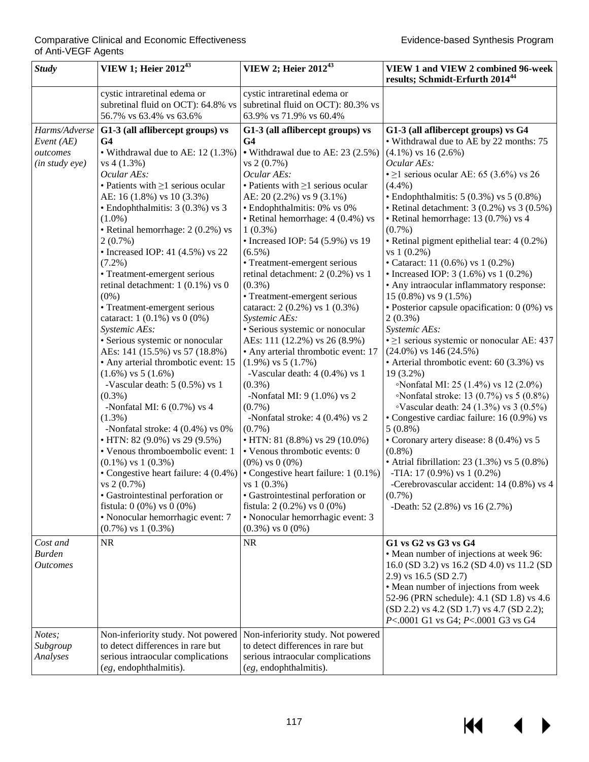| *Study* | VIEW 1; Heier 2012[43] | VIEW 2; Heier 2012[43] | VIEW 1 and VIEW 2 combined 96-week results; Schmidt-Erfurth 2014[44] |
|---|---|---|---|
| | cystic intraretinal edema or subretinal fluid on OCT): 64.8% vs 56.7% vs 63.4% vs 63.6% | cystic intraretinal edema or subretinal fluid on OCT): 80.3% vs 63.9% vs 71.9% vs 60.4% | |
| *Harms/Adverse Event (AE) outcomes (in study eye)* | **G1-3 (all aflibercept groups) vs G4**<br>• Withdrawal due to AE: 12 (1.3%) vs 4 (1.3%)<br>*Ocular AEs:*<br>• Patients with ≥1 serious ocular AE: 16 (1.8%) vs 10 (3.3%)<br>• Endophthalmitis: 3 (0.3%) vs 3 (1.0%)<br>• Retinal hemorrhage: 2 (0.2%) vs 2 (0.7%)<br>• Increased IOP: 41 (4.5%) vs 22 (7.2%)<br>• Treatment-emergent serious retinal detachment: 1 (0.1%) vs 0 (0%)<br>• Treatment-emergent serious cataract: 1 (0.1%) vs 0 (0%)<br>*Systemic AEs:*<br>• Serious systemic or nonocular AEs: 141 (15.5%) vs 57 (18.8%)<br>• Any arterial thrombotic event: 15 (1.6%) vs 5 (1.6%)<br>-Vascular death: 5 (0.5%) vs 1 (0.3%)<br>-Nonfatal MI: 6 (0.7%) vs 4 (1.3%)<br>-Nonfatal stroke: 4 (0.4%) vs 0%<br>• HTN: 82 (9.0%) vs 29 (9.5%)<br>• Venous thromboembolic event: 1 (0.1%) vs 1 (0.3%)<br>• Congestive heart failure: 4 (0.4%) vs 2 (0.7%)<br>• Gastrointestinal perforation or fistula: 0 (0%) vs 0 (0%)<br>• Nonocular hemorrhagic event: 7 (0.7%) vs 1 (0.3%) | **G1-3 (all aflibercept groups) vs G4**<br>• Withdrawal due to AE: 23 (2.5%) vs 2 (0.7%)<br>*Ocular AEs:*<br>• Patients with ≥1 serious ocular AE: 20 (2.2%) vs 9 (3.1%)<br>• Endophthalmitis: 0% vs 0%<br>• Retinal hemorrhage: 4 (0.4%) vs 1 (0.3%)<br>• Increased IOP: 54 (5.9%) vs 19 (6.5%)<br>• Treatment-emergent serious retinal detachment: 2 (0.2%) vs 1 (0.3%)<br>• Treatment-emergent serious cataract: 2 (0.2%) vs 1 (0.3%)<br>*Systemic AEs:*<br>• Serious systemic or nonocular AEs: 111 (12.2%) vs 26 (8.9%)<br>• Any arterial thrombotic event: 17 (1.9%) vs 5 (1.7%)<br>-Vascular death: 4 (0.4%) vs 1 (0.3%)<br>-Nonfatal MI: 9 (1.0%) vs 2 (0.7%)<br>-Nonfatal stroke: 4 (0.4%) vs 2 (0.7%)<br>• HTN: 81 (8.8%) vs 29 (10.0%)<br>• Venous thrombotic events: 0 (0%) vs 0 (0%)<br>• Congestive heart failure: 1 (0.1%) vs 1 (0.3%)<br>• Gastrointestinal perforation or fistula: 2 (0.2%) vs 0 (0%)<br>• Nonocular hemorrhagic event: 3 (0.3%) vs 0 (0%) | **G1-3 (all aflibercept groups) vs G4**<br>• Withdrawal due to AE by 22 months: 75 (4.1%) vs 16 (2.6%)<br>*Ocular AEs:*<br>• ≥1 serious ocular AE: 65 (3.6%) vs 26 (4.4%)<br>• Endophthalmitis: 5 (0.3%) vs 5 (0.8%)<br>• Retinal detachment: 3 (0.2%) vs 3 (0.5%)<br>• Retinal hemorrhage: 13 (0.7%) vs 4 (0.7%)<br>• Retinal pigment epithelial tear: 4 (0.2%) vs 1 (0.2%)<br>• Cataract: 11 (0.6%) vs 1 (0.2%)<br>• Increased IOP: 3 (1.6%) vs 1 (0.2%)<br>• Any intraocular inflammatory response: 15 (0.8%) vs 9 (1.5%)<br>• Posterior capsule opacification: 0 (0%) vs 2 (0.3%)<br>*Systemic AEs:*<br>• ≥1 serious systemic or nonocular AE: 437 (24.0%) vs 146 (24.5%)<br>• Arterial thrombotic event: 60 (3.3%) vs 19 (3.2%)<br>◦Nonfatal MI: 25 (1.4%) vs 12 (2.0%)<br>◦Nonfatal stroke: 13 (0.7%) vs 5 (0.8%)<br>◦Vascular death: 24 (1.3%) vs 3 (0.5%)<br>• Congestive cardiac failure: 16 (0.9%) vs 5 (0.8%)<br>• Coronary artery disease: 8 (0.4%) vs 5 (0.8%)<br>• Atrial fibrillation: 23 (1.3%) vs 5 (0.8%)<br>-TIA: 17 (0.9%) vs 1 (0.2%)<br>-Cerebrovascular accident: 14 (0.8%) vs 4 (0.7%)<br>-Death: 52 (2.8%) vs 16 (2.7%) |
| *Cost and Burden Outcomes* | NR | NR | **G1 vs G2 vs G3 vs G4**<br>• Mean number of injections at week 96: 16.0 (SD 3.2) vs 16.2 (SD 4.0) vs 11.2 (SD 2.9) vs 16.5 (SD 2.7)<br>• Mean number of injections from week 52-96 (PRN schedule): 4.1 (SD 1.8) vs 4.6 (SD 2.2) vs 4.2 (SD 1.7) vs 4.7 (SD 2.2); *P*<.0001 G1 vs G4; *P*<.0001 G3 vs G4 |
| *Notes; Subgroup Analyses* | Non-inferiority study. Not powered to detect differences in rare but serious intraocular complications (*eg*, endophthalmitis). | Non-inferiority study. Not powered to detect differences in rare but serious intraocular complications (*eg*, endophthalmitis). | |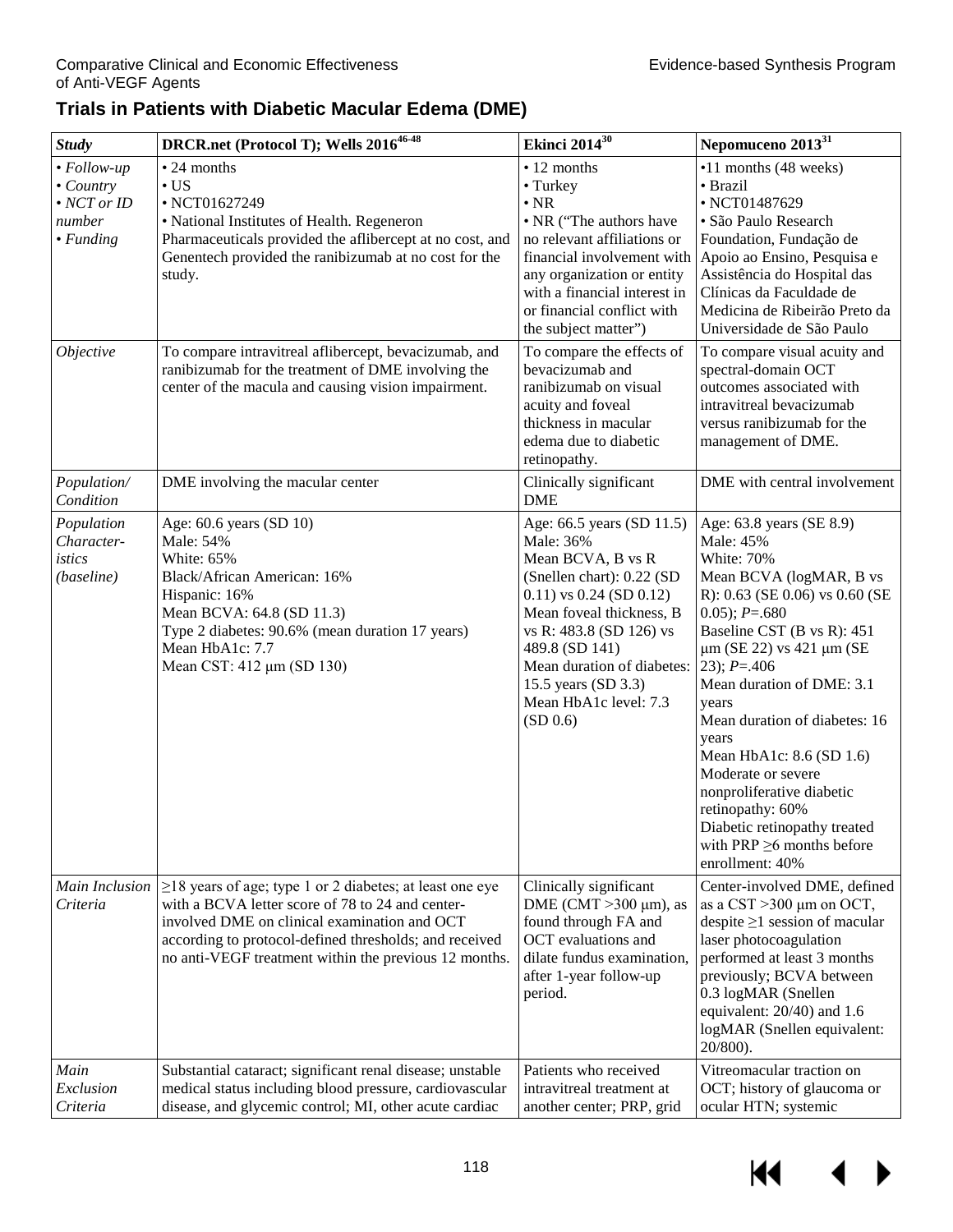## Trials in Patients with Diabetic Macular Edema (DME)

| *Study* | **DRCR.net (Protocol T); Wells 2016[46-48]** | **Ekinci 2014[30]** | **Nepomuceno 2013[31]** |
|---|---|---|---|
| *• Follow-up*<br>*• Country*<br>*• NCT or ID number*<br>*• Funding* | • 24 months<br>• US<br>• NCT01627249<br>• National Institutes of Health. Regeneron Pharmaceuticals provided the aflibercept at no cost, and Genentech provided the ranibizumab at no cost for the study. | • 12 months<br>• Turkey<br>• NR<br>• NR ("The authors have no relevant affiliations or financial involvement with any organization or entity with a financial interest in or financial conflict with the subject matter") | •11 months (48 weeks)<br>• Brazil<br>• NCT01487629<br>• São Paulo Research Foundation, Fundação de Apoio ao Ensino, Pesquisa e Assistência do Hospital das Clínicas da Faculdade de Medicina de Ribeirão Preto da Universidade de São Paulo |
| *Objective* | To compare intravitreal aflibercept, bevacizumab, and ranibizumab for the treatment of DME involving the center of the macula and causing vision impairment. | To compare the effects of bevacizumab and ranibizumab on visual acuity and foveal thickness in macular edema due to diabetic retinopathy. | To compare visual acuity and spectral-domain OCT outcomes associated with intravitreal bevacizumab versus ranibizumab for the management of DME. |
| *Population/ Condition* | DME involving the macular center | Clinically significant DME | DME with central involvement |
| *Population Character-istics (baseline)* | Age: 60.6 years (SD 10)<br>Male: 54%<br>White: 65%<br>Black/African American: 16%<br>Hispanic: 16%<br>Mean BCVA: 64.8 (SD 11.3)<br>Type 2 diabetes: 90.6% (mean duration 17 years)<br>Mean HbA1c: 7.7<br>Mean CST: 412 μm (SD 130) | Age: 66.5 years (SD 11.5)<br>Male: 36%<br>Mean BCVA, B vs R (Snellen chart): 0.22 (SD 0.11) vs 0.24 (SD 0.12)<br>Mean foveal thickness, B vs R: 483.8 (SD 126) vs 489.8 (SD 141)<br>Mean duration of diabetes: 15.5 years (SD 3.3)<br>Mean HbA1c level: 7.3 (SD 0.6) | Age: 63.8 years (SE 8.9)<br>Male: 45%<br>White: 70%<br>Mean BCVA (logMAR, B vs R): 0.63 (SE 0.06) vs 0.60 (SE 0.05); *P*=.680<br>Baseline CST (B vs R): 451 μm (SE 22) vs 421 μm (SE 23); *P*=.406<br>Mean duration of DME: 3.1 years<br>Mean duration of diabetes: 16 years<br>Mean HbA1c: 8.6 (SD 1.6)<br>Moderate or severe nonproliferative diabetic retinopathy: 60%<br>Diabetic retinopathy treated with PRP ≥6 months before enrollment: 40% |
| *Main Inclusion Criteria* | ≥18 years of age; type 1 or 2 diabetes; at least one eye with a BCVA letter score of 78 to 24 and center-involved DME on clinical examination and OCT according to protocol-defined thresholds; and received no anti-VEGF treatment within the previous 12 months. | Clinically significant DME (CMT >300 μm), as found through FA and OCT evaluations and dilate fundus examination, after 1-year follow-up period. | Center-involved DME, defined as a CST >300 μm on OCT, despite ≥1 session of macular laser photocoagulation performed at least 3 months previously; BCVA between 0.3 logMAR (Snellen equivalent: 20/40) and 1.6 logMAR (Snellen equivalent: 20/800). |
| *Main Exclusion Criteria* | Substantial cataract; significant renal disease; unstable medical status including blood pressure, cardiovascular disease, and glycemic control; MI, other acute cardiac | Patients who received intravitreal treatment at another center; PRP, grid | Vitreomacular traction on OCT; history of glaucoma or ocular HTN; systemic |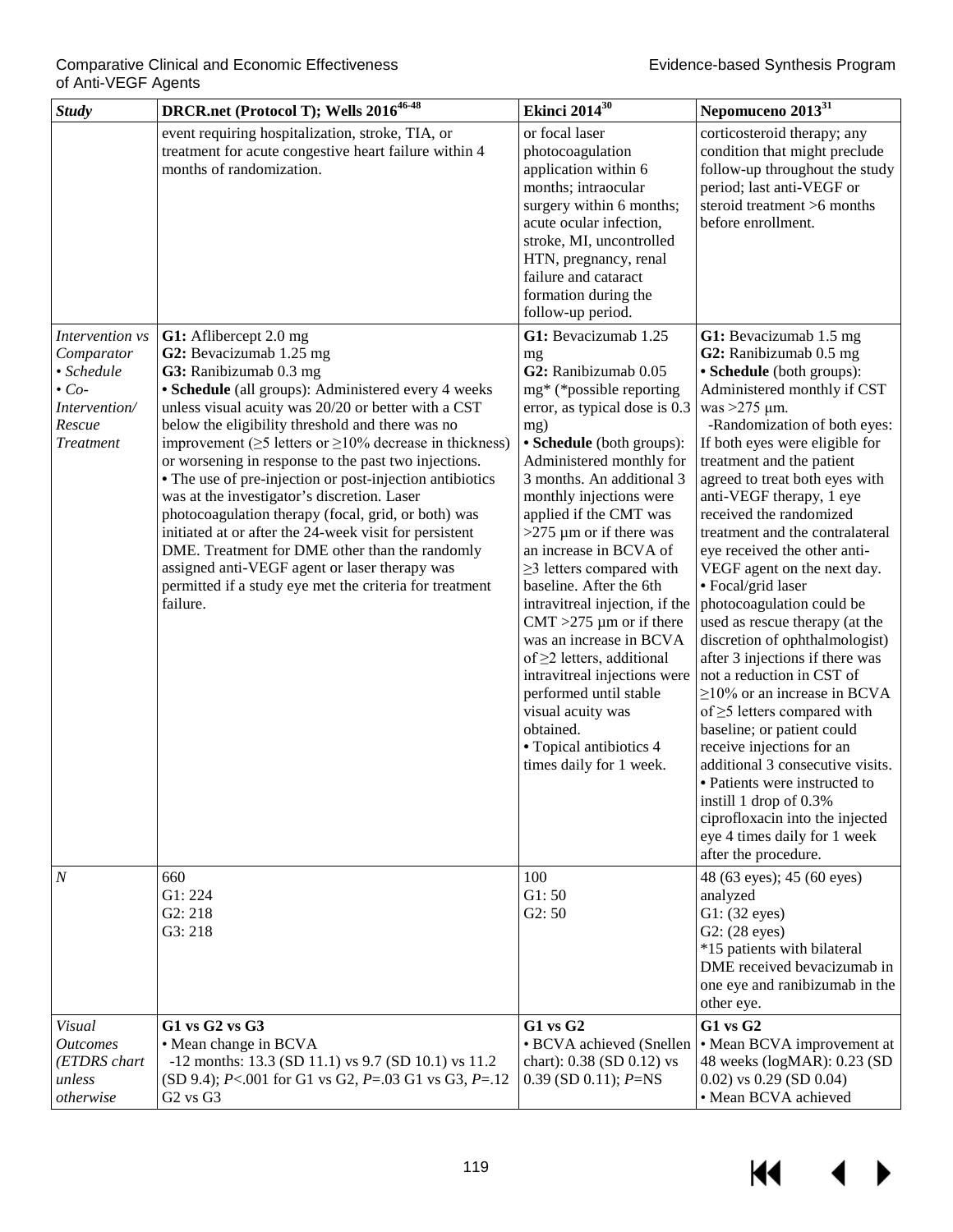| *Study* | DRCR.net (Protocol T); Wells 2016[46-48] | Ekinci 2014[30] | Nepomuceno 2013[31] |
| --- | --- | --- | --- |
| | event requiring hospitalization, stroke, TIA, or treatment for acute congestive heart failure within 4 months of randomization. | or focal laser photocoagulation application within 6 months; intraocular surgery within 6 months; acute ocular infection, stroke, MI, uncontrolled HTN, pregnancy, renal failure and cataract formation during the follow-up period. | corticosteroid therapy; any condition that might preclude follow-up throughout the study period; last anti-VEGF or steroid treatment >6 months before enrollment. |
| *Intervention vs Comparator* <br> *• Schedule* <br> *• Co-Intervention/ Rescue Treatment* | **G1:** Aflibercept 2.0 mg <br> **G2:** Bevacizumab 1.25 mg <br> **G3:** Ranibizumab 0.3 mg <br> **• Schedule** (all groups): Administered every 4 weeks unless visual acuity was 20/20 or better with a CST below the eligibility threshold and there was no improvement (≥5 letters or ≥10% decrease in thickness) or worsening in response to the past two injections. <br> • The use of pre-injection or post-injection antibiotics was at the investigator's discretion. Laser photocoagulation therapy (focal, grid, or both) was initiated at or after the 24-week visit for persistent DME. Treatment for DME other than the randomly assigned anti-VEGF agent or laser therapy was permitted if a study eye met the criteria for treatment failure. | **G1:** Bevacizumab 1.25 mg <br> **G2:** Ranibizumab 0.05 mg* (*possible reporting error, as typical dose is 0.3 mg) <br> **• Schedule** (both groups): Administered monthly for 3 months. An additional 3 monthly injections were applied if the CMT was >275 µm or if there was an increase in BCVA of ≥3 letters compared with baseline. After the 6th intravitreal injection, if the CMT >275 µm or if there was an increase in BCVA of ≥2 letters, additional intravitreal injections were performed until stable visual acuity was obtained. <br> • Topical antibiotics 4 times daily for 1 week. | **G1:** Bevacizumab 1.5 mg <br> **G2:** Ranibizumab 0.5 mg <br> **• Schedule** (both groups): Administered monthly if CST was >275 µm. <br> -Randomization of both eyes: If both eyes were eligible for treatment and the patient agreed to treat both eyes with anti-VEGF therapy, 1 eye received the randomized treatment and the contralateral eye received the other anti-VEGF agent on the next day. <br> • Focal/grid laser photocoagulation could be used as rescue therapy (at the discretion of ophthalmologist) after 3 injections if there was not a reduction in CST of ≥10% or an increase in BCVA of ≥5 letters compared with baseline; or patient could receive injections for an additional 3 consecutive visits. <br> • Patients were instructed to instill 1 drop of 0.3% ciprofloxacin into the injected eye 4 times daily for 1 week after the procedure. |
| *N* | 660 <br> G1: 224 <br> G2: 218 <br> G3: 218 | 100 <br> G1: 50 <br> G2: 50 | 48 (63 eyes); 45 (60 eyes) analyzed <br> G1: (32 eyes) <br> G2: (28 eyes) <br> *15 patients with bilateral DME received bevacizumab in one eye and ranibizumab in the other eye. |
| *Visual Outcomes (ETDRS chart unless otherwise* | **G1 vs G2 vs G3** <br> • Mean change in BCVA <br> -12 months: 13.3 (SD 11.1) vs 9.7 (SD 10.1) vs 11.2 (SD 9.4); *P*<.001 for G1 vs G2, *P*=.03 G1 vs G3, *P*=.12 G2 vs G3 | **G1 vs G2** <br> • BCVA achieved (Snellen chart): 0.38 (SD 0.12) vs 0.39 (SD 0.11); *P*=NS | **G1 vs G2** <br> • Mean BCVA improvement at 48 weeks (logMAR): 0.23 (SD 0.02) vs 0.29 (SD 0.04) <br> • Mean BCVA achieved |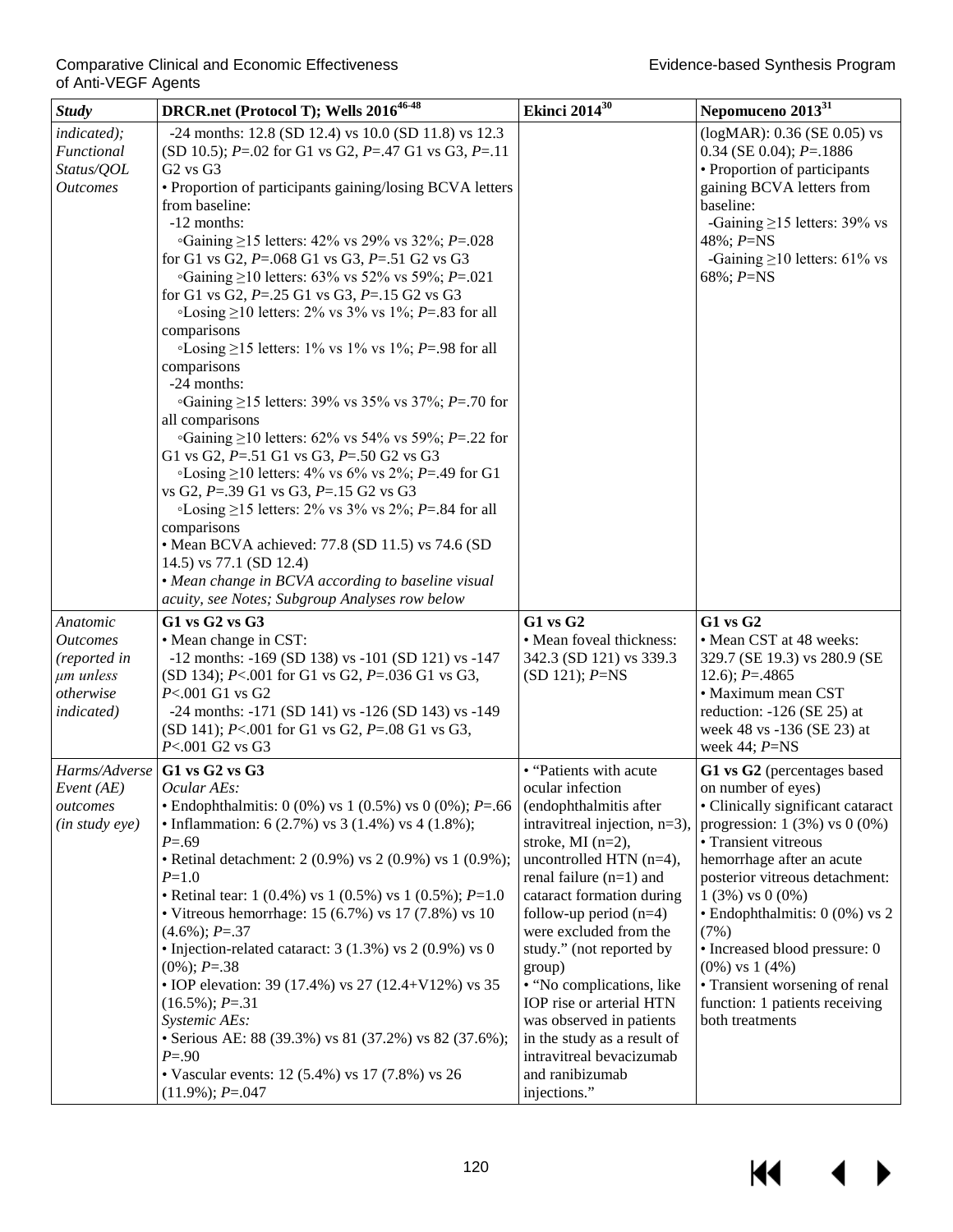| *Study* | **DRCR.net (Protocol T); Wells 2016**[46-48] | **Ekinci 2014**[30] | **Nepomuceno 2013**[31] |
|---|---|---|---|
| *indicated); Functional Status/QOL Outcomes* | -24 months: 12.8 (SD 12.4) vs 10.0 (SD 11.8) vs 12.3 (SD 10.5); *P*=.02 for G1 vs G2, *P*=.47 G1 vs G3, *P*=.11 G2 vs G3<br>• Proportion of participants gaining/losing BCVA letters from baseline:<br>-12 months:<br>◦Gaining ≥15 letters: 42% vs 29% vs 32%; *P*=.028 for G1 vs G2, *P*=.068 G1 vs G3, *P*=.51 G2 vs G3<br>◦Gaining ≥10 letters: 63% vs 52% vs 59%; *P*=.021 for G1 vs G2, *P*=.25 G1 vs G3, *P*=.15 G2 vs G3<br>◦Losing ≥10 letters: 2% vs 3% vs 1%; *P*=.83 for all comparisons<br>◦Losing ≥15 letters: 1% vs 1% vs 1%; *P*=.98 for all comparisons<br>-24 months:<br>◦Gaining ≥15 letters: 39% vs 35% vs 37%; *P*=.70 for all comparisons<br>◦Gaining ≥10 letters: 62% vs 54% vs 59%; *P*=.22 for G1 vs G2, *P*=.51 G1 vs G3, *P*=.50 G2 vs G3<br>◦Losing ≥10 letters: 4% vs 6% vs 2%; *P*=.49 for G1 vs G2, *P*=.39 G1 vs G3, *P*=.15 G2 vs G3<br>◦Losing ≥15 letters: 2% vs 3% vs 2%; *P*=.84 for all comparisons<br>• Mean BCVA achieved: 77.8 (SD 11.5) vs 74.6 (SD 14.5) vs 77.1 (SD 12.4)<br>• *Mean change in BCVA according to baseline visual acuity, see Notes; Subgroup Analyses row below* | | (logMAR): 0.36 (SE 0.05) vs 0.34 (SE 0.04); *P*=.1886<br>• Proportion of participants gaining BCVA letters from baseline:<br>-Gaining ≥15 letters: 39% vs 48%; *P*=NS<br>-Gaining ≥10 letters: 61% vs 68%; *P*=NS |
| *Anatomic Outcomes (reported in μm unless otherwise indicated)* | **G1 vs G2 vs G3**<br>• Mean change in CST:<br>-12 months: -169 (SD 138) vs -101 (SD 121) vs -147 (SD 134); *P*<.001 for G1 vs G2, *P*=.036 G1 vs G3, *P*<.001 G1 vs G2<br>-24 months: -171 (SD 141) vs -126 (SD 143) vs -149 (SD 141); *P*<.001 for G1 vs G2, *P*=.08 G1 vs G3, *P*<.001 G2 vs G3 | **G1 vs G2**<br>• Mean foveal thickness: 342.3 (SD 121) vs 339.3 (SD 121); *P*=NS | **G1 vs G2**<br>• Mean CST at 48 weeks: 329.7 (SE 19.3) vs 280.9 (SE 12.6); *P*=.4865<br>• Maximum mean CST reduction: -126 (SE 25) at week 48 vs -136 (SE 23) at week 44; *P*=NS |
| *Harms/Adverse Event (AE) outcomes (in study eye)* | **G1 vs G2 vs G3**<br>*Ocular AEs:*<br>• Endophthalmitis: 0 (0%) vs 1 (0.5%) vs 0 (0%); *P*=.66<br>• Inflammation: 6 (2.7%) vs 3 (1.4%) vs 4 (1.8%); *P*=.69<br>• Retinal detachment: 2 (0.9%) vs 2 (0.9%) vs 1 (0.9%); *P*=1.0<br>• Retinal tear: 1 (0.4%) vs 1 (0.5%) vs 1 (0.5%); *P*=1.0<br>• Vitreous hemorrhage: 15 (6.7%) vs 17 (7.8%) vs 10 (4.6%); *P*=.37<br>• Injection-related cataract: 3 (1.3%) vs 2 (0.9%) vs 0 (0%); *P*=.38<br>• IOP elevation: 39 (17.4%) vs 27 (12.4+V12%) vs 35 (16.5%); *P*=.31<br>*Systemic AEs:*<br>• Serious AE: 88 (39.3%) vs 81 (37.2%) vs 82 (37.6%); *P*=.90<br>• Vascular events: 12 (5.4%) vs 17 (7.8%) vs 26 (11.9%); *P*=.047 | • "Patients with acute ocular infection (endophthalmitis after intravitreal injection, n=3), stroke, MI (n=2), uncontrolled HTN (n=4), renal failure (n=1) and cataract formation during follow-up period (n=4) were excluded from the study." (not reported by group)<br>• "No complications, like IOP rise or arterial HTN was observed in patients in the study as a result of intravitreal bevacizumab and ranibizumab injections." | **G1 vs G2** (percentages based on number of eyes)<br>• Clinically significant cataract progression: 1 (3%) vs 0 (0%)<br>• Transient vitreous hemorrhage after an acute posterior vitreous detachment: 1 (3%) vs 0 (0%)<br>• Endophthalmitis: 0 (0%) vs 2 (7%)<br>• Increased blood pressure: 0 (0%) vs 1 (4%)<br>• Transient worsening of renal function: 1 patients receiving both treatments |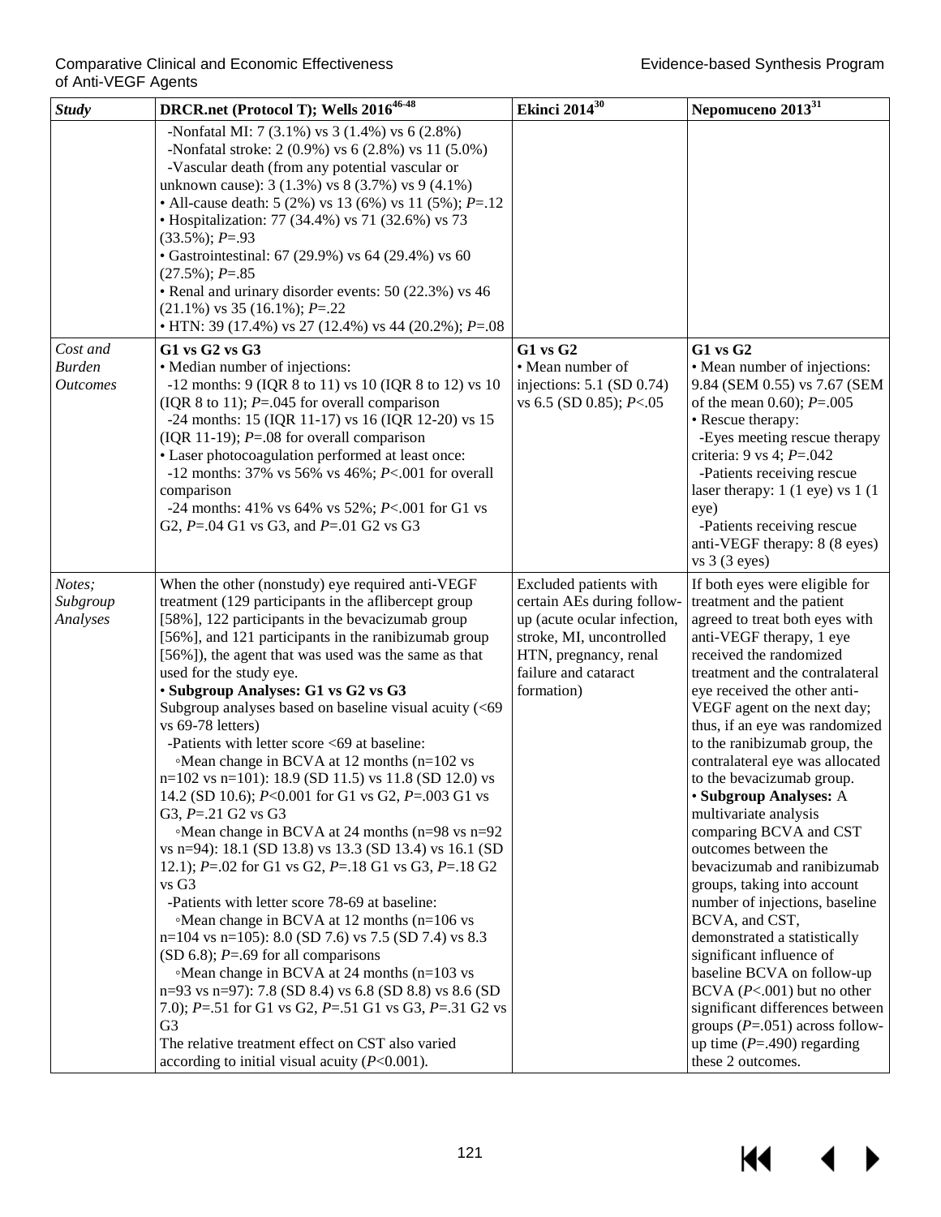| *Study* | DRCR.net (Protocol T); Wells 2016[46-48] | Ekinci 2014[30] | Nepomuceno 2013[31] |
|---|---|---|---|
| | -Nonfatal MI: 7 (3.1%) vs 3 (1.4%) vs 6 (2.8%)<br>-Nonfatal stroke: 2 (0.9%) vs 6 (2.8%) vs 11 (5.0%)<br>-Vascular death (from any potential vascular or unknown cause): 3 (1.3%) vs 8 (3.7%) vs 9 (4.1%)<br>• All-cause death: 5 (2%) vs 13 (6%) vs 11 (5%); *P*=.12<br>• Hospitalization: 77 (34.4%) vs 71 (32.6%) vs 73 (33.5%); *P*=.93<br>• Gastrointestinal: 67 (29.9%) vs 64 (29.4%) vs 60 (27.5%); *P*=.85<br>• Renal and urinary disorder events: 50 (22.3%) vs 46 (21.1%) vs 35 (16.1%); *P*=.22<br>• HTN: 39 (17.4%) vs 27 (12.4%) vs 44 (20.2%); *P*=.08 | | |
| *Cost and Burden Outcomes* | **G1 vs G2 vs G3**<br>• Median number of injections:<br>-12 months: 9 (IQR 8 to 11) vs 10 (IQR 8 to 12) vs 10 (IQR 8 to 11); *P*=.045 for overall comparison<br>-24 months: 15 (IQR 11-17) vs 16 (IQR 12-20) vs 15 (IQR 11-19); *P*=.08 for overall comparison<br>• Laser photocoagulation performed at least once:<br>-12 months: 37% vs 56% vs 46%; *P*<.001 for overall comparison<br>-24 months: 41% vs 64% vs 52%; *P*<.001 for G1 vs G2, *P*=.04 G1 vs G3, and *P*=.01 G2 vs G3 | **G1 vs G2**<br>• Mean number of injections: 5.1 (SD 0.74) vs 6.5 (SD 0.85); *P*<.05 | **G1 vs G2**<br>• Mean number of injections: 9.84 (SEM 0.55) vs 7.67 (SEM of the mean 0.60); *P*=.005<br>• Rescue therapy:<br>-Eyes meeting rescue therapy criteria: 9 vs 4; *P*=.042<br>-Patients receiving rescue laser therapy: 1 (1 eye) vs 1 (1 eye)<br>-Patients receiving rescue anti-VEGF therapy: 8 (8 eyes) vs 3 (3 eyes) |
| *Notes; Subgroup Analyses* | When the other (nonstudy) eye required anti-VEGF treatment (129 participants in the aflibercept group [58%], 122 participants in the bevacizumab group [56%], and 121 participants in the ranibizumab group [56%]), the agent that was used was the same as that used for the study eye.<br>• **Subgroup Analyses: G1 vs G2 vs G3**<br>Subgroup analyses based on baseline visual acuity (<69 vs 69-78 letters)<br>-Patients with letter score <69 at baseline:<br>◦Mean change in BCVA at 12 months (n=102 vs n=102 vs n=101): 18.9 (SD 11.5) vs 11.8 (SD 12.0) vs 14.2 (SD 10.6); *P*<0.001 for G1 vs G2, *P*=.003 G1 vs G3, *P*=.21 G2 vs G3<br>◦Mean change in BCVA at 24 months (n=98 vs n=92 vs n=94): 18.1 (SD 13.8) vs 13.3 (SD 13.4) vs 16.1 (SD 12.1); *P*=.02 for G1 vs G2, *P*=.18 G1 vs G3, *P*=.18 G2 vs G3<br>-Patients with letter score 78-69 at baseline:<br>◦Mean change in BCVA at 12 months (n=106 vs n=104 vs n=105): 8.0 (SD 7.6) vs 7.5 (SD 7.4) vs 8.3 (SD 6.8); *P*=.69 for all comparisons<br>◦Mean change in BCVA at 24 months (n=103 vs n=93 vs n=97): 7.8 (SD 8.4) vs 6.8 (SD 8.8) vs 8.6 (SD 7.0); *P*=.51 for G1 vs G2, *P*=.51 G1 vs G3, *P*=.31 G2 vs G3<br>The relative treatment effect on CST also varied according to initial visual acuity (*P*<0.001). | Excluded patients with certain AEs during follow-up (acute ocular infection, stroke, MI, uncontrolled HTN, pregnancy, renal failure and cataract formation) | If both eyes were eligible for treatment and the patient agreed to treat both eyes with anti-VEGF therapy, 1 eye received the randomized treatment and the contralateral eye received the other anti-VEGF agent on the next day; thus, if an eye was randomized to the ranibizumab group, the contralateral eye was allocated to the bevacizumab group.<br>• **Subgroup Analyses:** A multivariate analysis comparing BCVA and CST outcomes between the bevacizumab and ranibizumab groups, taking into account number of injections, baseline BCVA, and CST, demonstrated a statistically significant influence of baseline BCVA on follow-up BCVA (*P*<.001) but no other significant differences between groups (*P*=.051) across follow-up time (*P*=.490) regarding these 2 outcomes. |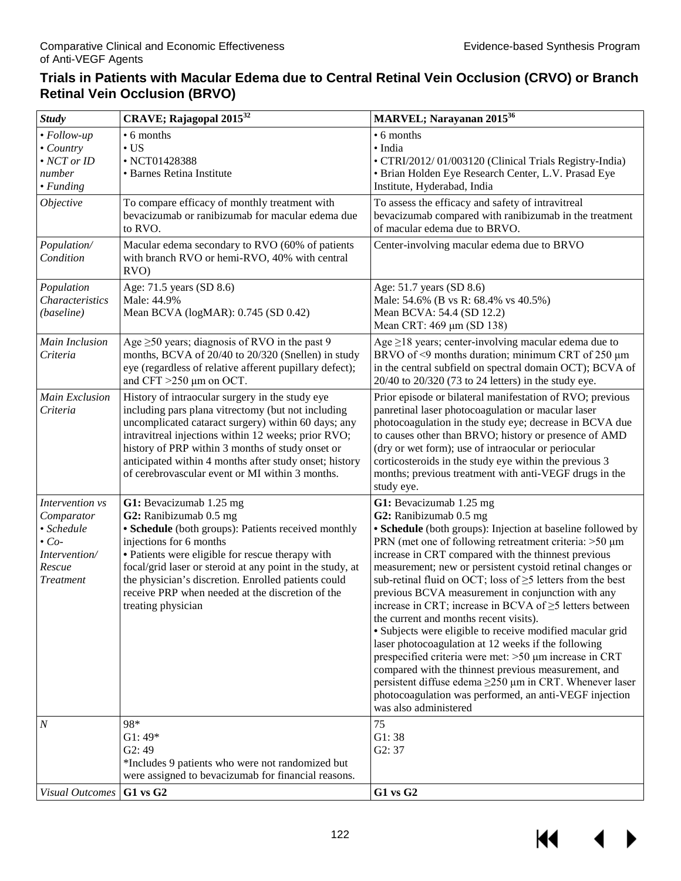## Trials in Patients with Macular Edema due to Central Retinal Vein Occlusion (CRVO) or Branch Retinal Vein Occlusion (BRVO)

| *Study* | **CRAVE; Rajagopal 2015**[32] | **MARVEL; Narayanan 2015**[36] |
|---|---|---|
| *• Follow-up*<br>*• Country*<br>*• NCT or ID number*<br>*• Funding* | • 6 months<br>• US<br>• NCT01428388<br>• Barnes Retina Institute | • 6 months<br>• India<br>• CTRI/2012/ 01/003120 (Clinical Trials Registry-India)<br>• Brian Holden Eye Research Center, L.V. Prasad Eye Institute, Hyderabad, India |
| *Objective* | To compare efficacy of monthly treatment with bevacizumab or ranibizumab for macular edema due to RVO. | To assess the efficacy and safety of intravitreal bevacizumab compared with ranibizumab in the treatment of macular edema due to BRVO. |
| *Population/ Condition* | Macular edema secondary to RVO (60% of patients with branch RVO or hemi-RVO, 40% with central RVO) | Center-involving macular edema due to BRVO |
| *Population Characteristics (baseline)* | Age: 71.5 years (SD 8.6)<br>Male: 44.9%<br>Mean BCVA (logMAR): 0.745 (SD 0.42) | Age: 51.7 years (SD 8.6)<br>Male: 54.6% (B vs R: 68.4% vs 40.5%)<br>Mean BCVA: 54.4 (SD 12.2)<br>Mean CRT: 469 µm (SD 138) |
| *Main Inclusion Criteria* | Age ≥50 years; diagnosis of RVO in the past 9 months, BCVA of 20/40 to 20/320 (Snellen) in study eye (regardless of relative afferent pupillary defect); and CFT >250 µm on OCT. | Age ≥18 years; center-involving macular edema due to BRVO of <9 months duration; minimum CRT of 250 µm in the central subfield on spectral domain OCT); BCVA of 20/40 to 20/320 (73 to 24 letters) in the study eye. |
| *Main Exclusion Criteria* | History of intraocular surgery in the study eye including pars plana vitrectomy (but not including uncomplicated cataract surgery) within 60 days; any intravitreal injections within 12 weeks; prior RVO; history of PRP within 3 months of study onset or anticipated within 4 months after study onset; history of cerebrovascular event or MI within 3 months. | Prior episode or bilateral manifestation of RVO; previous panretinal laser photocoagulation or macular laser photocoagulation in the study eye; decrease in BCVA due to causes other than BRVO; history or presence of AMD (dry or wet form); use of intraocular or periocular corticosteroids in the study eye within the previous 3 months; previous treatment with anti-VEGF drugs in the study eye. |
| *Intervention vs Comparator*<br>*• Schedule*<br>*• Co-Intervention/ Rescue Treatment* | **G1:** Bevacizumab 1.25 mg<br>**G2:** Ranibizumab 0.5 mg<br>**• Schedule** (both groups): Patients received monthly injections for 6 months<br>• Patients were eligible for rescue therapy with focal/grid laser or steroid at any point in the study, at the physician's discretion. Enrolled patients could receive PRP when needed at the discretion of the treating physician | **G1:** Bevacizumab 1.25 mg<br>**G2:** Ranibizumab 0.5 mg<br>**• Schedule** (both groups): Injection at baseline followed by PRN (met one of following retreatment criteria: >50 µm increase in CRT compared with the thinnest previous measurement; new or persistent cystoid retinal changes or sub-retinal fluid on OCT; loss of ≥5 letters from the best previous BCVA measurement in conjunction with any increase in CRT; increase in BCVA of ≥5 letters between the current and months recent visits).<br>• Subjects were eligible to receive modified macular grid laser photocoagulation at 12 weeks if the following prespecified criteria were met: >50 µm increase in CRT compared with the thinnest previous measurement, and persistent diffuse edema ≥250 µm in CRT. Whenever laser photocoagulation was performed, an anti-VEGF injection was also administered |
| *N* | 98*<br>G1: 49*<br>G2: 49<br>*Includes 9 patients who were not randomized but were assigned to bevacizumab for financial reasons. | 75<br>G1: 38<br>G2: 37 |
| *Visual Outcomes* | **G1 vs G2** | **G1 vs G2** |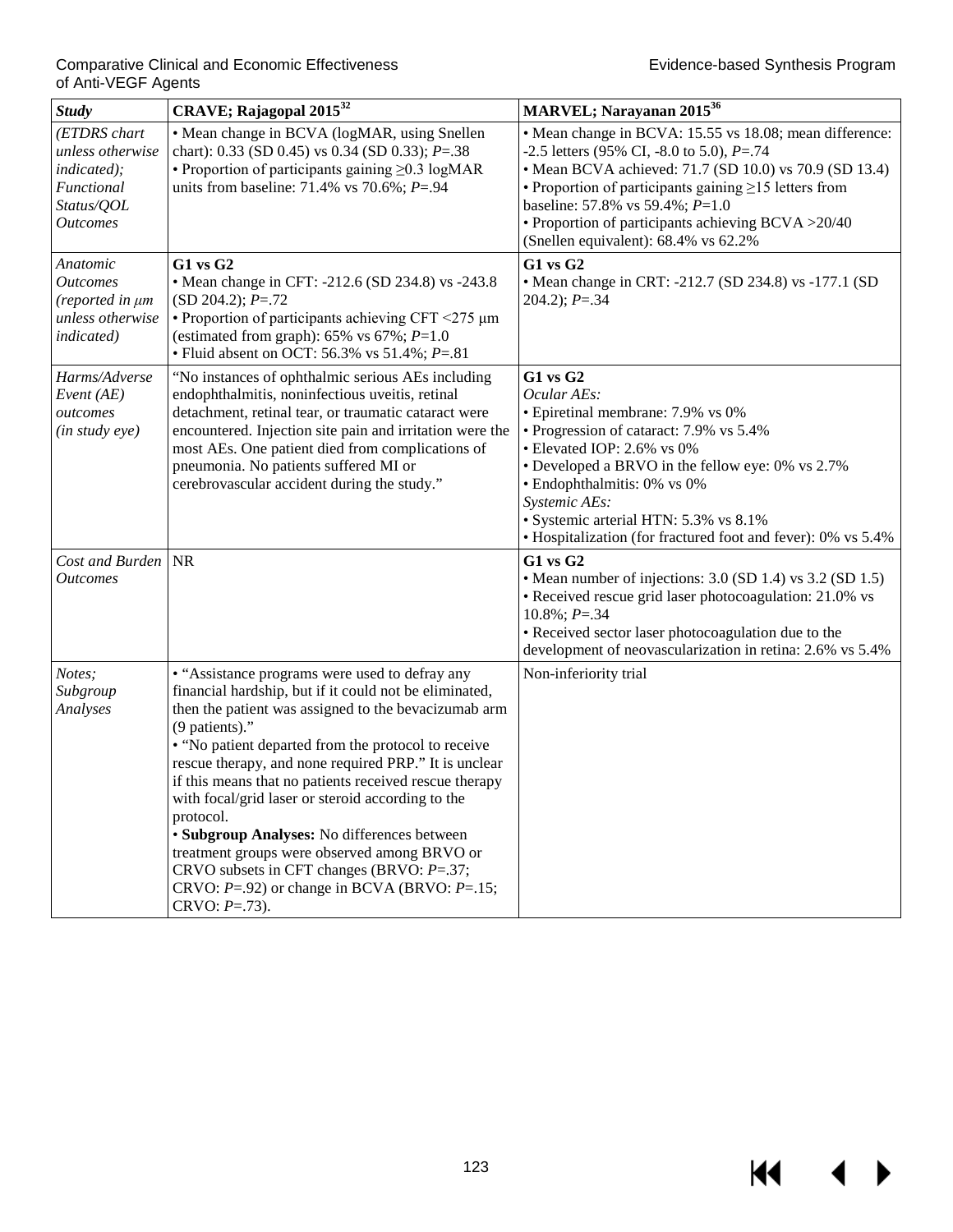| *Study* | **CRAVE; Rajagopal 2015[32]** | **MARVEL; Narayanan 2015[36]** |
|---|---|---|
| *(ETDRS chart unless otherwise indicated); Functional Status/QOL Outcomes* | • Mean change in BCVA (logMAR, using Snellen chart): 0.33 (SD 0.45) vs 0.34 (SD 0.33); *P*=.38<br>• Proportion of participants gaining ≥0.3 logMAR units from baseline: 71.4% vs 70.6%; *P*=.94 | • Mean change in BCVA: 15.55 vs 18.08; mean difference: -2.5 letters (95% CI, -8.0 to 5.0), *P*=.74<br>• Mean BCVA achieved: 71.7 (SD 10.0) vs 70.9 (SD 13.4)<br>• Proportion of participants gaining ≥15 letters from baseline: 57.8% vs 59.4%; *P*=1.0<br>• Proportion of participants achieving BCVA >20/40 (Snellen equivalent): 68.4% vs 62.2% |
| *Anatomic Outcomes (reported in μm unless otherwise indicated)* | **G1 vs G2**<br>• Mean change in CFT: -212.6 (SD 234.8) vs -243.8 (SD 204.2); *P*=.72<br>• Proportion of participants achieving CFT <275 μm (estimated from graph): 65% vs 67%; *P*=1.0<br>• Fluid absent on OCT: 56.3% vs 51.4%; *P*=.81 | **G1 vs G2**<br>• Mean change in CRT: -212.7 (SD 234.8) vs -177.1 (SD 204.2); *P*=.34 |
| *Harms/Adverse Event (AE) outcomes (in study eye)* | "No instances of ophthalmic serious AEs including endophthalmitis, noninfectious uveitis, retinal detachment, retinal tear, or traumatic cataract were encountered. Injection site pain and irritation were the most AEs. One patient died from complications of pneumonia. No patients suffered MI or cerebrovascular accident during the study." | **G1 vs G2**<br>*Ocular AEs:*<br>• Epiretinal membrane: 7.9% vs 0%<br>• Progression of cataract: 7.9% vs 5.4%<br>• Elevated IOP: 2.6% vs 0%<br>• Developed a BRVO in the fellow eye: 0% vs 2.7%<br>• Endophthalmitis: 0% vs 0%<br>*Systemic AEs:*<br>• Systemic arterial HTN: 5.3% vs 8.1%<br>• Hospitalization (for fractured foot and fever): 0% vs 5.4% |
| *Cost and Burden Outcomes* | NR | **G1 vs G2**<br>• Mean number of injections: 3.0 (SD 1.4) vs 3.2 (SD 1.5)<br>• Received rescue grid laser photocoagulation: 21.0% vs 10.8%; *P*=.34<br>• Received sector laser photocoagulation due to the development of neovascularization in retina: 2.6% vs 5.4% |
| *Notes; Subgroup Analyses* | • "Assistance programs were used to defray any financial hardship, but if it could not be eliminated, then the patient was assigned to the bevacizumab arm (9 patients)."<br>• "No patient departed from the protocol to receive rescue therapy, and none required PRP." It is unclear if this means that no patients received rescue therapy with focal/grid laser or steroid according to the protocol.<br>• **Subgroup Analyses:** No differences between treatment groups were observed among BRVO or CRVO subsets in CFT changes (BRVO: *P*=.37; CRVO: *P*=.92) or change in BCVA (BRVO: *P*=.15; CRVO: *P*=.73). | Non-inferiority trial |